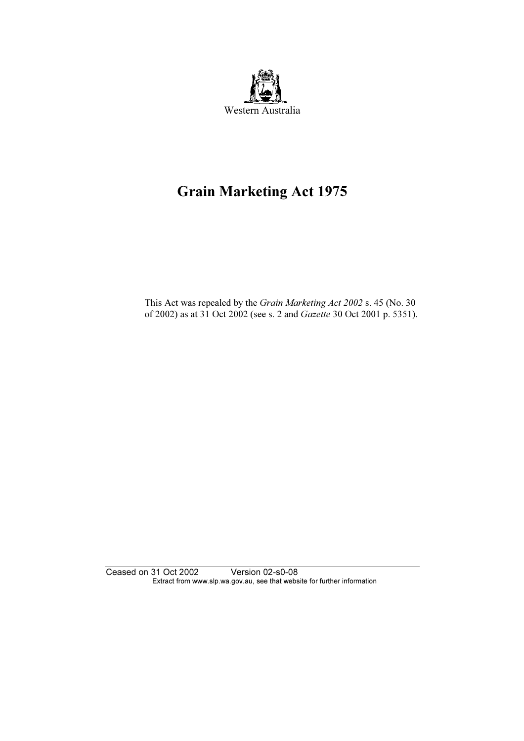Western Australia

# Grain Marketing Act 1975

This Act was repealed by the *Grain Marketing Act 2002* s. 45 (No. 30 of 2002) as at 31 Oct 2002 (see s. 2 and *Gazette* 30 Oct 2001 p. 5351).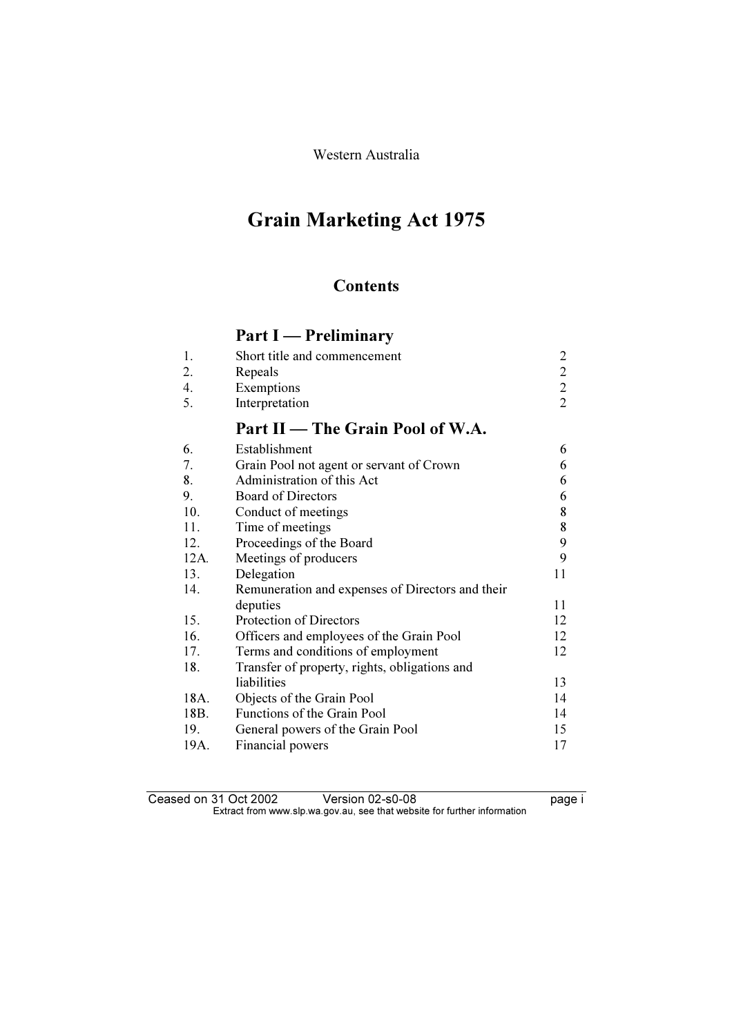Western Australia

# Grain Marketing Act 1975

## Contents

### Part I — Preliminary

| | | |
|---|---|---|
| 1. | Short title and commencement | 2 |
| 2. | Repeals | 2 |
| 4. | Exemptions | 2 |
| 5. | Interpretation | 2 |

### Part II — The Grain Pool of W.A.

| | | |
|---|---|---|
| 6. | Establishment | 6 |
| 7. | Grain Pool not agent or servant of Crown | 6 |
| 8. | Administration of this Act | 6 |
| 9. | Board of Directors | 6 |
| 10. | Conduct of meetings | 8 |
| 11. | Time of meetings | 8 |
| 12. | Proceedings of the Board | 9 |
| 12A. | Meetings of producers | 9 |
| 13. | Delegation | 11 |
| 14. | Remuneration and expenses of Directors and their deputies | 11 |
| 15. | Protection of Directors | 12 |
| 16. | Officers and employees of the Grain Pool | 12 |
| 17. | Terms and conditions of employment | 12 |
| 18. | Transfer of property, rights, obligations and liabilities | 13 |
| 18A. | Objects of the Grain Pool | 14 |
| 18B. | Functions of the Grain Pool | 14 |
| 19. | General powers of the Grain Pool | 15 |
| 19A. | Financial powers | 17 |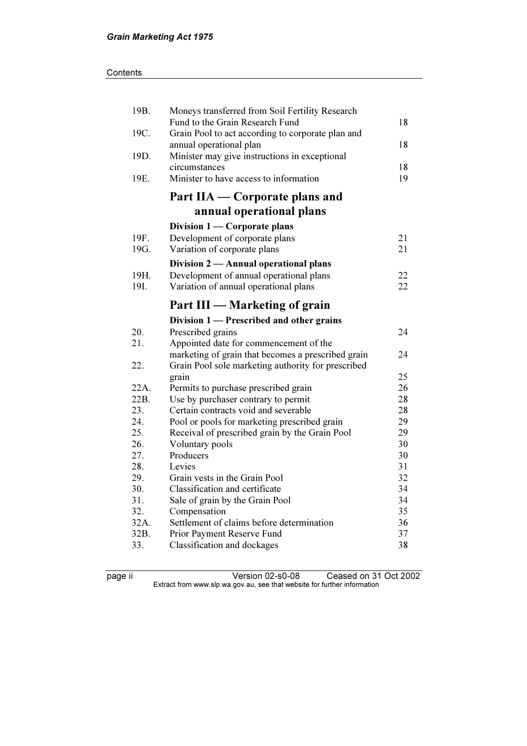| | | |
|---|---|---|
| 19B. | Moneys transferred from Soil Fertility Research Fund to the Grain Research Fund | 18 |
| 19C. | Grain Pool to act according to corporate plan and annual operational plan | 18 |
| 19D. | Minister may give instructions in exceptional circumstances | 18 |
| 19E. | Minister to have access to information | 19 |

## Part IIA — Corporate plans and annual operational plans

### Division 1 — Corporate plans

| | | |
|---|---|---|
| 19F. | Development of corporate plans | 21 |
| 19G. | Variation of corporate plans | 21 |

### Division 2 — Annual operational plans

| | | |
|---|---|---|
| 19H. | Development of annual operational plans | 22 |
| 19I. | Variation of annual operational plans | 22 |

## Part III — Marketing of grain

### Division 1 — Prescribed and other grains

| | | |
|---|---|---|
| 20. | Prescribed grains | 24 |
| 21. | Appointed date for commencement of the marketing of grain that becomes a prescribed grain | 24 |
| 22. | Grain Pool sole marketing authority for prescribed grain | 25 |
| 22A. | Permits to purchase prescribed grain | 26 |
| 22B. | Use by purchaser contrary to permit | 28 |
| 23. | Certain contracts void and severable | 28 |
| 24. | Pool or pools for marketing prescribed grain | 29 |
| 25. | Receival of prescribed grain by the Grain Pool | 29 |
| 26. | Voluntary pools | 30 |
| 27. | Producers | 30 |
| 28. | Levies | 31 |
| 29. | Grain vests in the Grain Pool | 32 |
| 30. | Classification and certificate | 34 |
| 31. | Sale of grain by the Grain Pool | 34 |
| 32. | Compensation | 35 |
| 32A. | Settlement of claims before determination | 36 |
| 32B. | Prior Payment Reserve Fund | 37 |
| 33. | Classification and dockages | 38 |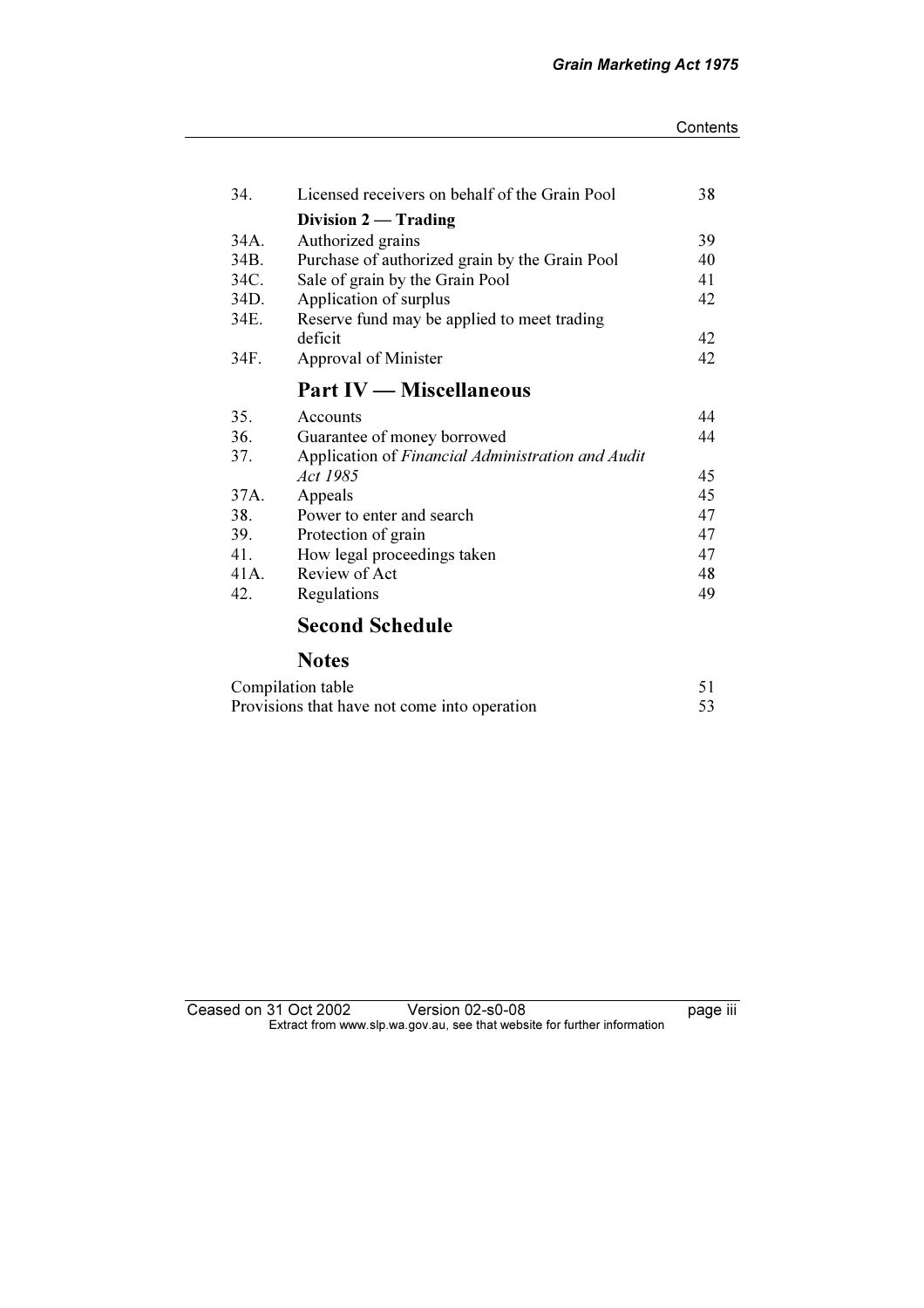| | | |
|---|---|---|
| 34. | Licensed receivers on behalf of the Grain Pool | 38 |
| | **Division 2 — Trading** | |
| 34A. | Authorized grains | 39 |
| 34B. | Purchase of authorized grain by the Grain Pool | 40 |
| 34C. | Sale of grain by the Grain Pool | 41 |
| 34D. | Application of surplus | 42 |
| 34E. | Reserve fund may be applied to meet trading deficit | 42 |
| 34F. | Approval of Minister | 42 |

## Part IV — Miscellaneous

| | | |
|---|---|---|
| 35. | Accounts | 44 |
| 36. | Guarantee of money borrowed | 44 |
| 37. | Application of *Financial Administration and Audit Act 1985* | 45 |
| 37A. | Appeals | 45 |
| 38. | Power to enter and search | 47 |
| 39. | Protection of grain | 47 |
| 41. | How legal proceedings taken | 47 |
| 41A. | Review of Act | 48 |
| 42. | Regulations | 49 |

## Second Schedule

## Notes

| | |
|---|---|
| Compilation table | 51 |
| Provisions that have not come into operation | 53 |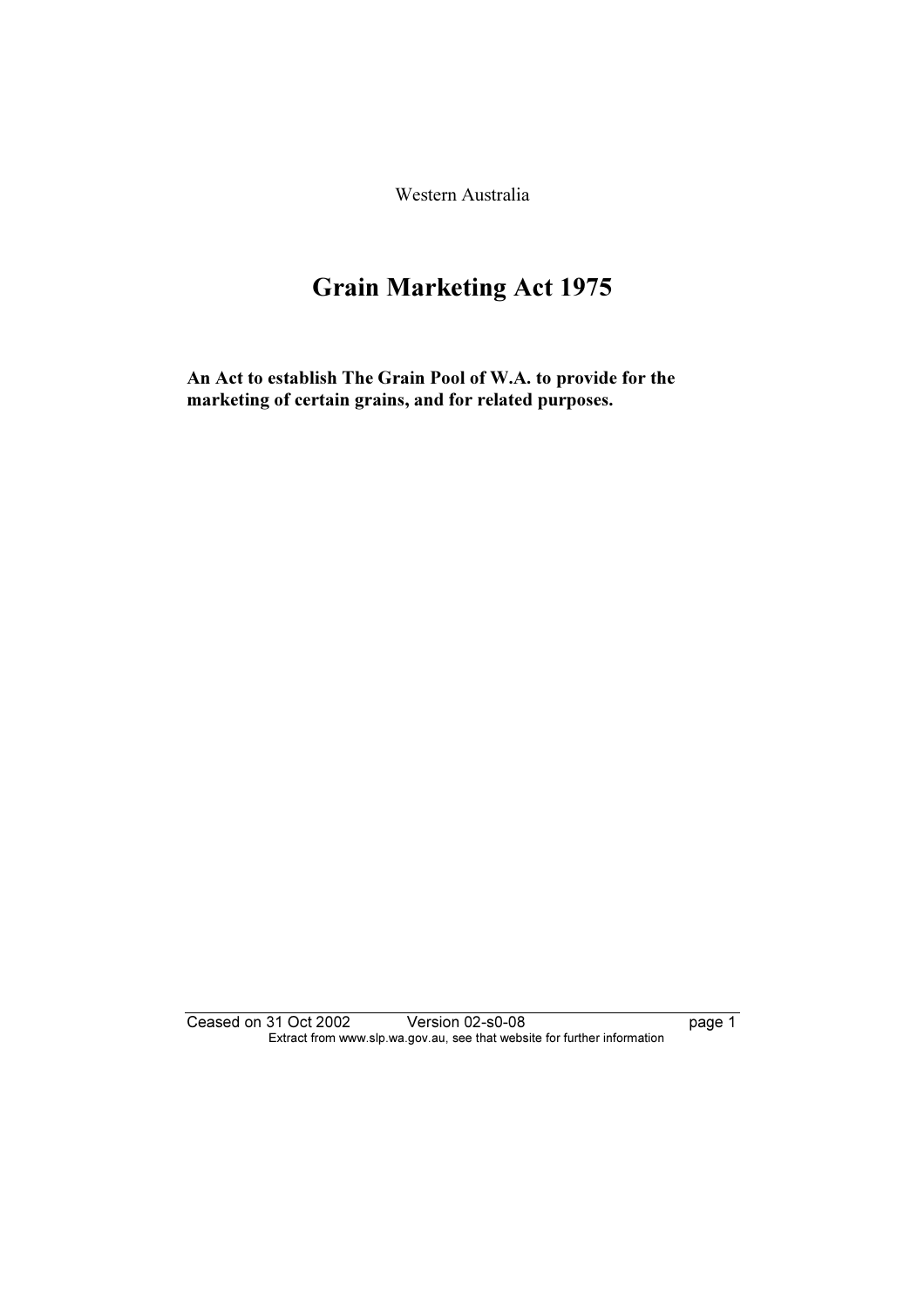Western Australia

# Grain Marketing Act 1975

**An Act to establish The Grain Pool of W.A. to provide for the marketing of certain grains, and for related purposes.**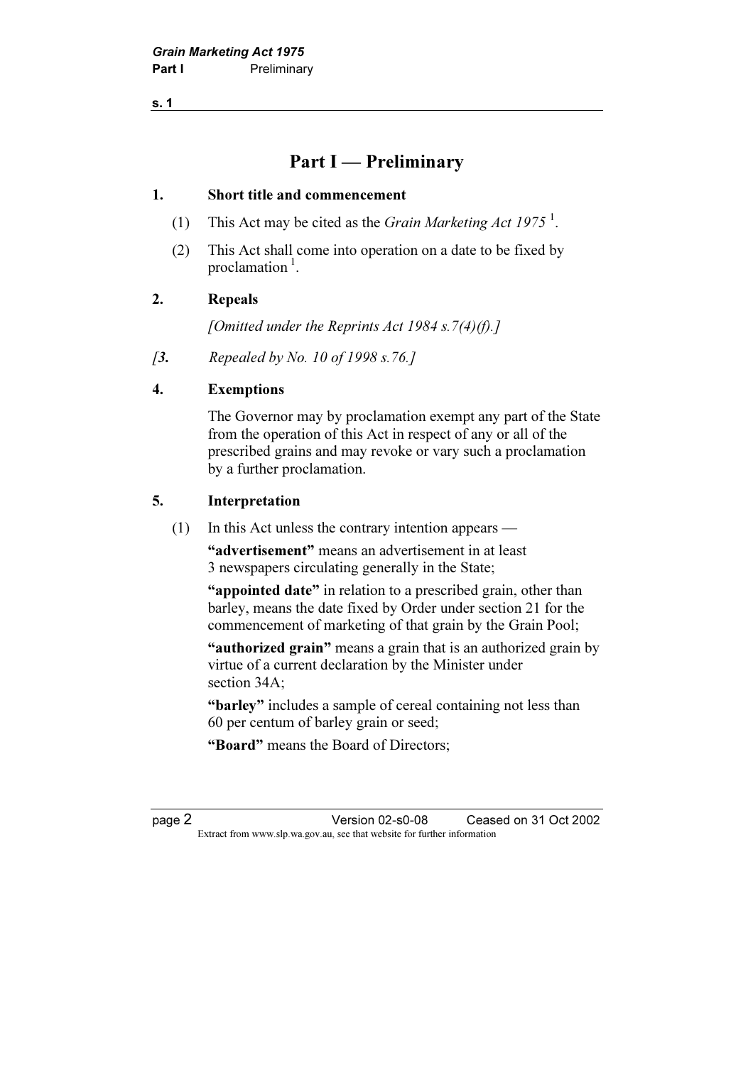# Part I — Preliminary

**1. Short title and commencement**

(1) This Act may be cited as the *Grain Marketing Act 1975* [1].

(2) This Act shall come into operation on a date to be fixed by proclamation [1].

**2. Repeals**

*[Omitted under the Reprints Act 1984 s.7(4)(f).]*

*[**3.** Repealed by No. 10 of 1998 s.76.]*

**4. Exemptions**

The Governor may by proclamation exempt any part of the State from the operation of this Act in respect of any or all of the prescribed grains and may revoke or vary such a proclamation by a further proclamation.

**5. Interpretation**

(1) In this Act unless the contrary intention appears —

**"advertisement"** means an advertisement in at least 3 newspapers circulating generally in the State;

**"appointed date"** in relation to a prescribed grain, other than barley, means the date fixed by Order under section 21 for the commencement of marketing of that grain by the Grain Pool;

**"authorized grain"** means a grain that is an authorized grain by virtue of a current declaration by the Minister under section 34A;

**"barley"** includes a sample of cereal containing not less than 60 per centum of barley grain or seed;

**"Board"** means the Board of Directors;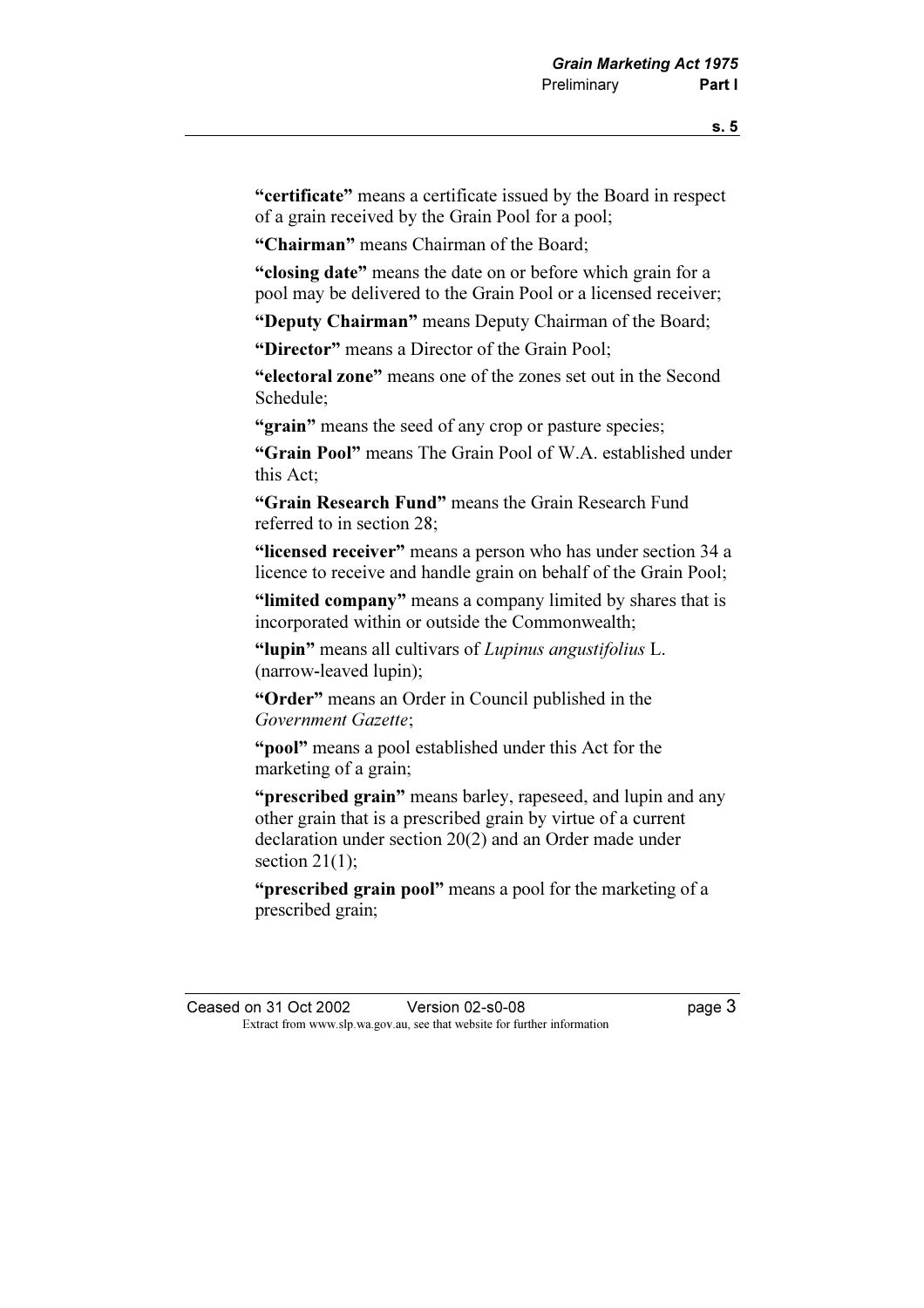**"certificate"** means a certificate issued by the Board in respect of a grain received by the Grain Pool for a pool;

**"Chairman"** means Chairman of the Board;

**"closing date"** means the date on or before which grain for a pool may be delivered to the Grain Pool or a licensed receiver;

**"Deputy Chairman"** means Deputy Chairman of the Board;

**"Director"** means a Director of the Grain Pool;

**"electoral zone"** means one of the zones set out in the Second Schedule;

**"grain"** means the seed of any crop or pasture species;

**"Grain Pool"** means The Grain Pool of W.A. established under this Act;

**"Grain Research Fund"** means the Grain Research Fund referred to in section 28;

**"licensed receiver"** means a person who has under section 34 a licence to receive and handle grain on behalf of the Grain Pool;

**"limited company"** means a company limited by shares that is incorporated within or outside the Commonwealth;

**"lupin"** means all cultivars of *Lupinus angustifolius* L. (narrow-leaved lupin);

**"Order"** means an Order in Council published in the *Government Gazette*;

**"pool"** means a pool established under this Act for the marketing of a grain;

**"prescribed grain"** means barley, rapeseed, and lupin and any other grain that is a prescribed grain by virtue of a current declaration under section 20(2) and an Order made under section 21(1);

**"prescribed grain pool"** means a pool for the marketing of a prescribed grain;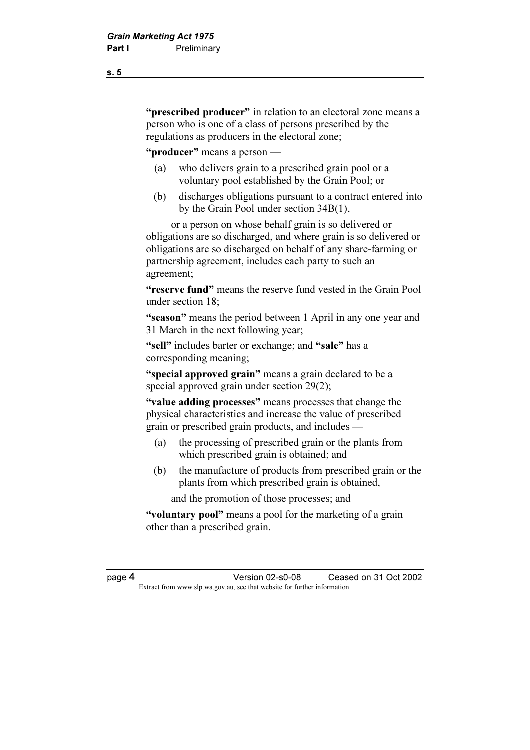**"prescribed producer"** in relation to an electoral zone means a person who is one of a class of persons prescribed by the regulations as producers in the electoral zone;

**"producer"** means a person —

(a) who delivers grain to a prescribed grain pool or a voluntary pool established by the Grain Pool; or

(b) discharges obligations pursuant to a contract entered into by the Grain Pool under section 34B(1),

or a person on whose behalf grain is so delivered or obligations are so discharged, and where grain is so delivered or obligations are so discharged on behalf of any share-farming or partnership agreement, includes each party to such an agreement;

**"reserve fund"** means the reserve fund vested in the Grain Pool under section 18;

**"season"** means the period between 1 April in any one year and 31 March in the next following year;

**"sell"** includes barter or exchange; and **"sale"** has a corresponding meaning;

**"special approved grain"** means a grain declared to be a special approved grain under section 29(2);

**"value adding processes"** means processes that change the physical characteristics and increase the value of prescribed grain or prescribed grain products, and includes —

(a) the processing of prescribed grain or the plants from which prescribed grain is obtained; and

(b) the manufacture of products from prescribed grain or the plants from which prescribed grain is obtained,

and the promotion of those processes; and

**"voluntary pool"** means a pool for the marketing of a grain other than a prescribed grain.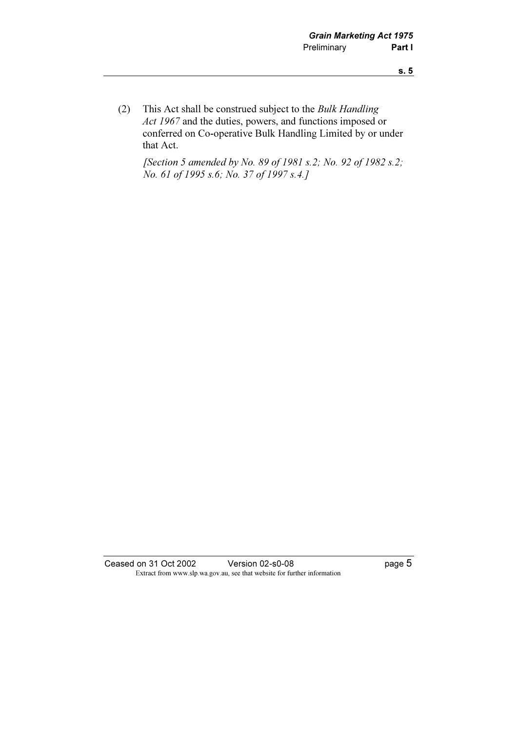(2) This Act shall be construed subject to the *Bulk Handling Act 1967* and the duties, powers, and functions imposed or conferred on Co-operative Bulk Handling Limited by or under that Act.

*[Section 5 amended by No. 89 of 1981 s.2; No. 92 of 1982 s.2; No. 61 of 1995 s.6; No. 37 of 1997 s.4.]*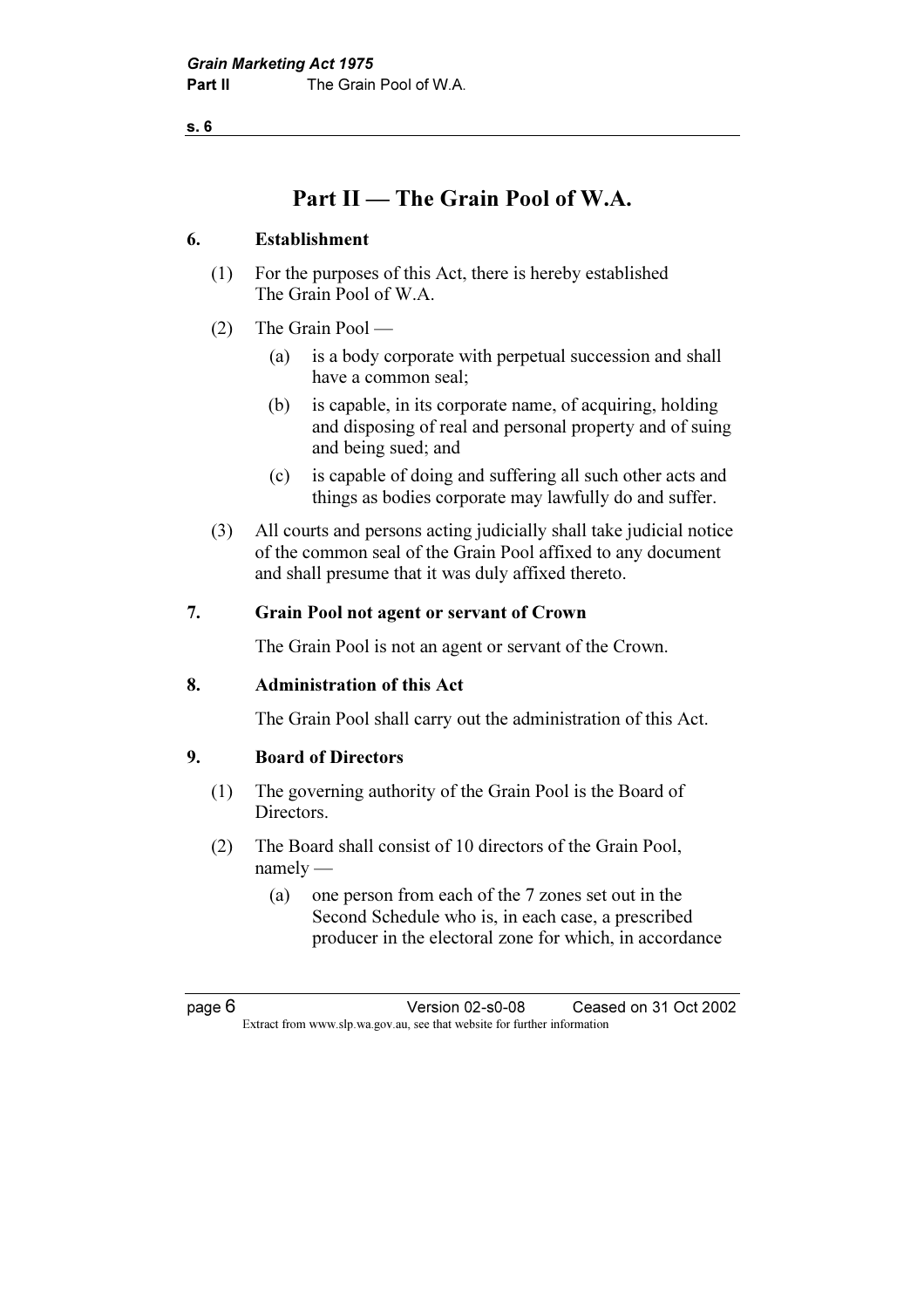# Part II — The Grain Pool of W.A.

### 6. Establishment

(1) For the purposes of this Act, there is hereby established The Grain Pool of W.A.

(2) The Grain Pool —

(a) is a body corporate with perpetual succession and shall have a common seal;

(b) is capable, in its corporate name, of acquiring, holding and disposing of real and personal property and of suing and being sued; and

(c) is capable of doing and suffering all such other acts and things as bodies corporate may lawfully do and suffer.

(3) All courts and persons acting judicially shall take judicial notice of the common seal of the Grain Pool affixed to any document and shall presume that it was duly affixed thereto.

### 7. Grain Pool not agent or servant of Crown

The Grain Pool is not an agent or servant of the Crown.

### 8. Administration of this Act

The Grain Pool shall carry out the administration of this Act.

### 9. Board of Directors

(1) The governing authority of the Grain Pool is the Board of Directors.

(2) The Board shall consist of 10 directors of the Grain Pool, namely —

(a) one person from each of the 7 zones set out in the Second Schedule who is, in each case, a prescribed producer in the electoral zone for which, in accordance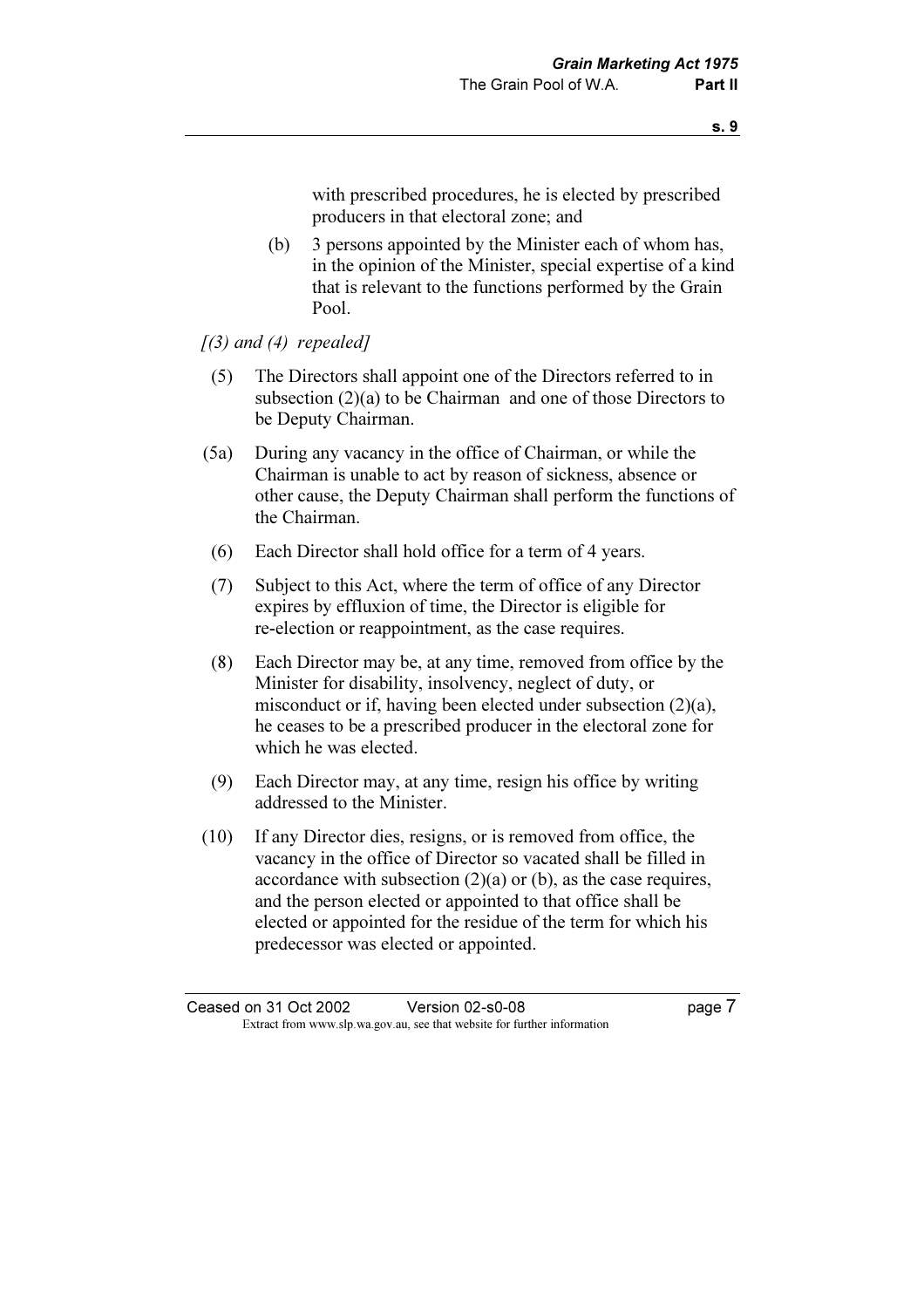with prescribed procedures, he is elected by prescribed producers in that electoral zone; and

(b) 3 persons appointed by the Minister each of whom has, in the opinion of the Minister, special expertise of a kind that is relevant to the functions performed by the Grain Pool.

*[(3) and (4) repealed]*

(5) The Directors shall appoint one of the Directors referred to in subsection (2)(a) to be Chairman and one of those Directors to be Deputy Chairman.

(5a) During any vacancy in the office of Chairman, or while the Chairman is unable to act by reason of sickness, absence or other cause, the Deputy Chairman shall perform the functions of the Chairman.

(6) Each Director shall hold office for a term of 4 years.

(7) Subject to this Act, where the term of office of any Director expires by effluxion of time, the Director is eligible for re-election or reappointment, as the case requires.

(8) Each Director may be, at any time, removed from office by the Minister for disability, insolvency, neglect of duty, or misconduct or if, having been elected under subsection (2)(a), he ceases to be a prescribed producer in the electoral zone for which he was elected.

(9) Each Director may, at any time, resign his office by writing addressed to the Minister.

(10) If any Director dies, resigns, or is removed from office, the vacancy in the office of Director so vacated shall be filled in accordance with subsection (2)(a) or (b), as the case requires, and the person elected or appointed to that office shall be elected or appointed for the residue of the term for which his predecessor was elected or appointed.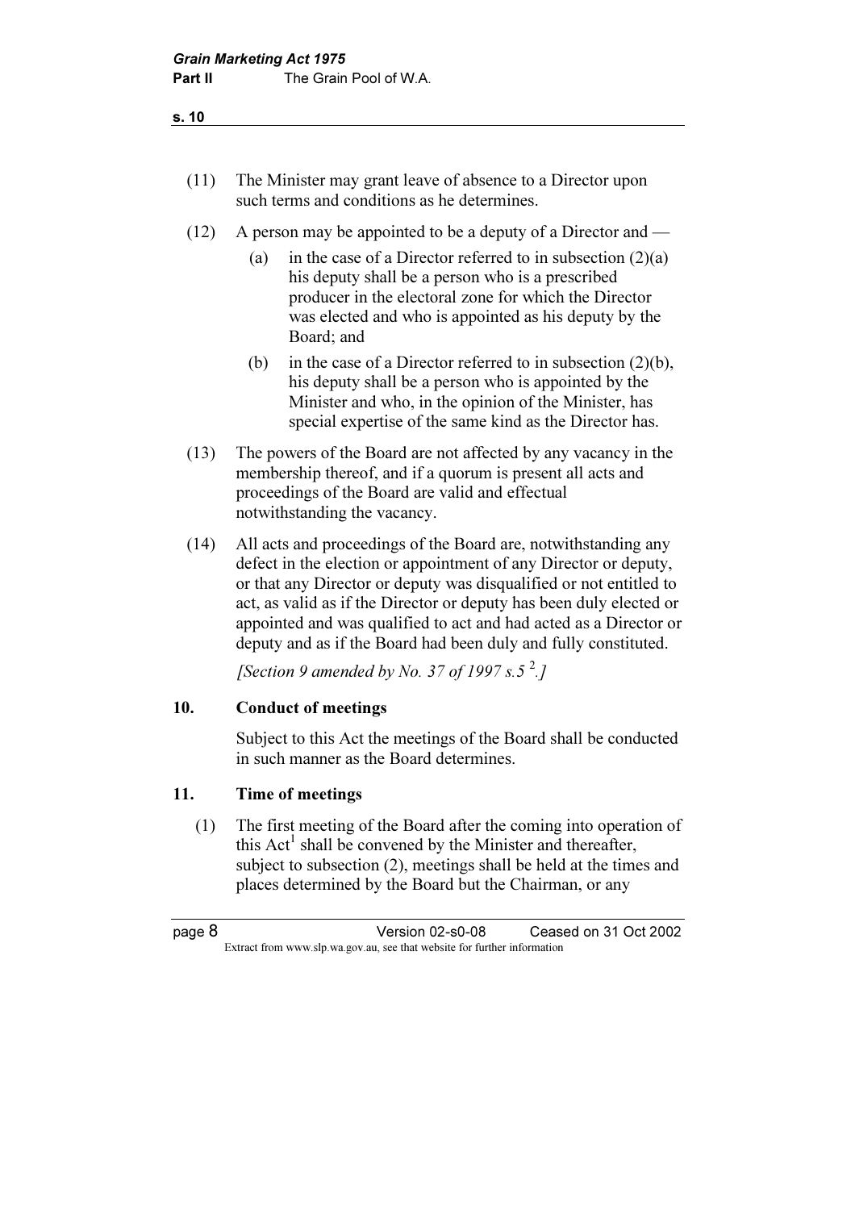(11) The Minister may grant leave of absence to a Director upon such terms and conditions as he determines.

(12) A person may be appointed to be a deputy of a Director and —

(a) in the case of a Director referred to in subsection (2)(a) his deputy shall be a person who is a prescribed producer in the electoral zone for which the Director was elected and who is appointed as his deputy by the Board; and

(b) in the case of a Director referred to in subsection (2)(b), his deputy shall be a person who is appointed by the Minister and who, in the opinion of the Minister, has special expertise of the same kind as the Director has.

(13) The powers of the Board are not affected by any vacancy in the membership thereof, and if a quorum is present all acts and proceedings of the Board are valid and effectual notwithstanding the vacancy.

(14) All acts and proceedings of the Board are, notwithstanding any defect in the election or appointment of any Director or deputy, or that any Director or deputy was disqualified or not entitled to act, as valid as if the Director or deputy has been duly elected or appointed and was qualified to act and had acted as a Director or deputy and as if the Board had been duly and fully constituted.

*[Section 9 amended by No. 37 of 1997 s.5 [2].]*

## 10. Conduct of meetings

Subject to this Act the meetings of the Board shall be conducted in such manner as the Board determines.

## 11. Time of meetings

(1) The first meeting of the Board after the coming into operation of this Act[1] shall be convened by the Minister and thereafter, subject to subsection (2), meetings shall be held at the times and places determined by the Board but the Chairman, or any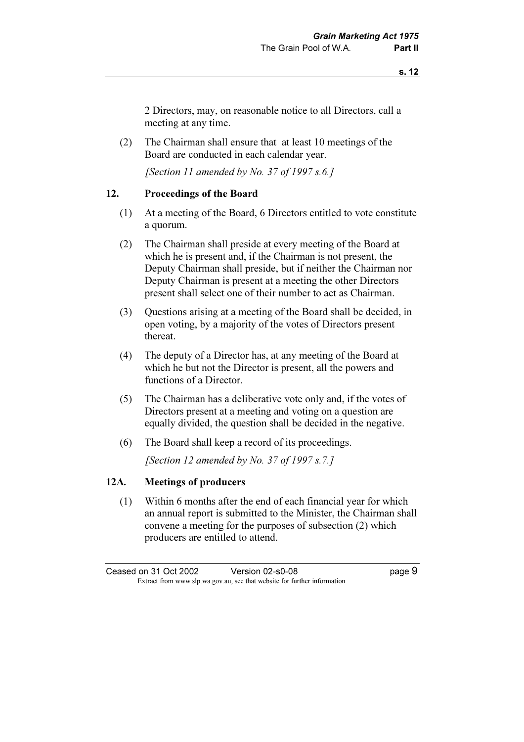2 Directors, may, on reasonable notice to all Directors, call a meeting at any time.

(2) The Chairman shall ensure that at least 10 meetings of the Board are conducted in each calendar year.

*[Section 11 amended by No. 37 of 1997 s.6.]*

## 12. Proceedings of the Board

(1) At a meeting of the Board, 6 Directors entitled to vote constitute a quorum.

(2) The Chairman shall preside at every meeting of the Board at which he is present and, if the Chairman is not present, the Deputy Chairman shall preside, but if neither the Chairman nor Deputy Chairman is present at a meeting the other Directors present shall select one of their number to act as Chairman.

(3) Questions arising at a meeting of the Board shall be decided, in open voting, by a majority of the votes of Directors present thereat.

(4) The deputy of a Director has, at any meeting of the Board at which he but not the Director is present, all the powers and functions of a Director.

(5) The Chairman has a deliberative vote only and, if the votes of Directors present at a meeting and voting on a question are equally divided, the question shall be decided in the negative.

(6) The Board shall keep a record of its proceedings.

*[Section 12 amended by No. 37 of 1997 s.7.]*

## 12A. Meetings of producers

(1) Within 6 months after the end of each financial year for which an annual report is submitted to the Minister, the Chairman shall convene a meeting for the purposes of subsection (2) which producers are entitled to attend.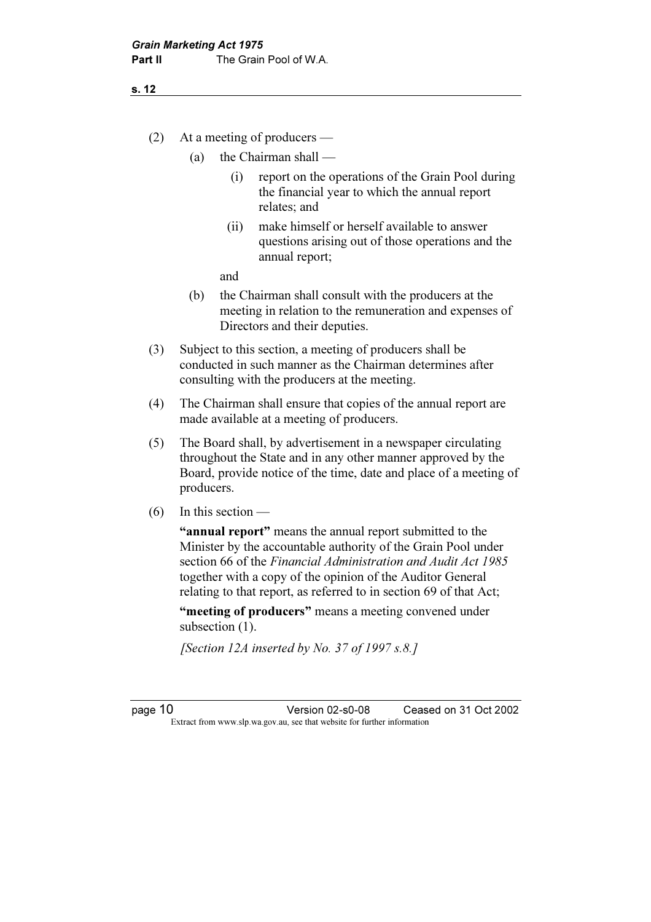(2) At a meeting of producers —

  (a) the Chairman shall —

    (i) report on the operations of the Grain Pool during the financial year to which the annual report relates; and

    (ii) make himself or herself available to answer questions arising out of those operations and the annual report;

  and

  (b) the Chairman shall consult with the producers at the meeting in relation to the remuneration and expenses of Directors and their deputies.

(3) Subject to this section, a meeting of producers shall be conducted in such manner as the Chairman determines after consulting with the producers at the meeting.

(4) The Chairman shall ensure that copies of the annual report are made available at a meeting of producers.

(5) The Board shall, by advertisement in a newspaper circulating throughout the State and in any other manner approved by the Board, provide notice of the time, date and place of a meeting of producers.

(6) In this section —

**"annual report"** means the annual report submitted to the Minister by the accountable authority of the Grain Pool under section 66 of the *Financial Administration and Audit Act 1985* together with a copy of the opinion of the Auditor General relating to that report, as referred to in section 69 of that Act;

**"meeting of producers"** means a meeting convened under subsection (1).

*[Section 12A inserted by No. 37 of 1997 s.8.]*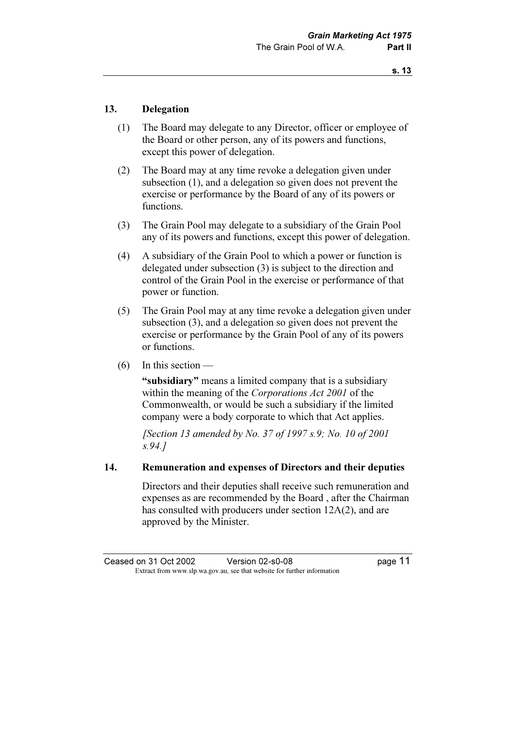## 13. Delegation

(1) The Board may delegate to any Director, officer or employee of the Board or other person, any of its powers and functions, except this power of delegation.

(2) The Board may at any time revoke a delegation given under subsection (1), and a delegation so given does not prevent the exercise or performance by the Board of any of its powers or functions.

(3) The Grain Pool may delegate to a subsidiary of the Grain Pool any of its powers and functions, except this power of delegation.

(4) A subsidiary of the Grain Pool to which a power or function is delegated under subsection (3) is subject to the direction and control of the Grain Pool in the exercise or performance of that power or function.

(5) The Grain Pool may at any time revoke a delegation given under subsection (3), and a delegation so given does not prevent the exercise or performance by the Grain Pool of any of its powers or functions.

(6) In this section —

**"subsidiary"** means a limited company that is a subsidiary within the meaning of the *Corporations Act 2001* of the Commonwealth, or would be such a subsidiary if the limited company were a body corporate to which that Act applies.

*[Section 13 amended by No. 37 of 1997 s.9; No. 10 of 2001 s.94.]*

## 14. Remuneration and expenses of Directors and their deputies

Directors and their deputies shall receive such remuneration and expenses as are recommended by the Board , after the Chairman has consulted with producers under section 12A(2), and are approved by the Minister.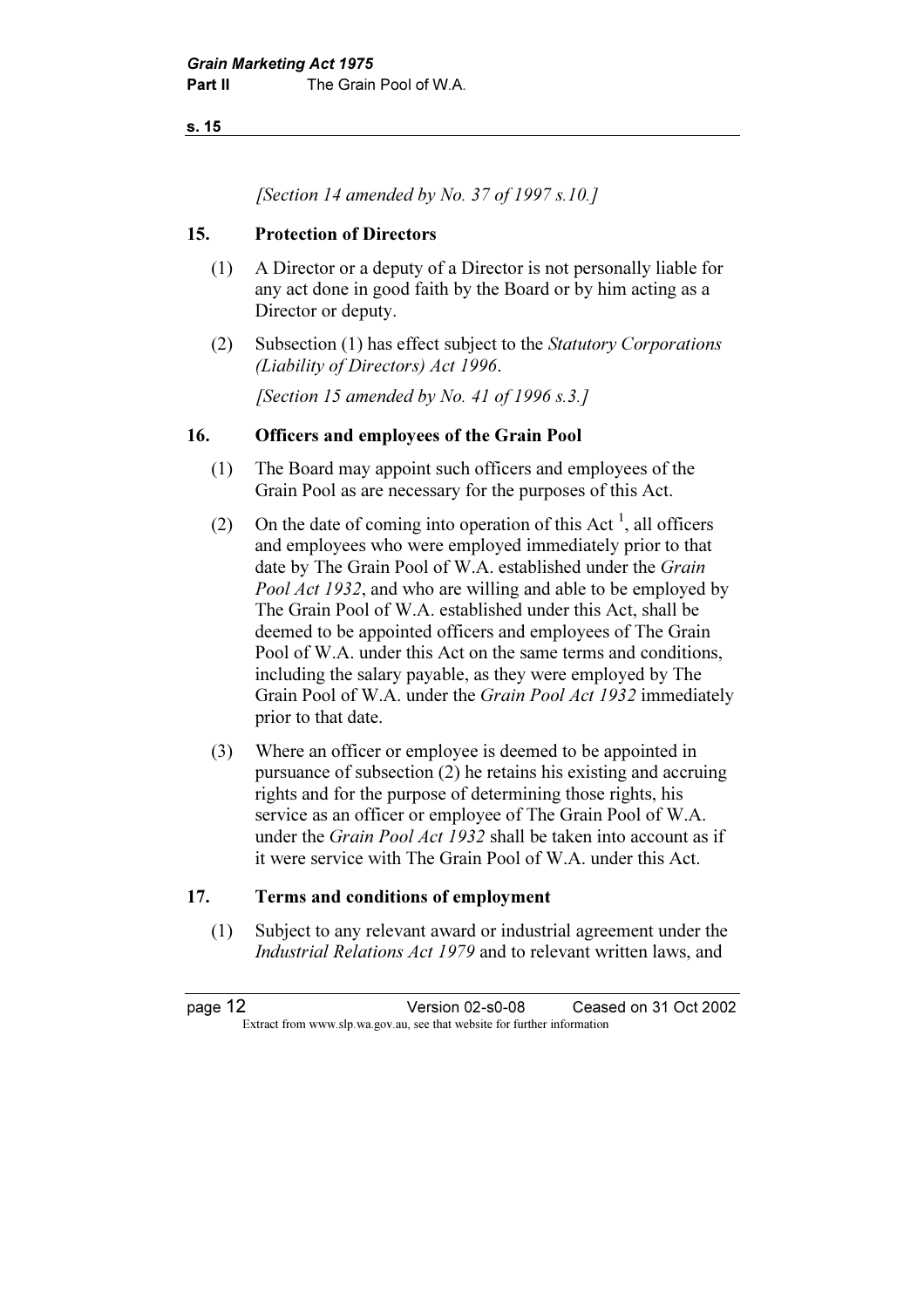*[Section 14 amended by No. 37 of 1997 s.10.]*

## 15. Protection of Directors

(1) A Director or a deputy of a Director is not personally liable for any act done in good faith by the Board or by him acting as a Director or deputy.

(2) Subsection (1) has effect subject to the *Statutory Corporations (Liability of Directors) Act 1996*.

*[Section 15 amended by No. 41 of 1996 s.3.]*

## 16. Officers and employees of the Grain Pool

(1) The Board may appoint such officers and employees of the Grain Pool as are necessary for the purposes of this Act.

(2) On the date of coming into operation of this Act [1], all officers and employees who were employed immediately prior to that date by The Grain Pool of W.A. established under the *Grain Pool Act 1932*, and who are willing and able to be employed by The Grain Pool of W.A. established under this Act, shall be deemed to be appointed officers and employees of The Grain Pool of W.A. under this Act on the same terms and conditions, including the salary payable, as they were employed by The Grain Pool of W.A. under the *Grain Pool Act 1932* immediately prior to that date.

(3) Where an officer or employee is deemed to be appointed in pursuance of subsection (2) he retains his existing and accruing rights and for the purpose of determining those rights, his service as an officer or employee of The Grain Pool of W.A. under the *Grain Pool Act 1932* shall be taken into account as if it were service with The Grain Pool of W.A. under this Act.

## 17. Terms and conditions of employment

(1) Subject to any relevant award or industrial agreement under the *Industrial Relations Act 1979* and to relevant written laws, and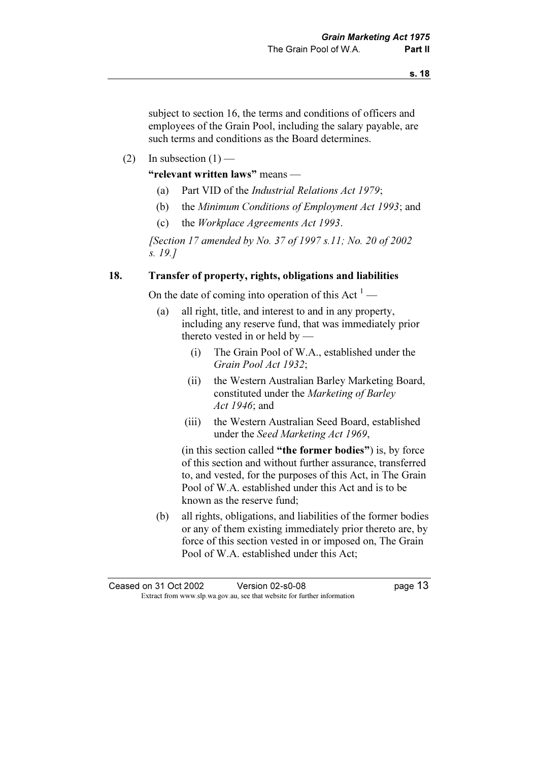subject to section 16, the terms and conditions of officers and employees of the Grain Pool, including the salary payable, are such terms and conditions as the Board determines.

(2) In subsection (1) —

**"relevant written laws"** means —

(a) Part VID of the *Industrial Relations Act 1979*;

(b) the *Minimum Conditions of Employment Act 1993*; and

(c) the *Workplace Agreements Act 1993*.

*[Section 17 amended by No. 37 of 1997 s.11; No. 20 of 2002 s. 19.]*

### 18. Transfer of property, rights, obligations and liabilities

On the date of coming into operation of this Act [1] —

(a) all right, title, and interest to and in any property, including any reserve fund, that was immediately prior thereto vested in or held by —

(i) The Grain Pool of W.A., established under the *Grain Pool Act 1932*;

(ii) the Western Australian Barley Marketing Board, constituted under the *Marketing of Barley Act 1946*; and

(iii) the Western Australian Seed Board, established under the *Seed Marketing Act 1969*,

(in this section called **"the former bodies"**) is, by force of this section and without further assurance, transferred to, and vested, for the purposes of this Act, in The Grain Pool of W.A. established under this Act and is to be known as the reserve fund;

(b) all rights, obligations, and liabilities of the former bodies or any of them existing immediately prior thereto are, by force of this section vested in or imposed on, The Grain Pool of W.A. established under this Act;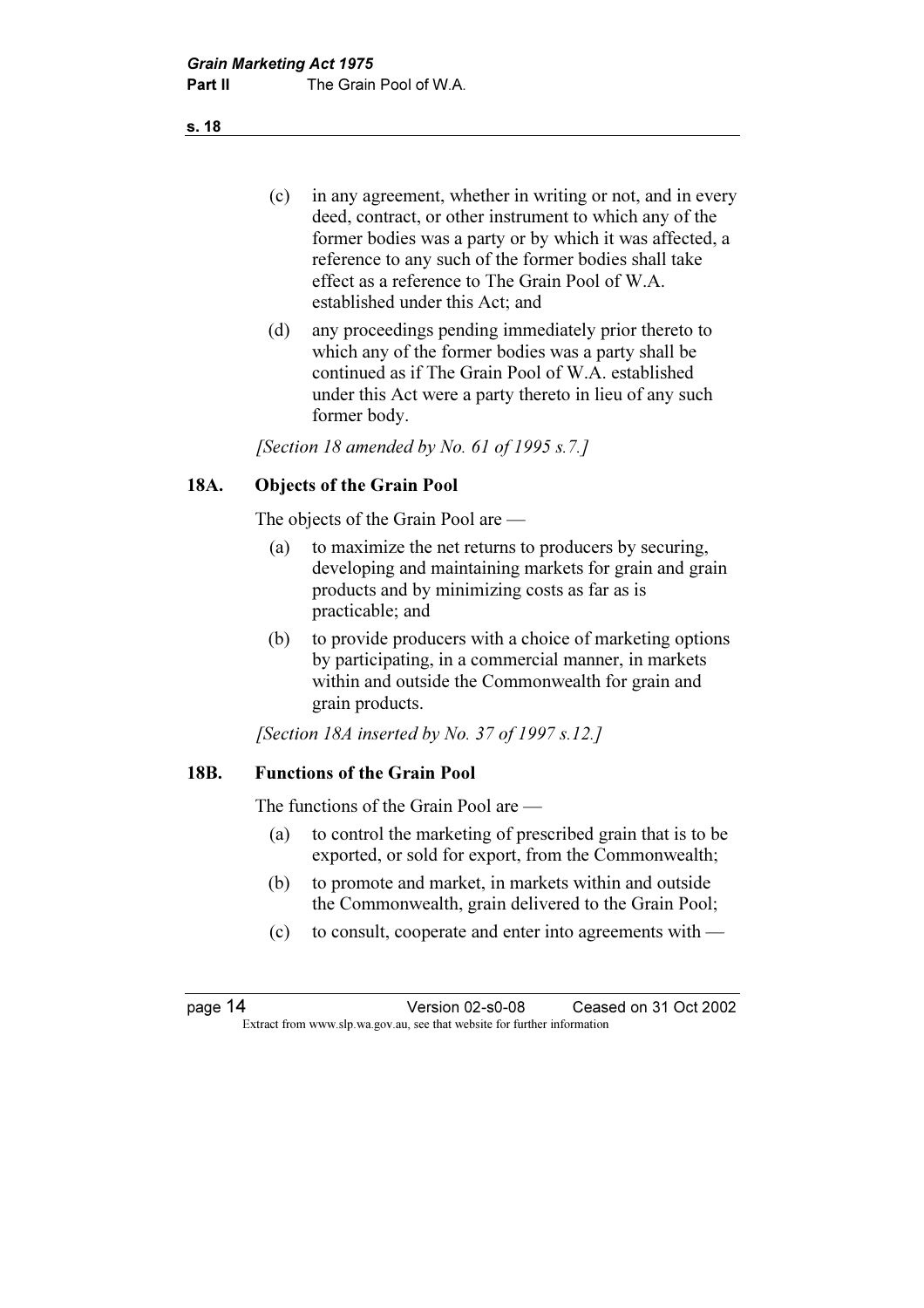(c) in any agreement, whether in writing or not, and in every deed, contract, or other instrument to which any of the former bodies was a party or by which it was affected, a reference to any such of the former bodies shall take effect as a reference to The Grain Pool of W.A. established under this Act; and

(d) any proceedings pending immediately prior thereto to which any of the former bodies was a party shall be continued as if The Grain Pool of W.A. established under this Act were a party thereto in lieu of any such former body.

*[Section 18 amended by No. 61 of 1995 s.7.]*

**18A. Objects of the Grain Pool**

The objects of the Grain Pool are —

(a) to maximize the net returns to producers by securing, developing and maintaining markets for grain and grain products and by minimizing costs as far as is practicable; and

(b) to provide producers with a choice of marketing options by participating, in a commercial manner, in markets within and outside the Commonwealth for grain and grain products.

*[Section 18A inserted by No. 37 of 1997 s.12.]*

**18B. Functions of the Grain Pool**

The functions of the Grain Pool are —

(a) to control the marketing of prescribed grain that is to be exported, or sold for export, from the Commonwealth;

(b) to promote and market, in markets within and outside the Commonwealth, grain delivered to the Grain Pool;

(c) to consult, cooperate and enter into agreements with —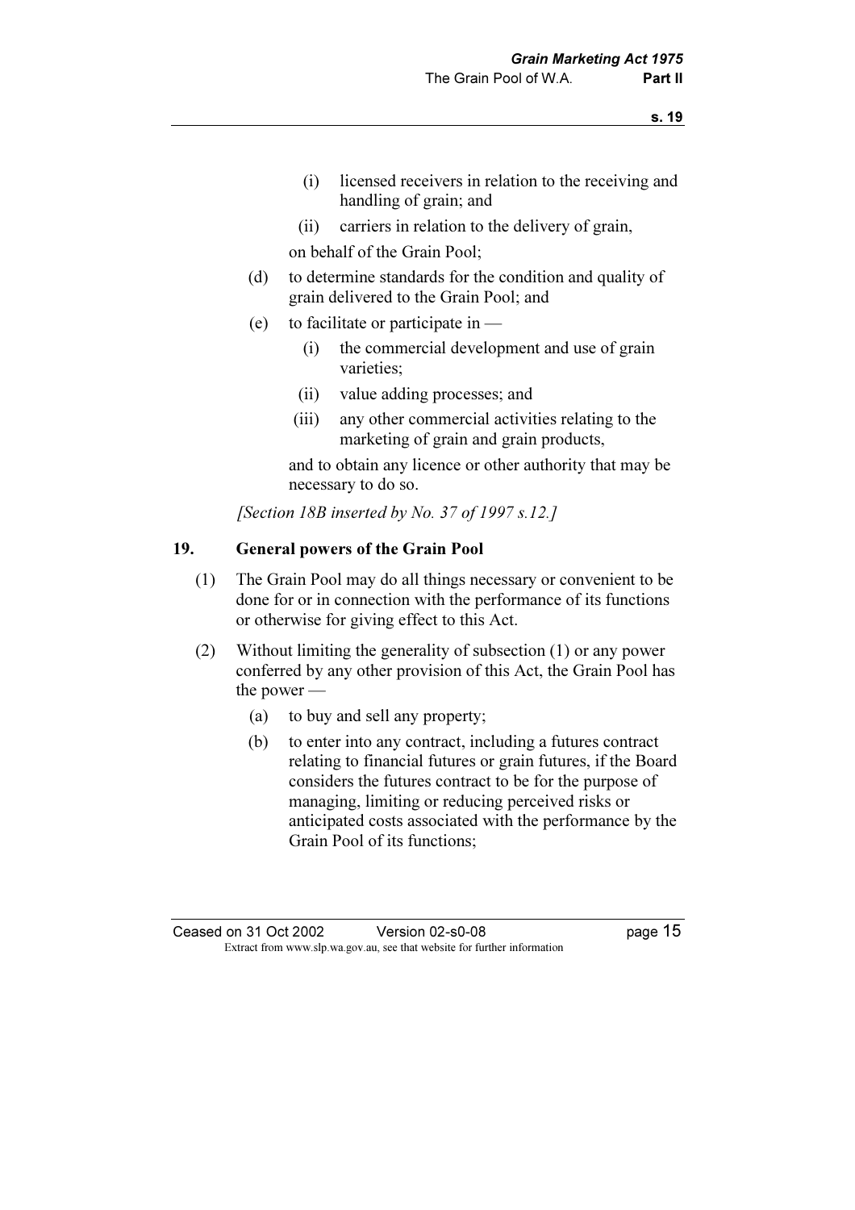(i) licensed receivers in relation to the receiving and handling of grain; and

(ii) carriers in relation to the delivery of grain,

on behalf of the Grain Pool;

(d) to determine standards for the condition and quality of grain delivered to the Grain Pool; and

(e) to facilitate or participate in —

(i) the commercial development and use of grain varieties;

(ii) value adding processes; and

(iii) any other commercial activities relating to the marketing of grain and grain products,

and to obtain any licence or other authority that may be necessary to do so.

*[Section 18B inserted by No. 37 of 1997 s.12.]*

## 19. General powers of the Grain Pool

(1) The Grain Pool may do all things necessary or convenient to be done for or in connection with the performance of its functions or otherwise for giving effect to this Act.

(2) Without limiting the generality of subsection (1) or any power conferred by any other provision of this Act, the Grain Pool has the power —

(a) to buy and sell any property;

(b) to enter into any contract, including a futures contract relating to financial futures or grain futures, if the Board considers the futures contract to be for the purpose of managing, limiting or reducing perceived risks or anticipated costs associated with the performance by the Grain Pool of its functions;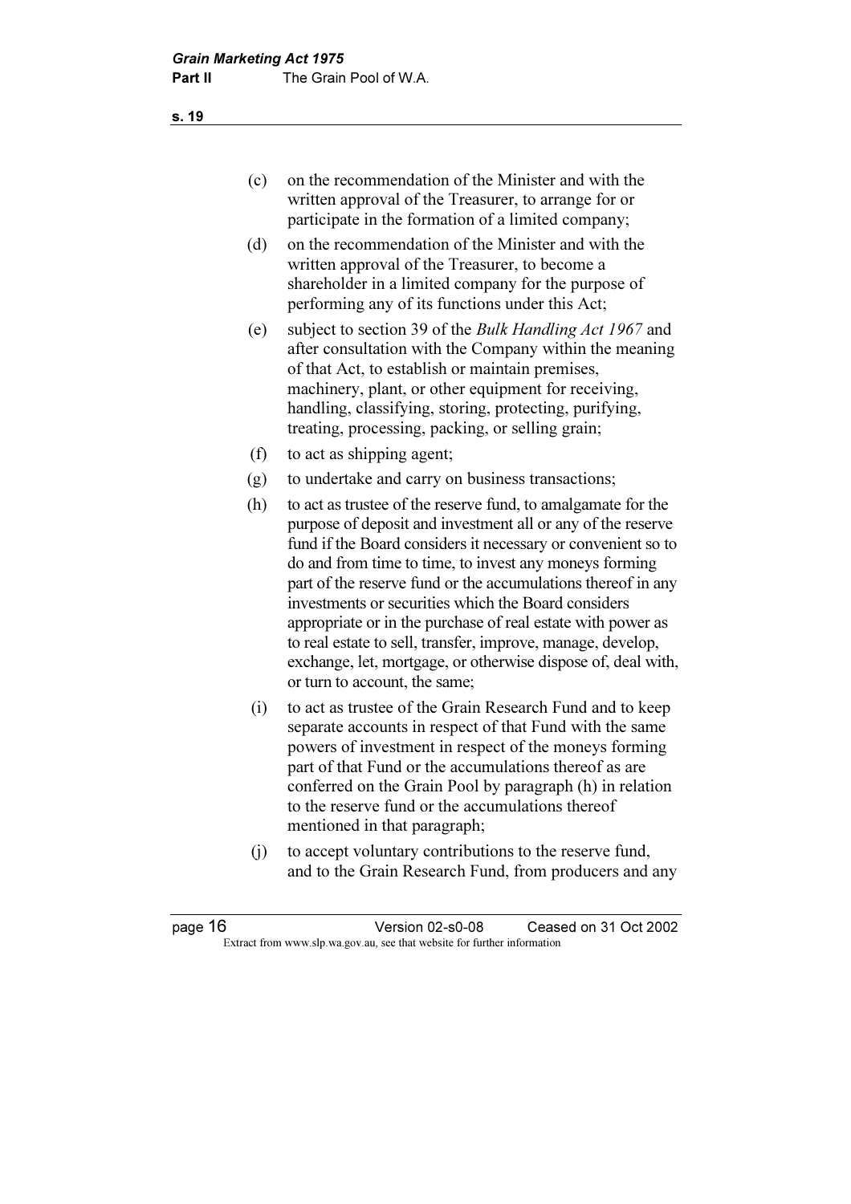(c) on the recommendation of the Minister and with the written approval of the Treasurer, to arrange for or participate in the formation of a limited company;

(d) on the recommendation of the Minister and with the written approval of the Treasurer, to become a shareholder in a limited company for the purpose of performing any of its functions under this Act;

(e) subject to section 39 of the *Bulk Handling Act 1967* and after consultation with the Company within the meaning of that Act, to establish or maintain premises, machinery, plant, or other equipment for receiving, handling, classifying, storing, protecting, purifying, treating, processing, packing, or selling grain;

(f) to act as shipping agent;

(g) to undertake and carry on business transactions;

(h) to act as trustee of the reserve fund, to amalgamate for the purpose of deposit and investment all or any of the reserve fund if the Board considers it necessary or convenient so to do and from time to time, to invest any moneys forming part of the reserve fund or the accumulations thereof in any investments or securities which the Board considers appropriate or in the purchase of real estate with power as to real estate to sell, transfer, improve, manage, develop, exchange, let, mortgage, or otherwise dispose of, deal with, or turn to account, the same;

(i) to act as trustee of the Grain Research Fund and to keep separate accounts in respect of that Fund with the same powers of investment in respect of the moneys forming part of that Fund or the accumulations thereof as are conferred on the Grain Pool by paragraph (h) in relation to the reserve fund or the accumulations thereof mentioned in that paragraph;

(j) to accept voluntary contributions to the reserve fund, and to the Grain Research Fund, from producers and any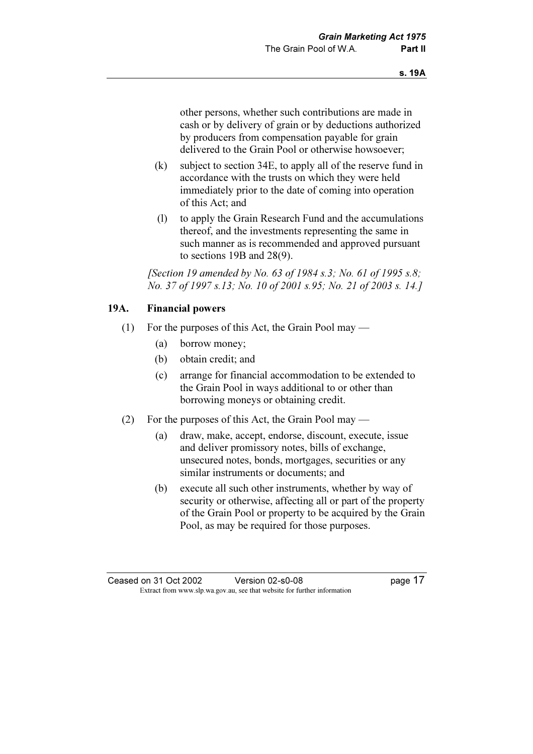other persons, whether such contributions are made in cash or by delivery of grain or by deductions authorized by producers from compensation payable for grain delivered to the Grain Pool or otherwise howsoever;

(k) subject to section 34E, to apply all of the reserve fund in accordance with the trusts on which they were held immediately prior to the date of coming into operation of this Act; and

(l) to apply the Grain Research Fund and the accumulations thereof, and the investments representing the same in such manner as is recommended and approved pursuant to sections 19B and 28(9).

*[Section 19 amended by No. 63 of 1984 s.3; No. 61 of 1995 s.8; No. 37 of 1997 s.13; No. 10 of 2001 s.95; No. 21 of 2003 s. 14.]*

**19A. Financial powers**

(1) For the purposes of this Act, the Grain Pool may —

(a) borrow money;

(b) obtain credit; and

(c) arrange for financial accommodation to be extended to the Grain Pool in ways additional to or other than borrowing moneys or obtaining credit.

(2) For the purposes of this Act, the Grain Pool may —

(a) draw, make, accept, endorse, discount, execute, issue and deliver promissory notes, bills of exchange, unsecured notes, bonds, mortgages, securities or any similar instruments or documents; and

(b) execute all such other instruments, whether by way of security or otherwise, affecting all or part of the property of the Grain Pool or property to be acquired by the Grain Pool, as may be required for those purposes.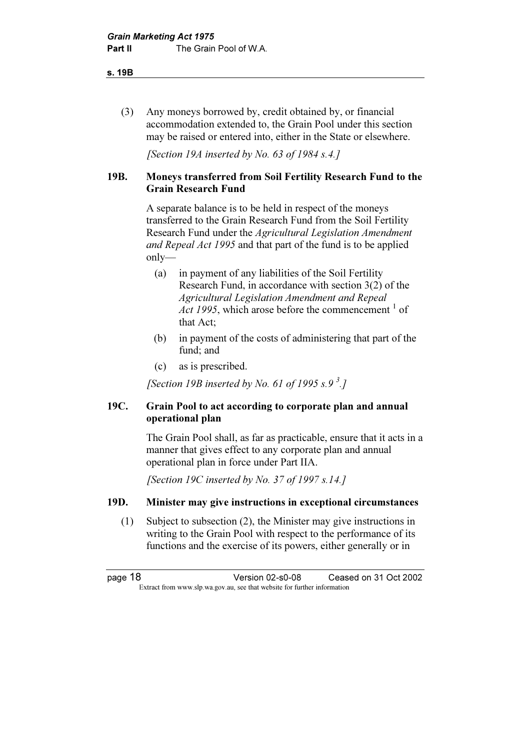(3) Any moneys borrowed by, credit obtained by, or financial accommodation extended to, the Grain Pool under this section may be raised or entered into, either in the State or elsewhere.

*[Section 19A inserted by No. 63 of 1984 s.4.]*

### 19B. Moneys transferred from Soil Fertility Research Fund to the Grain Research Fund

A separate balance is to be held in respect of the moneys transferred to the Grain Research Fund from the Soil Fertility Research Fund under the *Agricultural Legislation Amendment and Repeal Act 1995* and that part of the fund is to be applied only—

(a) in payment of any liabilities of the Soil Fertility Research Fund, in accordance with section 3(2) of the *Agricultural Legislation Amendment and Repeal Act 1995*, which arose before the commencement [1] of that Act;

(b) in payment of the costs of administering that part of the fund; and

(c) as is prescribed.

*[Section 19B inserted by No. 61 of 1995 s.9 [3].]*

### 19C. Grain Pool to act according to corporate plan and annual operational plan

The Grain Pool shall, as far as practicable, ensure that it acts in a manner that gives effect to any corporate plan and annual operational plan in force under Part IIA.

*[Section 19C inserted by No. 37 of 1997 s.14.]*

### 19D. Minister may give instructions in exceptional circumstances

(1) Subject to subsection (2), the Minister may give instructions in writing to the Grain Pool with respect to the performance of its functions and the exercise of its powers, either generally or in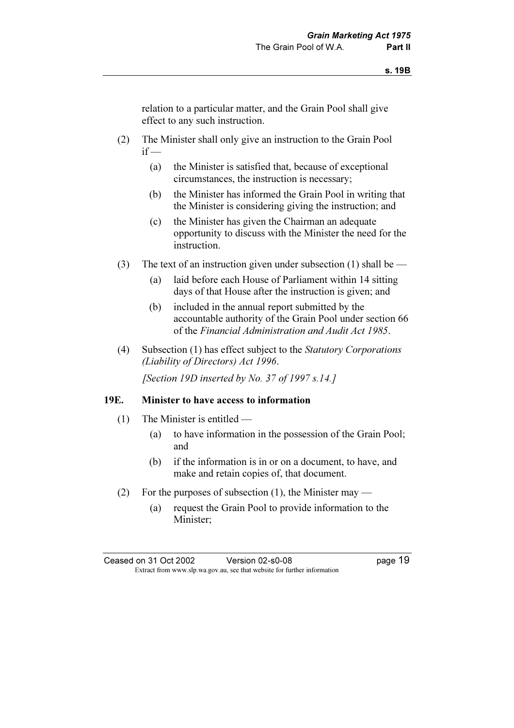relation to a particular matter, and the Grain Pool shall give effect to any such instruction.

(2) The Minister shall only give an instruction to the Grain Pool if —

(a) the Minister is satisfied that, because of exceptional circumstances, the instruction is necessary;

(b) the Minister has informed the Grain Pool in writing that the Minister is considering giving the instruction; and

(c) the Minister has given the Chairman an adequate opportunity to discuss with the Minister the need for the instruction.

(3) The text of an instruction given under subsection (1) shall be —

(a) laid before each House of Parliament within 14 sitting days of that House after the instruction is given; and

(b) included in the annual report submitted by the accountable authority of the Grain Pool under section 66 of the *Financial Administration and Audit Act 1985*.

(4) Subsection (1) has effect subject to the *Statutory Corporations (Liability of Directors) Act 1996*.

*[Section 19D inserted by No. 37 of 1997 s.14.]*

### 19E. Minister to have access to information

(1) The Minister is entitled —

(a) to have information in the possession of the Grain Pool; and

(b) if the information is in or on a document, to have, and make and retain copies of, that document.

(2) For the purposes of subsection (1), the Minister may —

(a) request the Grain Pool to provide information to the Minister;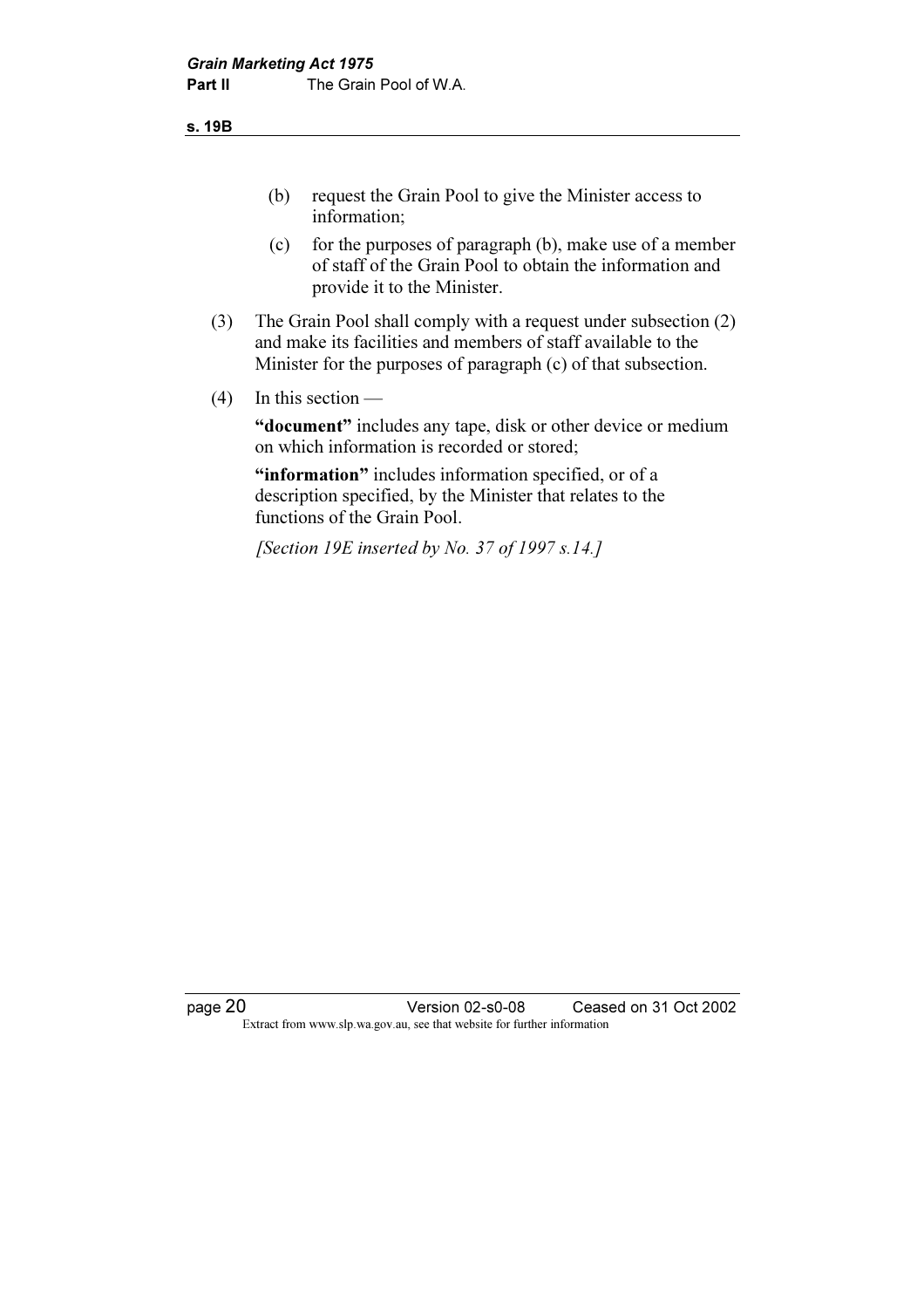(b) request the Grain Pool to give the Minister access to information;

(c) for the purposes of paragraph (b), make use of a member of staff of the Grain Pool to obtain the information and provide it to the Minister.

(3) The Grain Pool shall comply with a request under subsection (2) and make its facilities and members of staff available to the Minister for the purposes of paragraph (c) of that subsection.

(4) In this section —

**"document"** includes any tape, disk or other device or medium on which information is recorded or stored;

**"information"** includes information specified, or of a description specified, by the Minister that relates to the functions of the Grain Pool.

*[Section 19E inserted by No. 37 of 1997 s.14.]*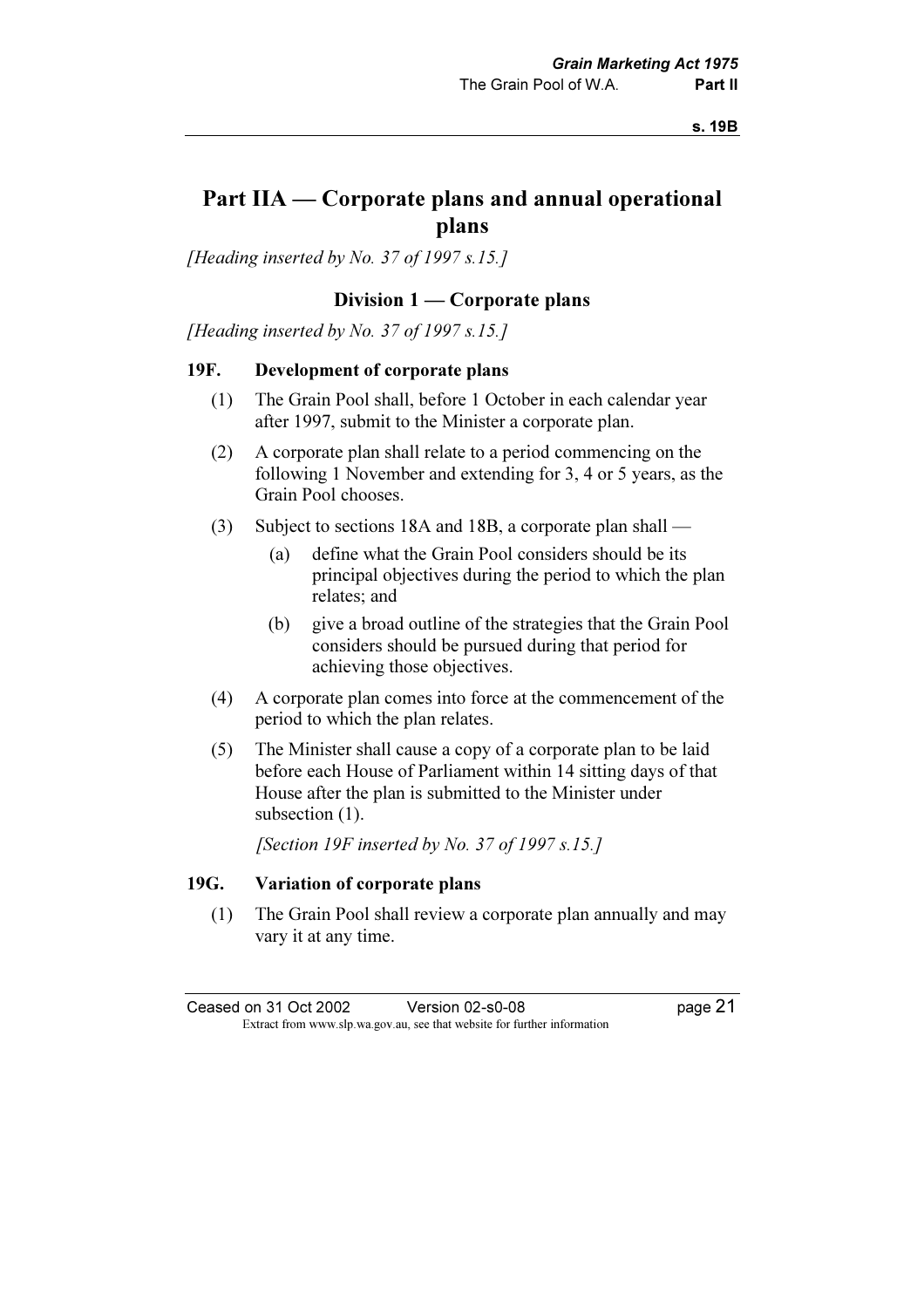# Part IIA — Corporate plans and annual operational plans

*[Heading inserted by No. 37 of 1997 s.15.]*

## Division 1 — Corporate plans

*[Heading inserted by No. 37 of 1997 s.15.]*

### 19F. Development of corporate plans

(1) The Grain Pool shall, before 1 October in each calendar year after 1997, submit to the Minister a corporate plan.

(2) A corporate plan shall relate to a period commencing on the following 1 November and extending for 3, 4 or 5 years, as the Grain Pool chooses.

(3) Subject to sections 18A and 18B, a corporate plan shall —

- (a) define what the Grain Pool considers should be its principal objectives during the period to which the plan relates; and
- (b) give a broad outline of the strategies that the Grain Pool considers should be pursued during that period for achieving those objectives.

(4) A corporate plan comes into force at the commencement of the period to which the plan relates.

(5) The Minister shall cause a copy of a corporate plan to be laid before each House of Parliament within 14 sitting days of that House after the plan is submitted to the Minister under subsection (1).

*[Section 19F inserted by No. 37 of 1997 s.15.]*

### 19G. Variation of corporate plans

(1) The Grain Pool shall review a corporate plan annually and may vary it at any time.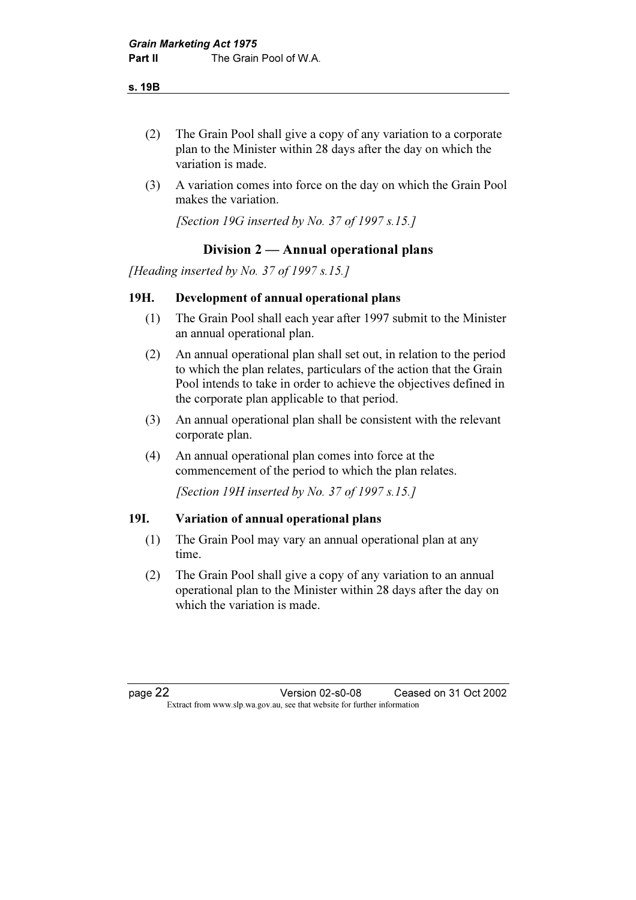(2) The Grain Pool shall give a copy of any variation to a corporate plan to the Minister within 28 days after the day on which the variation is made.

(3) A variation comes into force on the day on which the Grain Pool makes the variation.

*[Section 19G inserted by No. 37 of 1997 s.15.]*

## Division 2 — Annual operational plans

*[Heading inserted by No. 37 of 1997 s.15.]*

### 19H. Development of annual operational plans

(1) The Grain Pool shall each year after 1997 submit to the Minister an annual operational plan.

(2) An annual operational plan shall set out, in relation to the period to which the plan relates, particulars of the action that the Grain Pool intends to take in order to achieve the objectives defined in the corporate plan applicable to that period.

(3) An annual operational plan shall be consistent with the relevant corporate plan.

(4) An annual operational plan comes into force at the commencement of the period to which the plan relates.

*[Section 19H inserted by No. 37 of 1997 s.15.]*

### 19I. Variation of annual operational plans

(1) The Grain Pool may vary an annual operational plan at any time.

(2) The Grain Pool shall give a copy of any variation to an annual operational plan to the Minister within 28 days after the day on which the variation is made.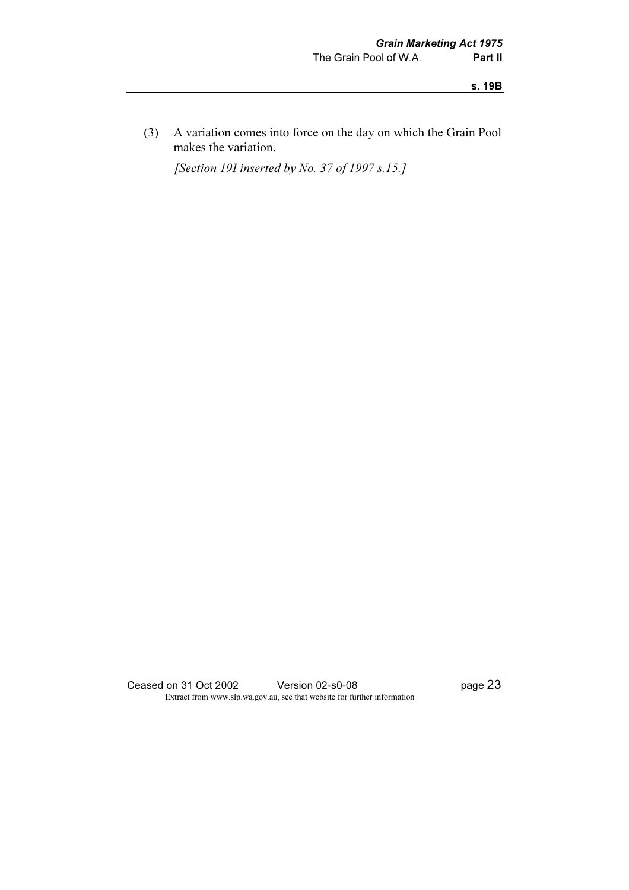(3) A variation comes into force on the day on which the Grain Pool makes the variation.

*[Section 19I inserted by No. 37 of 1997 s.15.]*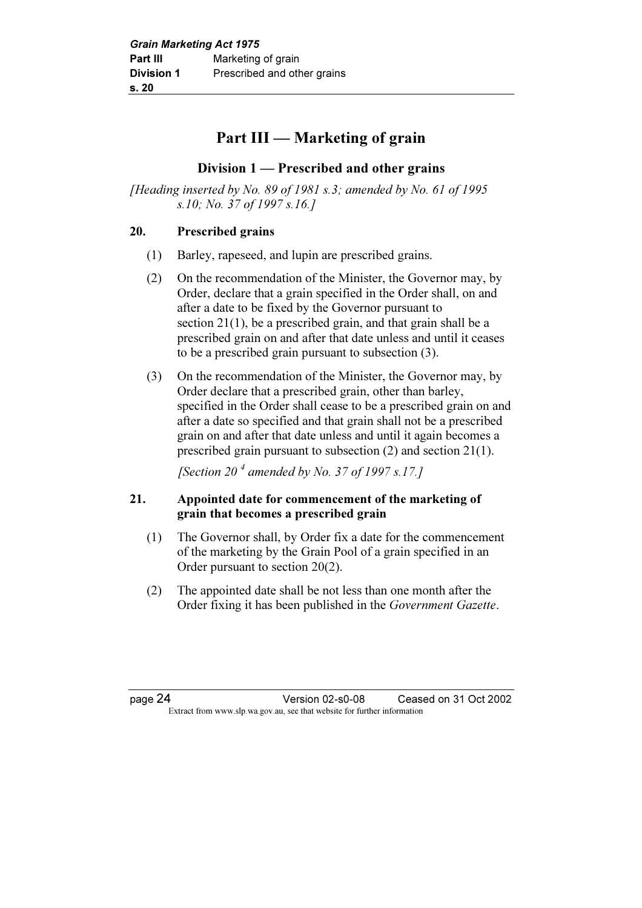# Part III — Marketing of grain

## Division 1 — Prescribed and other grains

*[Heading inserted by No. 89 of 1981 s.3; amended by No. 61 of 1995 s.10; No. 37 of 1997 s.16.]*

### 20. Prescribed grains

(1) Barley, rapeseed, and lupin are prescribed grains.

(2) On the recommendation of the Minister, the Governor may, by Order, declare that a grain specified in the Order shall, on and after a date to be fixed by the Governor pursuant to section 21(1), be a prescribed grain, and that grain shall be a prescribed grain on and after that date unless and until it ceases to be a prescribed grain pursuant to subsection (3).

(3) On the recommendation of the Minister, the Governor may, by Order declare that a prescribed grain, other than barley, specified in the Order shall cease to be a prescribed grain on and after a date so specified and that grain shall not be a prescribed grain on and after that date unless and until it again becomes a prescribed grain pursuant to subsection (2) and section 21(1).

*[Section 20 [4] amended by No. 37 of 1997 s.17.]*

### 21. Appointed date for commencement of the marketing of grain that becomes a prescribed grain

(1) The Governor shall, by Order fix a date for the commencement of the marketing by the Grain Pool of a grain specified in an Order pursuant to section 20(2).

(2) The appointed date shall be not less than one month after the Order fixing it has been published in the *Government Gazette*.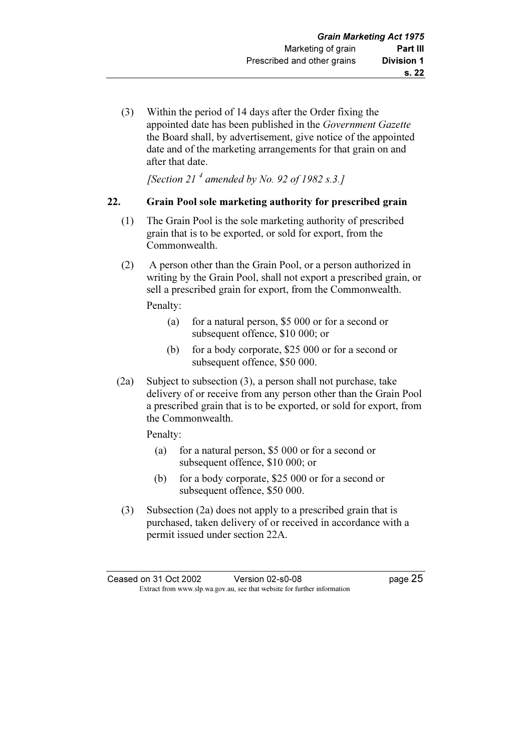(3) Within the period of 14 days after the Order fixing the appointed date has been published in the *Government Gazette* the Board shall, by advertisement, give notice of the appointed date and of the marketing arrangements for that grain on and after that date.

*[Section 21 [4] amended by No. 92 of 1982 s.3.]*

## 22. Grain Pool sole marketing authority for prescribed grain

(1) The Grain Pool is the sole marketing authority of prescribed grain that is to be exported, or sold for export, from the Commonwealth.

(2) A person other than the Grain Pool, or a person authorized in writing by the Grain Pool, shall not export a prescribed grain, or sell a prescribed grain for export, from the Commonwealth.

Penalty:

- (a) for a natural person, $5 000 or for a second or subsequent offence, $10 000; or
- (b) for a body corporate, $25 000 or for a second or subsequent offence, $50 000.

(2a) Subject to subsection (3), a person shall not purchase, take delivery of or receive from any person other than the Grain Pool a prescribed grain that is to be exported, or sold for export, from the Commonwealth.

Penalty:

- (a) for a natural person, $5 000 or for a second or subsequent offence, $10 000; or
- (b) for a body corporate, $25 000 or for a second or subsequent offence, $50 000.

(3) Subsection (2a) does not apply to a prescribed grain that is purchased, taken delivery of or received in accordance with a permit issued under section 22A.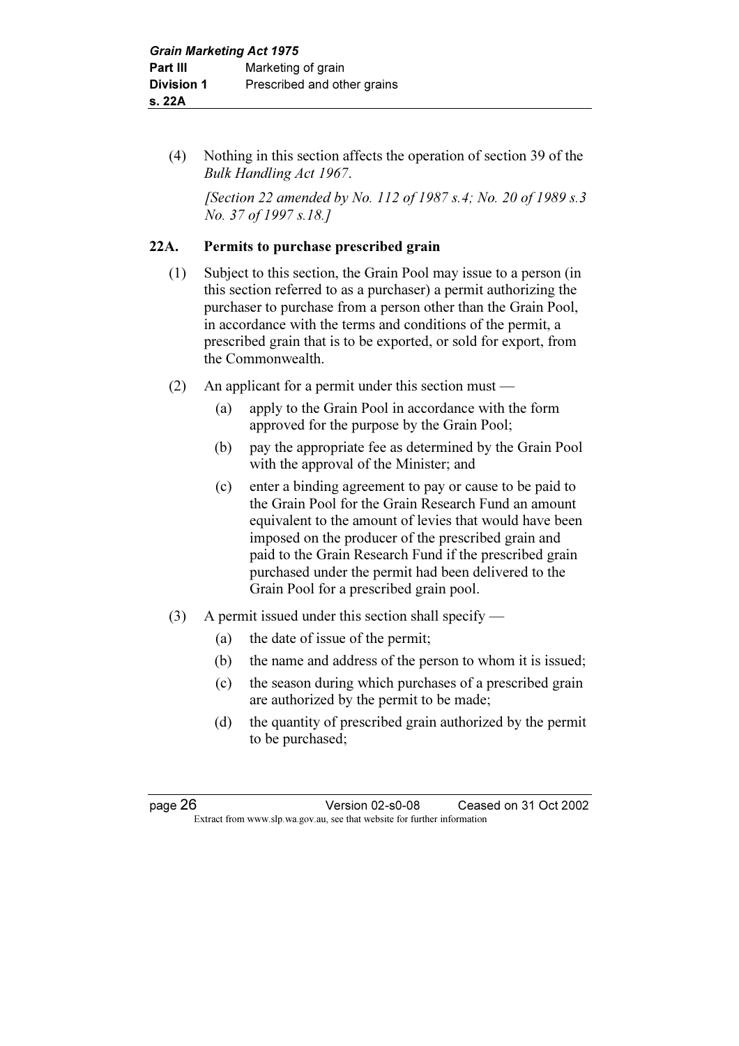(4) Nothing in this section affects the operation of section 39 of the *Bulk Handling Act 1967*.

*[Section 22 amended by No. 112 of 1987 s.4; No. 20 of 1989 s.3 No. 37 of 1997 s.18.]*

### 22A. Permits to purchase prescribed grain

(1) Subject to this section, the Grain Pool may issue to a person (in this section referred to as a purchaser) a permit authorizing the purchaser to purchase from a person other than the Grain Pool, in accordance with the terms and conditions of the permit, a prescribed grain that is to be exported, or sold for export, from the Commonwealth.

(2) An applicant for a permit under this section must —

- (a) apply to the Grain Pool in accordance with the form approved for the purpose by the Grain Pool;
- (b) pay the appropriate fee as determined by the Grain Pool with the approval of the Minister; and
- (c) enter a binding agreement to pay or cause to be paid to the Grain Pool for the Grain Research Fund an amount equivalent to the amount of levies that would have been imposed on the producer of the prescribed grain and paid to the Grain Research Fund if the prescribed grain purchased under the permit had been delivered to the Grain Pool for a prescribed grain pool.

(3) A permit issued under this section shall specify —

- (a) the date of issue of the permit;
- (b) the name and address of the person to whom it is issued;
- (c) the season during which purchases of a prescribed grain are authorized by the permit to be made;
- (d) the quantity of prescribed grain authorized by the permit to be purchased;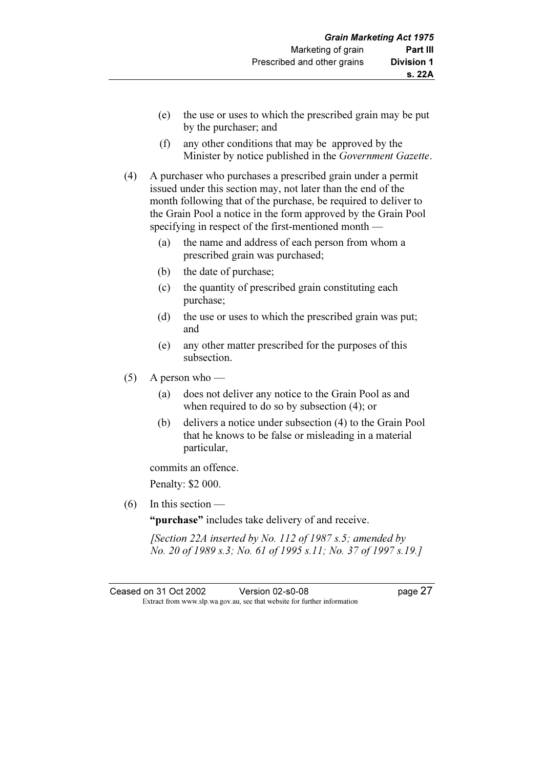(e) the use or uses to which the prescribed grain may be put by the purchaser; and

(f) any other conditions that may be approved by the Minister by notice published in the *Government Gazette*.

(4) A purchaser who purchases a prescribed grain under a permit issued under this section may, not later than the end of the month following that of the purchase, be required to deliver to the Grain Pool a notice in the form approved by the Grain Pool specifying in respect of the first-mentioned month —

(a) the name and address of each person from whom a prescribed grain was purchased;

(b) the date of purchase;

(c) the quantity of prescribed grain constituting each purchase;

(d) the use or uses to which the prescribed grain was put; and

(e) any other matter prescribed for the purposes of this subsection.

(5) A person who —

(a) does not deliver any notice to the Grain Pool as and when required to do so by subsection (4); or

(b) delivers a notice under subsection (4) to the Grain Pool that he knows to be false or misleading in a material particular,

commits an offence.

Penalty: $2 000.

(6) In this section —

**"purchase"** includes take delivery of and receive.

*[Section 22A inserted by No. 112 of 1987 s.5; amended by No. 20 of 1989 s.3; No. 61 of 1995 s.11; No. 37 of 1997 s.19.]*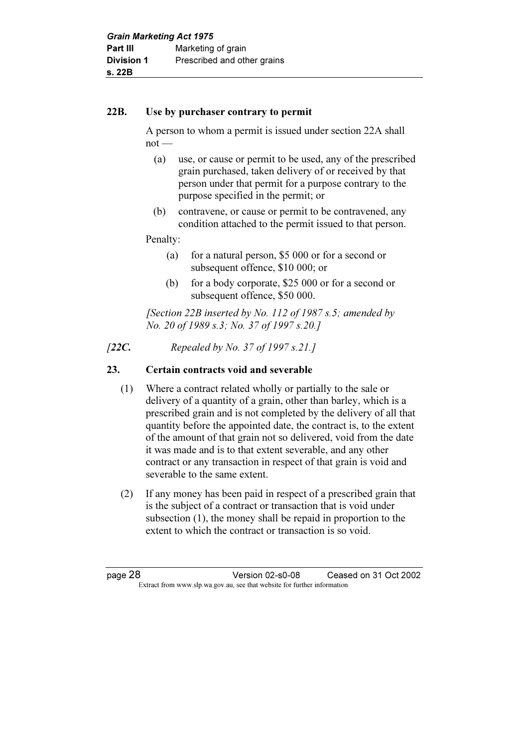## 22B. Use by purchaser contrary to permit

A person to whom a permit is issued under section 22A shall not —

(a) use, or cause or permit to be used, any of the prescribed grain purchased, taken delivery of or received by that person under that permit for a purpose contrary to the purpose specified in the permit; or

(b) contravene, or cause or permit to be contravened, any condition attached to the permit issued to that person.

Penalty:

(a) for a natural person, $5 000 or for a second or subsequent offence, $10 000; or

(b) for a body corporate, $25 000 or for a second or subsequent offence, $50 000.

*[Section 22B inserted by No. 112 of 1987 s.5; amended by No. 20 of 1989 s.3; No. 37 of 1997 s.20.]*

*[22C. Repealed by No. 37 of 1997 s.21.]*

## 23. Certain contracts void and severable

(1) Where a contract related wholly or partially to the sale or delivery of a quantity of a grain, other than barley, which is a prescribed grain and is not completed by the delivery of all that quantity before the appointed date, the contract is, to the extent of the amount of that grain not so delivered, void from the date it was made and is to that extent severable, and any other contract or any transaction in respect of that grain is void and severable to the same extent.

(2) If any money has been paid in respect of a prescribed grain that is the subject of a contract or transaction that is void under subsection (1), the money shall be repaid in proportion to the extent to which the contract or transaction is so void.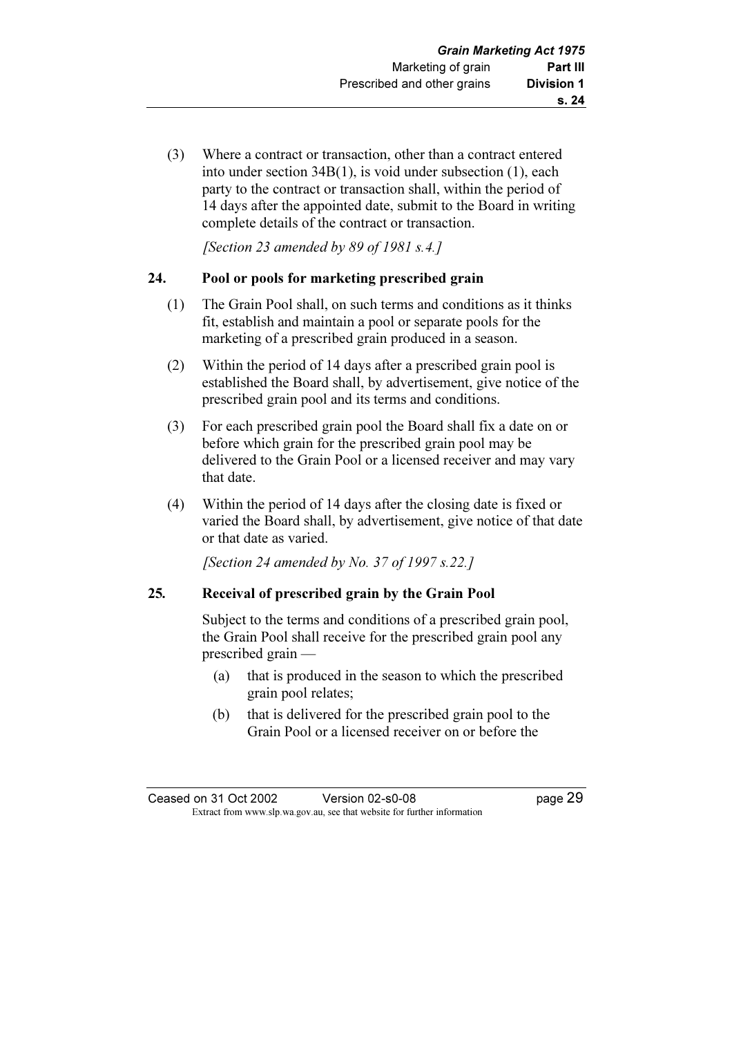(3) Where a contract or transaction, other than a contract entered into under section 34B(1), is void under subsection (1), each party to the contract or transaction shall, within the period of 14 days after the appointed date, submit to the Board in writing complete details of the contract or transaction.

*[Section 23 amended by 89 of 1981 s.4.]*

## 24. Pool or pools for marketing prescribed grain

(1) The Grain Pool shall, on such terms and conditions as it thinks fit, establish and maintain a pool or separate pools for the marketing of a prescribed grain produced in a season.

(2) Within the period of 14 days after a prescribed grain pool is established the Board shall, by advertisement, give notice of the prescribed grain pool and its terms and conditions.

(3) For each prescribed grain pool the Board shall fix a date on or before which grain for the prescribed grain pool may be delivered to the Grain Pool or a licensed receiver and may vary that date.

(4) Within the period of 14 days after the closing date is fixed or varied the Board shall, by advertisement, give notice of that date or that date as varied.

*[Section 24 amended by No. 37 of 1997 s.22.]*

## 25. Receival of prescribed grain by the Grain Pool

Subject to the terms and conditions of a prescribed grain pool, the Grain Pool shall receive for the prescribed grain pool any prescribed grain —

(a) that is produced in the season to which the prescribed grain pool relates;

(b) that is delivered for the prescribed grain pool to the Grain Pool or a licensed receiver on or before the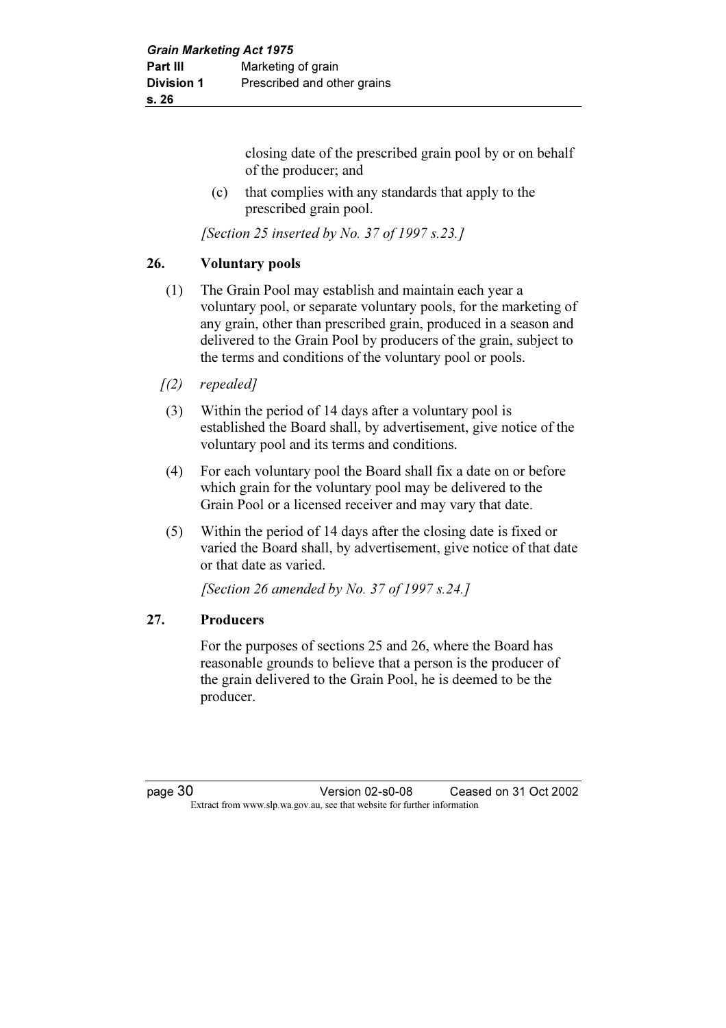closing date of the prescribed grain pool by or on behalf of the producer; and

(c) that complies with any standards that apply to the prescribed grain pool.

*[Section 25 inserted by No. 37 of 1997 s.23.]*

## 26. Voluntary pools

(1) The Grain Pool may establish and maintain each year a voluntary pool, or separate voluntary pools, for the marketing of any grain, other than prescribed grain, produced in a season and delivered to the Grain Pool by producers of the grain, subject to the terms and conditions of the voluntary pool or pools.

*[(2) repealed]*

(3) Within the period of 14 days after a voluntary pool is established the Board shall, by advertisement, give notice of the voluntary pool and its terms and conditions.

(4) For each voluntary pool the Board shall fix a date on or before which grain for the voluntary pool may be delivered to the Grain Pool or a licensed receiver and may vary that date.

(5) Within the period of 14 days after the closing date is fixed or varied the Board shall, by advertisement, give notice of that date or that date as varied.

*[Section 26 amended by No. 37 of 1997 s.24.]*

## 27. Producers

For the purposes of sections 25 and 26, where the Board has reasonable grounds to believe that a person is the producer of the grain delivered to the Grain Pool, he is deemed to be the producer.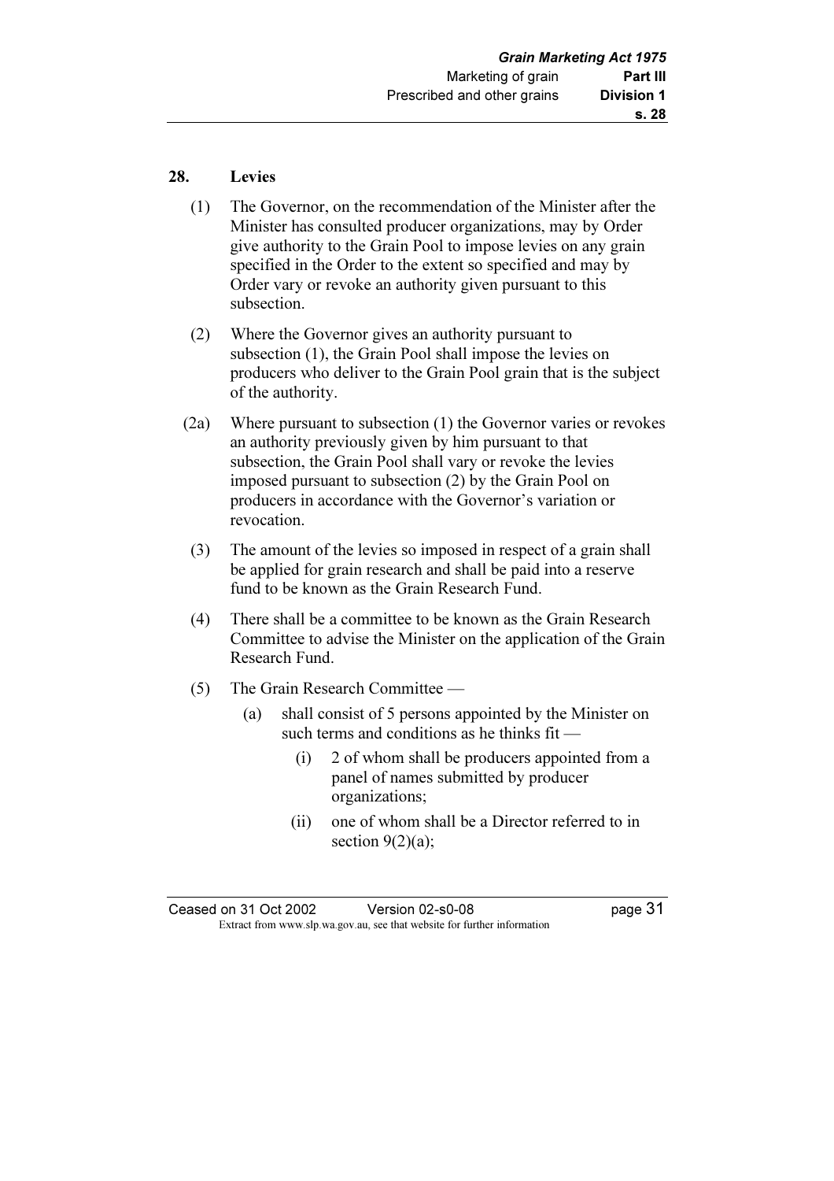## 28. Levies

(1) The Governor, on the recommendation of the Minister after the Minister has consulted producer organizations, may by Order give authority to the Grain Pool to impose levies on any grain specified in the Order to the extent so specified and may by Order vary or revoke an authority given pursuant to this subsection.

(2) Where the Governor gives an authority pursuant to subsection (1), the Grain Pool shall impose the levies on producers who deliver to the Grain Pool grain that is the subject of the authority.

(2a) Where pursuant to subsection (1) the Governor varies or revokes an authority previously given by him pursuant to that subsection, the Grain Pool shall vary or revoke the levies imposed pursuant to subsection (2) by the Grain Pool on producers in accordance with the Governor's variation or revocation.

(3) The amount of the levies so imposed in respect of a grain shall be applied for grain research and shall be paid into a reserve fund to be known as the Grain Research Fund.

(4) There shall be a committee to be known as the Grain Research Committee to advise the Minister on the application of the Grain Research Fund.

(5) The Grain Research Committee —

- (a) shall consist of 5 persons appointed by the Minister on such terms and conditions as he thinks fit —
  - (i) 2 of whom shall be producers appointed from a panel of names submitted by producer organizations;
  - (ii) one of whom shall be a Director referred to in section 9(2)(a);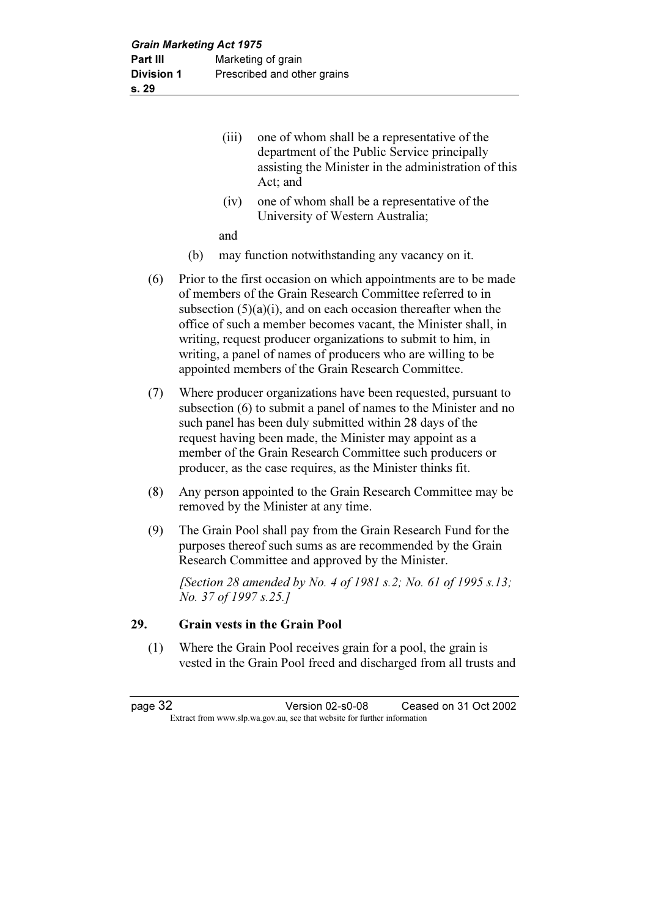(iii) one of whom shall be a representative of the department of the Public Service principally assisting the Minister in the administration of this Act; and

(iv) one of whom shall be a representative of the University of Western Australia;

and

(b) may function notwithstanding any vacancy on it.

(6) Prior to the first occasion on which appointments are to be made of members of the Grain Research Committee referred to in subsection (5)(a)(i), and on each occasion thereafter when the office of such a member becomes vacant, the Minister shall, in writing, request producer organizations to submit to him, in writing, a panel of names of producers who are willing to be appointed members of the Grain Research Committee.

(7) Where producer organizations have been requested, pursuant to subsection (6) to submit a panel of names to the Minister and no such panel has been duly submitted within 28 days of the request having been made, the Minister may appoint as a member of the Grain Research Committee such producers or producer, as the case requires, as the Minister thinks fit.

(8) Any person appointed to the Grain Research Committee may be removed by the Minister at any time.

(9) The Grain Pool shall pay from the Grain Research Fund for the purposes thereof such sums as are recommended by the Grain Research Committee and approved by the Minister.

*[Section 28 amended by No. 4 of 1981 s.2; No. 61 of 1995 s.13; No. 37 of 1997 s.25.]*

## 29. Grain vests in the Grain Pool

(1) Where the Grain Pool receives grain for a pool, the grain is vested in the Grain Pool freed and discharged from all trusts and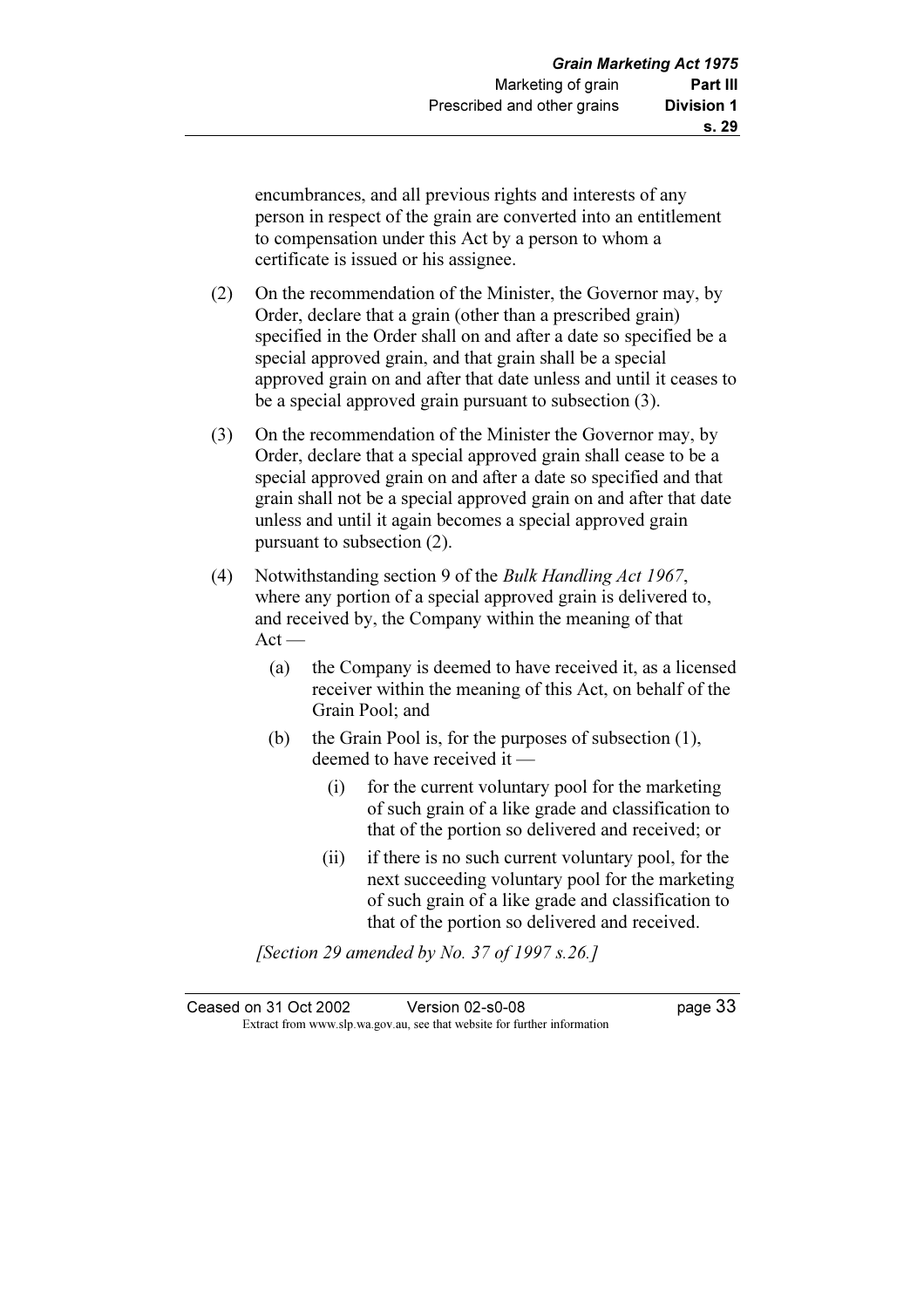encumbrances, and all previous rights and interests of any person in respect of the grain are converted into an entitlement to compensation under this Act by a person to whom a certificate is issued or his assignee.

(2) On the recommendation of the Minister, the Governor may, by Order, declare that a grain (other than a prescribed grain) specified in the Order shall on and after a date so specified be a special approved grain, and that grain shall be a special approved grain on and after that date unless and until it ceases to be a special approved grain pursuant to subsection (3).

(3) On the recommendation of the Minister the Governor may, by Order, declare that a special approved grain shall cease to be a special approved grain on and after a date so specified and that grain shall not be a special approved grain on and after that date unless and until it again becomes a special approved grain pursuant to subsection (2).

(4) Notwithstanding section 9 of the *Bulk Handling Act 1967*, where any portion of a special approved grain is delivered to, and received by, the Company within the meaning of that Act —

- (a) the Company is deemed to have received it, as a licensed receiver within the meaning of this Act, on behalf of the Grain Pool; and
- (b) the Grain Pool is, for the purposes of subsection (1), deemed to have received it —
  - (i) for the current voluntary pool for the marketing of such grain of a like grade and classification to that of the portion so delivered and received; or
  - (ii) if there is no such current voluntary pool, for the next succeeding voluntary pool for the marketing of such grain of a like grade and classification to that of the portion so delivered and received.

*[Section 29 amended by No. 37 of 1997 s.26.]*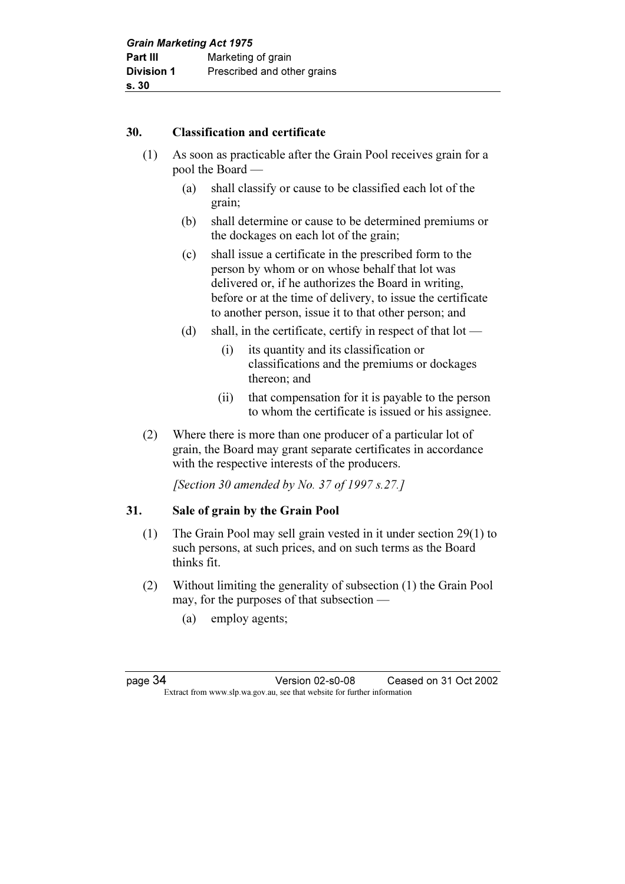## 30. Classification and certificate

(1) As soon as practicable after the Grain Pool receives grain for a pool the Board —

- (a) shall classify or cause to be classified each lot of the grain;
- (b) shall determine or cause to be determined premiums or the dockages on each lot of the grain;
- (c) shall issue a certificate in the prescribed form to the person by whom or on whose behalf that lot was delivered or, if he authorizes the Board in writing, before or at the time of delivery, to issue the certificate to another person, issue it to that other person; and
- (d) shall, in the certificate, certify in respect of that lot —
  - (i) its quantity and its classification or classifications and the premiums or dockages thereon; and
  - (ii) that compensation for it is payable to the person to whom the certificate is issued or his assignee.

(2) Where there is more than one producer of a particular lot of grain, the Board may grant separate certificates in accordance with the respective interests of the producers.

*[Section 30 amended by No. 37 of 1997 s.27.]*

## 31. Sale of grain by the Grain Pool

(1) The Grain Pool may sell grain vested in it under section 29(1) to such persons, at such prices, and on such terms as the Board thinks fit.

(2) Without limiting the generality of subsection (1) the Grain Pool may, for the purposes of that subsection —

- (a) employ agents;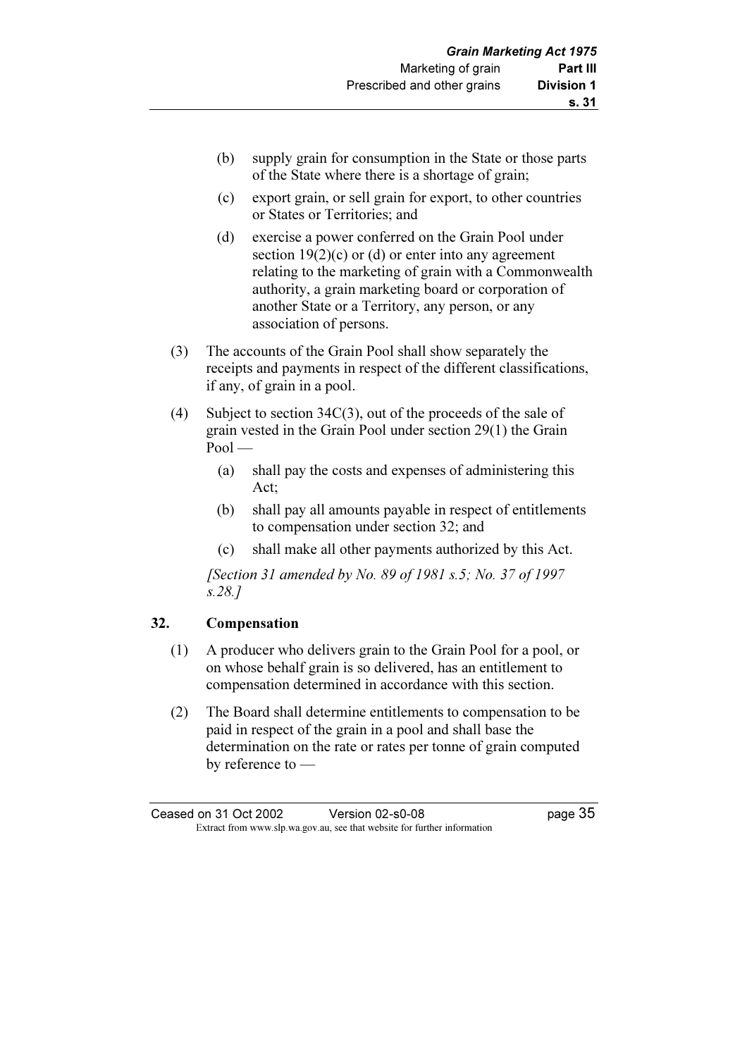(b) supply grain for consumption in the State or those parts of the State where there is a shortage of grain;

(c) export grain, or sell grain for export, to other countries or States or Territories; and

(d) exercise a power conferred on the Grain Pool under section 19(2)(c) or (d) or enter into any agreement relating to the marketing of grain with a Commonwealth authority, a grain marketing board or corporation of another State or a Territory, any person, or any association of persons.

(3) The accounts of the Grain Pool shall show separately the receipts and payments in respect of the different classifications, if any, of grain in a pool.

(4) Subject to section 34C(3), out of the proceeds of the sale of grain vested in the Grain Pool under section 29(1) the Grain Pool —

(a) shall pay the costs and expenses of administering this Act;

(b) shall pay all amounts payable in respect of entitlements to compensation under section 32; and

(c) shall make all other payments authorized by this Act.

*[Section 31 amended by No. 89 of 1981 s.5; No. 37 of 1997 s.28.]*

## 32. Compensation

(1) A producer who delivers grain to the Grain Pool for a pool, or on whose behalf grain is so delivered, has an entitlement to compensation determined in accordance with this section.

(2) The Board shall determine entitlements to compensation to be paid in respect of the grain in a pool and shall base the determination on the rate or rates per tonne of grain computed by reference to —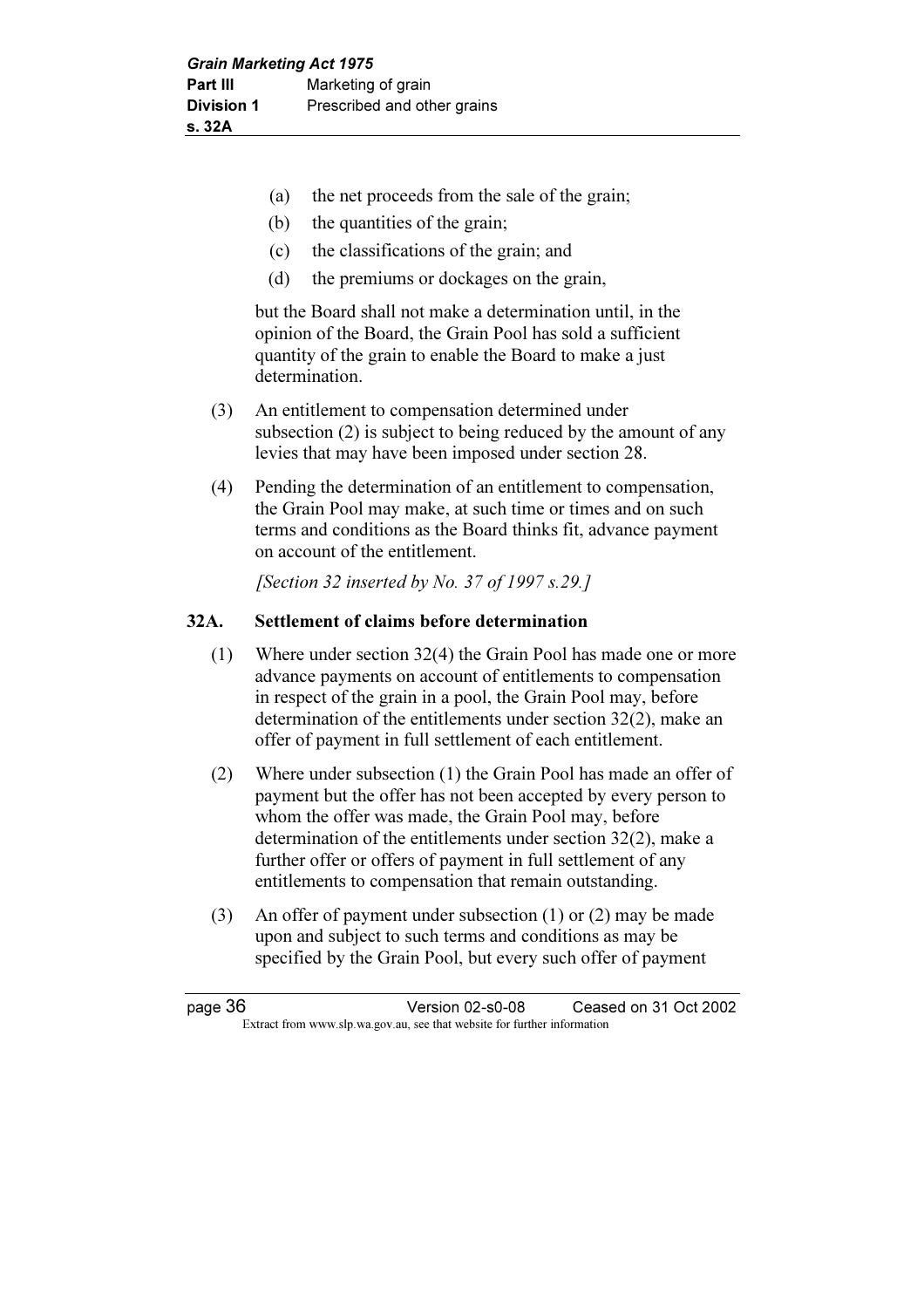(a) the net proceeds from the sale of the grain;

(b) the quantities of the grain;

(c) the classifications of the grain; and

(d) the premiums or dockages on the grain,

but the Board shall not make a determination until, in the opinion of the Board, the Grain Pool has sold a sufficient quantity of the grain to enable the Board to make a just determination.

(3) An entitlement to compensation determined under subsection (2) is subject to being reduced by the amount of any levies that may have been imposed under section 28.

(4) Pending the determination of an entitlement to compensation, the Grain Pool may make, at such time or times and on such terms and conditions as the Board thinks fit, advance payment on account of the entitlement.

*[Section 32 inserted by No. 37 of 1997 s.29.]*

### 32A. Settlement of claims before determination

(1) Where under section 32(4) the Grain Pool has made one or more advance payments on account of entitlements to compensation in respect of the grain in a pool, the Grain Pool may, before determination of the entitlements under section 32(2), make an offer of payment in full settlement of each entitlement.

(2) Where under subsection (1) the Grain Pool has made an offer of payment but the offer has not been accepted by every person to whom the offer was made, the Grain Pool may, before determination of the entitlements under section 32(2), make a further offer or offers of payment in full settlement of any entitlements to compensation that remain outstanding.

(3) An offer of payment under subsection (1) or (2) may be made upon and subject to such terms and conditions as may be specified by the Grain Pool, but every such offer of payment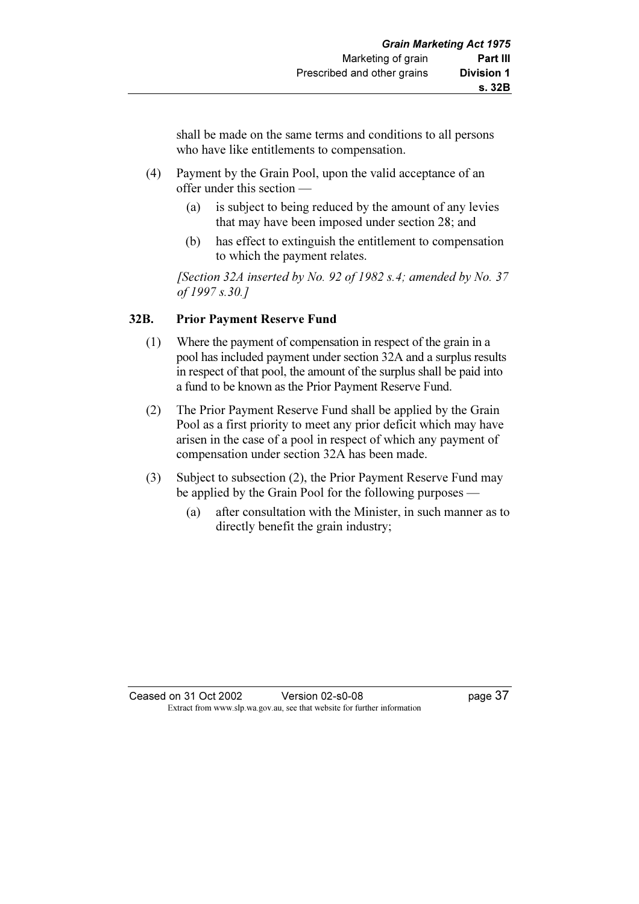shall be made on the same terms and conditions to all persons who have like entitlements to compensation.

(4) Payment by the Grain Pool, upon the valid acceptance of an offer under this section —

(a) is subject to being reduced by the amount of any levies that may have been imposed under section 28; and

(b) has effect to extinguish the entitlement to compensation to which the payment relates.

*[Section 32A inserted by No. 92 of 1982 s.4; amended by No. 37 of 1997 s.30.]*

### 32B. Prior Payment Reserve Fund

(1) Where the payment of compensation in respect of the grain in a pool has included payment under section 32A and a surplus results in respect of that pool, the amount of the surplus shall be paid into a fund to be known as the Prior Payment Reserve Fund.

(2) The Prior Payment Reserve Fund shall be applied by the Grain Pool as a first priority to meet any prior deficit which may have arisen in the case of a pool in respect of which any payment of compensation under section 32A has been made.

(3) Subject to subsection (2), the Prior Payment Reserve Fund may be applied by the Grain Pool for the following purposes —

(a) after consultation with the Minister, in such manner as to directly benefit the grain industry;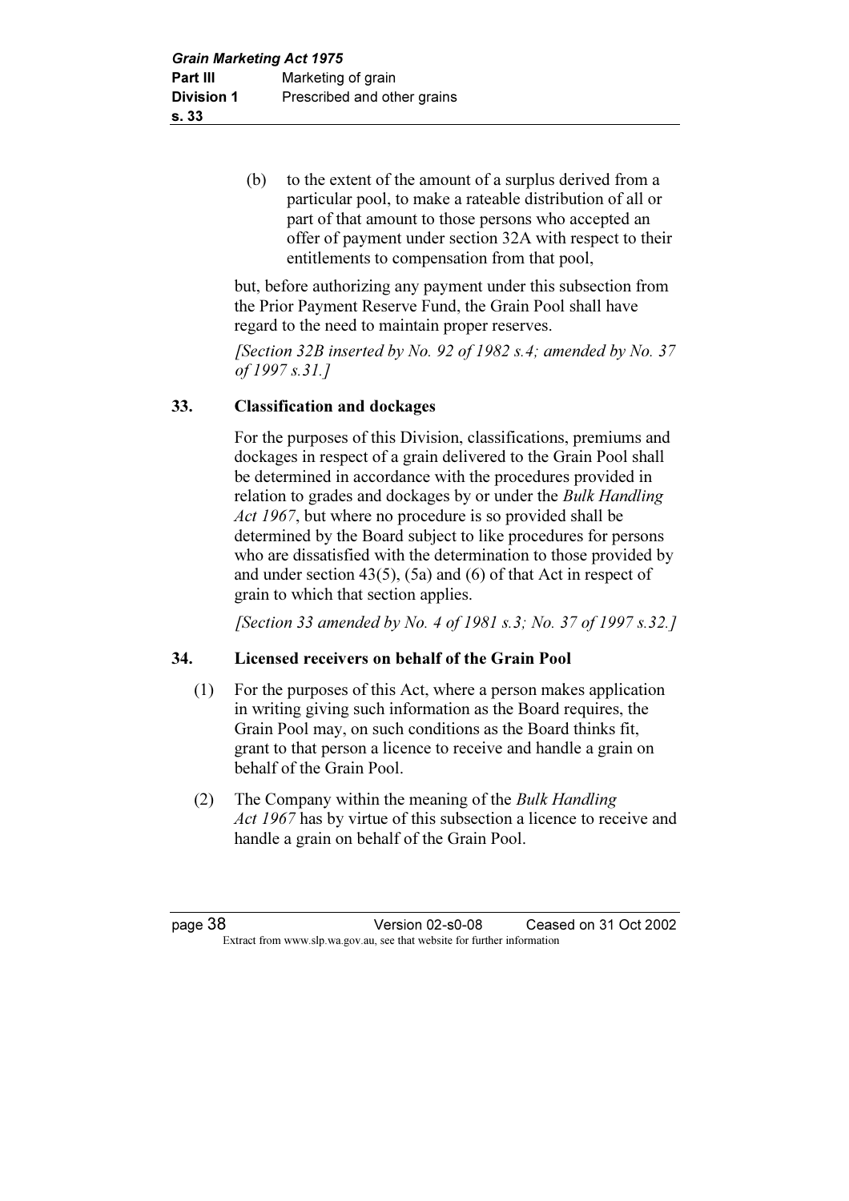(b) to the extent of the amount of a surplus derived from a particular pool, to make a rateable distribution of all or part of that amount to those persons who accepted an offer of payment under section 32A with respect to their entitlements to compensation from that pool,

but, before authorizing any payment under this subsection from the Prior Payment Reserve Fund, the Grain Pool shall have regard to the need to maintain proper reserves.

*[Section 32B inserted by No. 92 of 1982 s.4; amended by No. 37 of 1997 s.31.]*

### 33. Classification and dockages

For the purposes of this Division, classifications, premiums and dockages in respect of a grain delivered to the Grain Pool shall be determined in accordance with the procedures provided in relation to grades and dockages by or under the *Bulk Handling Act 1967*, but where no procedure is so provided shall be determined by the Board subject to like procedures for persons who are dissatisfied with the determination to those provided by and under section 43(5), (5a) and (6) of that Act in respect of grain to which that section applies.

*[Section 33 amended by No. 4 of 1981 s.3; No. 37 of 1997 s.32.]*

### 34. Licensed receivers on behalf of the Grain Pool

(1) For the purposes of this Act, where a person makes application in writing giving such information as the Board requires, the Grain Pool may, on such conditions as the Board thinks fit, grant to that person a licence to receive and handle a grain on behalf of the Grain Pool.

(2) The Company within the meaning of the *Bulk Handling Act 1967* has by virtue of this subsection a licence to receive and handle a grain on behalf of the Grain Pool.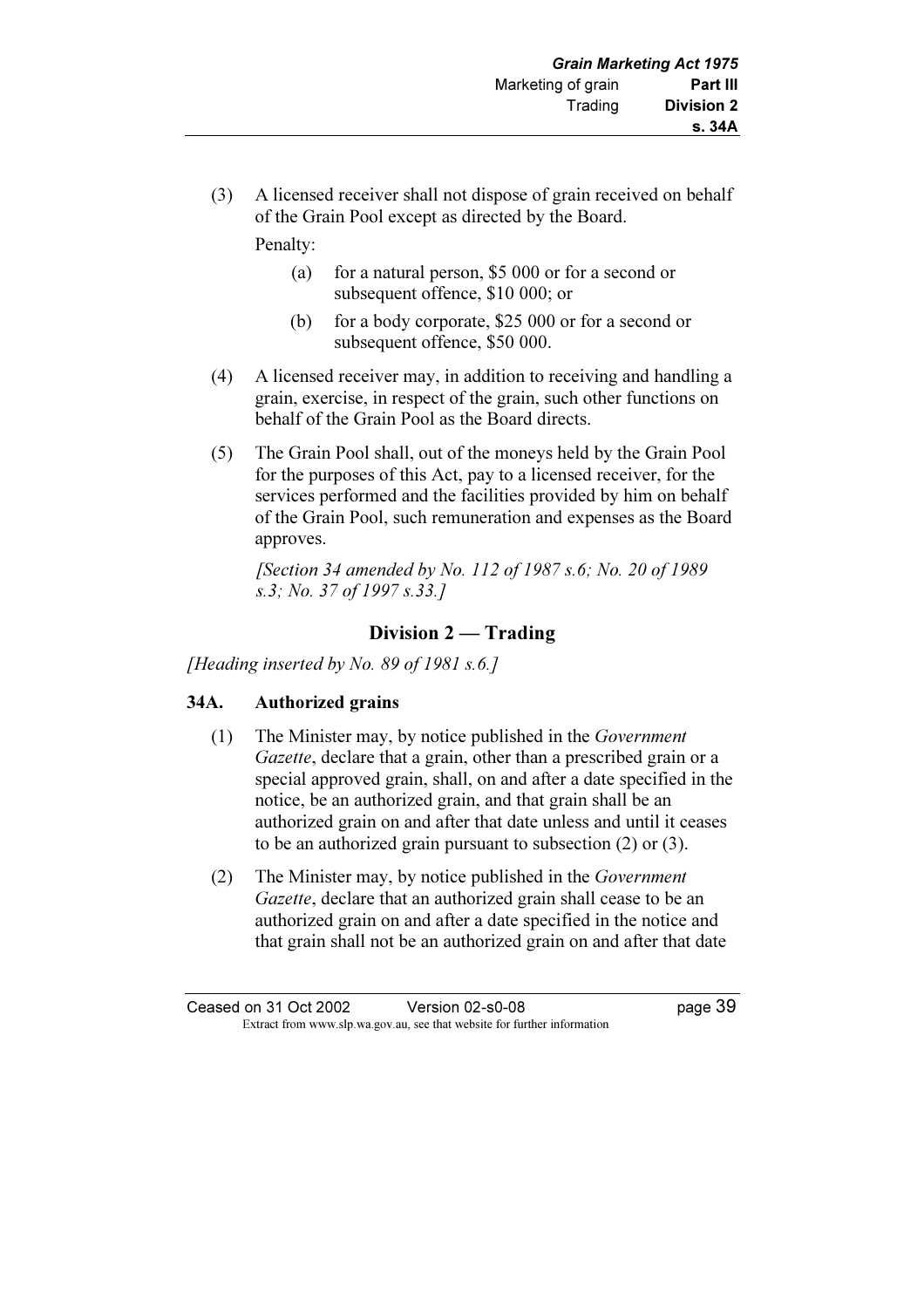(3) A licensed receiver shall not dispose of grain received on behalf of the Grain Pool except as directed by the Board.

Penalty:

(a) for a natural person, $5 000 or for a second or subsequent offence, $10 000; or

(b) for a body corporate, $25 000 or for a second or subsequent offence, $50 000.

(4) A licensed receiver may, in addition to receiving and handling a grain, exercise, in respect of the grain, such other functions on behalf of the Grain Pool as the Board directs.

(5) The Grain Pool shall, out of the moneys held by the Grain Pool for the purposes of this Act, pay to a licensed receiver, for the services performed and the facilities provided by him on behalf of the Grain Pool, such remuneration and expenses as the Board approves.

*[Section 34 amended by No. 112 of 1987 s.6; No. 20 of 1989 s.3; No. 37 of 1997 s.33.]*

## Division 2 — Trading

*[Heading inserted by No. 89 of 1981 s.6.]*

### 34A. Authorized grains

(1) The Minister may, by notice published in the *Government Gazette*, declare that a grain, other than a prescribed grain or a special approved grain, shall, on and after a date specified in the notice, be an authorized grain, and that grain shall be an authorized grain on and after that date unless and until it ceases to be an authorized grain pursuant to subsection (2) or (3).

(2) The Minister may, by notice published in the *Government Gazette*, declare that an authorized grain shall cease to be an authorized grain on and after a date specified in the notice and that grain shall not be an authorized grain on and after that date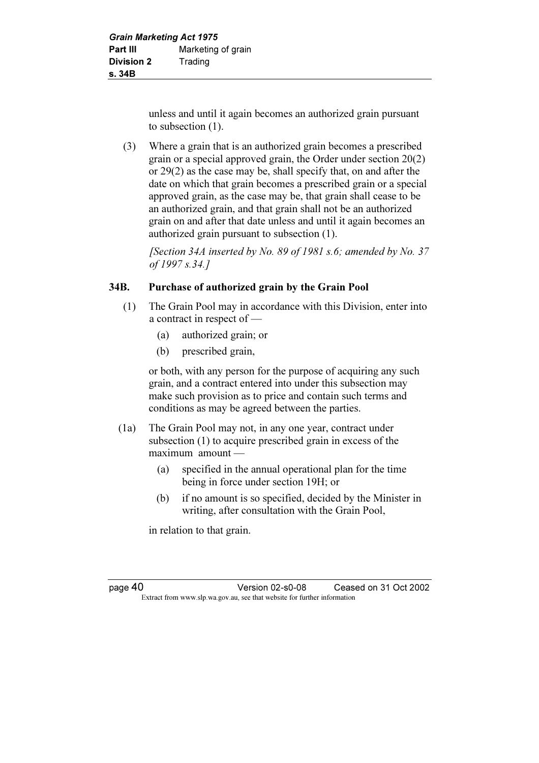unless and until it again becomes an authorized grain pursuant to subsection (1).

(3) Where a grain that is an authorized grain becomes a prescribed grain or a special approved grain, the Order under section 20(2) or 29(2) as the case may be, shall specify that, on and after the date on which that grain becomes a prescribed grain or a special approved grain, as the case may be, that grain shall cease to be an authorized grain, and that grain shall not be an authorized grain on and after that date unless and until it again becomes an authorized grain pursuant to subsection (1).

*[Section 34A inserted by No. 89 of 1981 s.6; amended by No. 37 of 1997 s.34.]*

### 34B. Purchase of authorized grain by the Grain Pool

(1) The Grain Pool may in accordance with this Division, enter into a contract in respect of —

  (a) authorized grain; or

  (b) prescribed grain,

or both, with any person for the purpose of acquiring any such grain, and a contract entered into under this subsection may make such provision as to price and contain such terms and conditions as may be agreed between the parties.

(1a) The Grain Pool may not, in any one year, contract under subsection (1) to acquire prescribed grain in excess of the maximum amount —

  (a) specified in the annual operational plan for the time being in force under section 19H; or

  (b) if no amount is so specified, decided by the Minister in writing, after consultation with the Grain Pool,

in relation to that grain.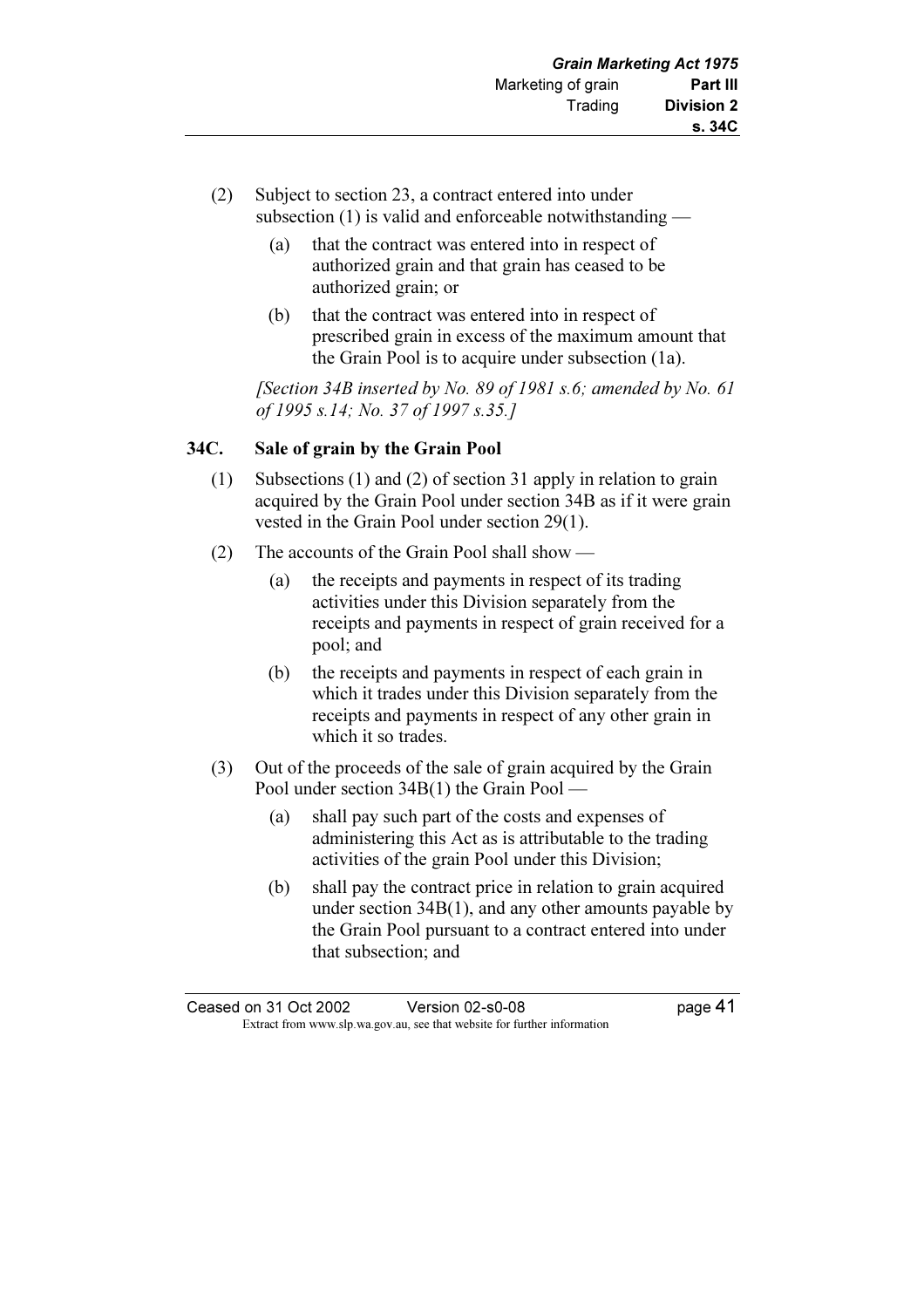(2) Subject to section 23, a contract entered into under subsection (1) is valid and enforceable notwithstanding —

(a) that the contract was entered into in respect of authorized grain and that grain has ceased to be authorized grain; or

(b) that the contract was entered into in respect of prescribed grain in excess of the maximum amount that the Grain Pool is to acquire under subsection (1a).

*[Section 34B inserted by No. 89 of 1981 s.6; amended by No. 61 of 1995 s.14; No. 37 of 1997 s.35.]*

### 34C. Sale of grain by the Grain Pool

(1) Subsections (1) and (2) of section 31 apply in relation to grain acquired by the Grain Pool under section 34B as if it were grain vested in the Grain Pool under section 29(1).

(2) The accounts of the Grain Pool shall show —

(a) the receipts and payments in respect of its trading activities under this Division separately from the receipts and payments in respect of grain received for a pool; and

(b) the receipts and payments in respect of each grain in which it trades under this Division separately from the receipts and payments in respect of any other grain in which it so trades.

(3) Out of the proceeds of the sale of grain acquired by the Grain Pool under section 34B(1) the Grain Pool —

(a) shall pay such part of the costs and expenses of administering this Act as is attributable to the trading activities of the grain Pool under this Division;

(b) shall pay the contract price in relation to grain acquired under section 34B(1), and any other amounts payable by the Grain Pool pursuant to a contract entered into under that subsection; and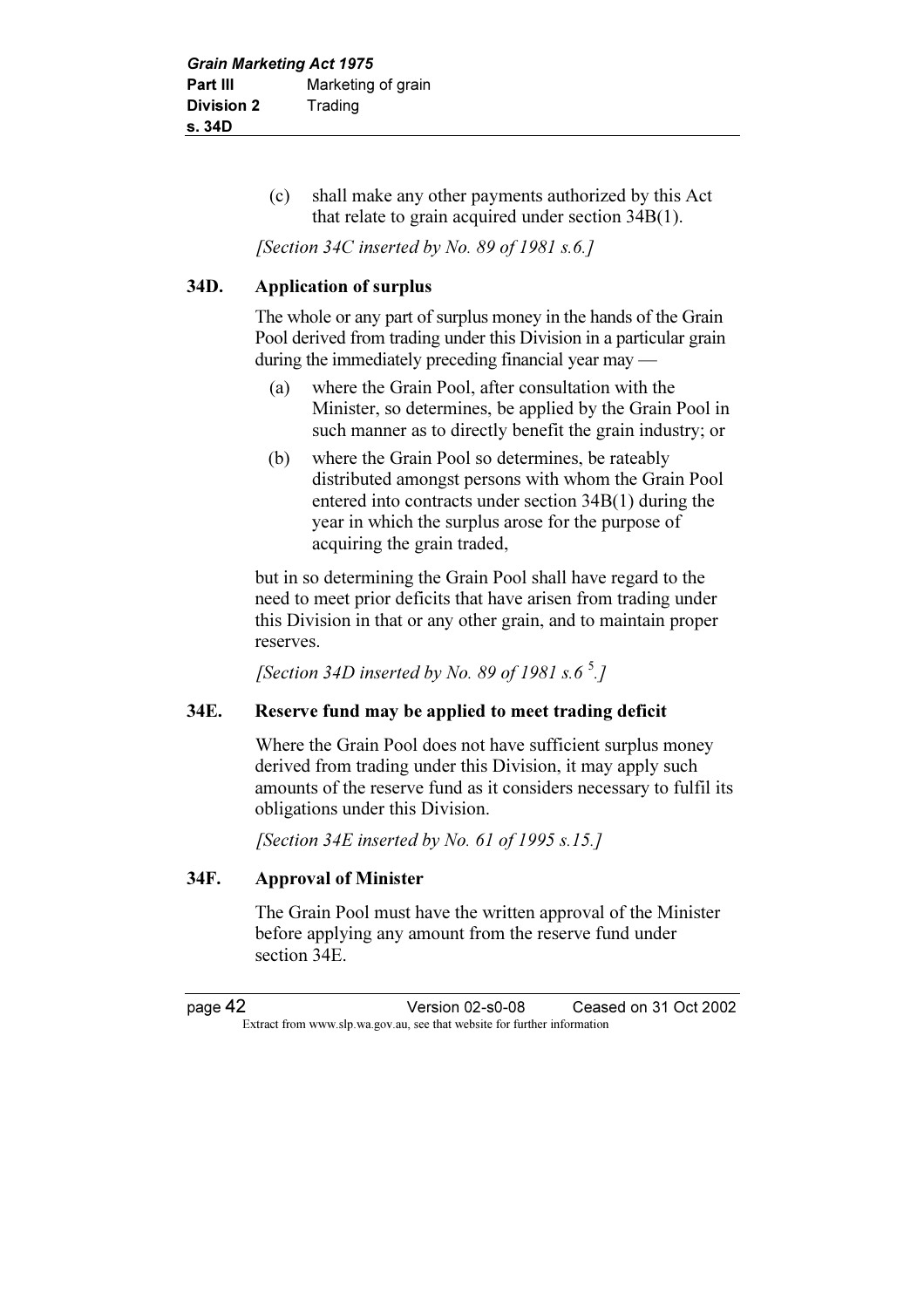(c) shall make any other payments authorized by this Act that relate to grain acquired under section 34B(1).

*[Section 34C inserted by No. 89 of 1981 s.6.]*

### 34D. Application of surplus

The whole or any part of surplus money in the hands of the Grain Pool derived from trading under this Division in a particular grain during the immediately preceding financial year may —

(a) where the Grain Pool, after consultation with the Minister, so determines, be applied by the Grain Pool in such manner as to directly benefit the grain industry; or

(b) where the Grain Pool so determines, be rateably distributed amongst persons with whom the Grain Pool entered into contracts under section 34B(1) during the year in which the surplus arose for the purpose of acquiring the grain traded,

but in so determining the Grain Pool shall have regard to the need to meet prior deficits that have arisen from trading under this Division in that or any other grain, and to maintain proper reserves.

*[Section 34D inserted by No. 89 of 1981 s.6 [5].]*

### 34E. Reserve fund may be applied to meet trading deficit

Where the Grain Pool does not have sufficient surplus money derived from trading under this Division, it may apply such amounts of the reserve fund as it considers necessary to fulfil its obligations under this Division.

*[Section 34E inserted by No. 61 of 1995 s.15.]*

### 34F. Approval of Minister

The Grain Pool must have the written approval of the Minister before applying any amount from the reserve fund under section 34E.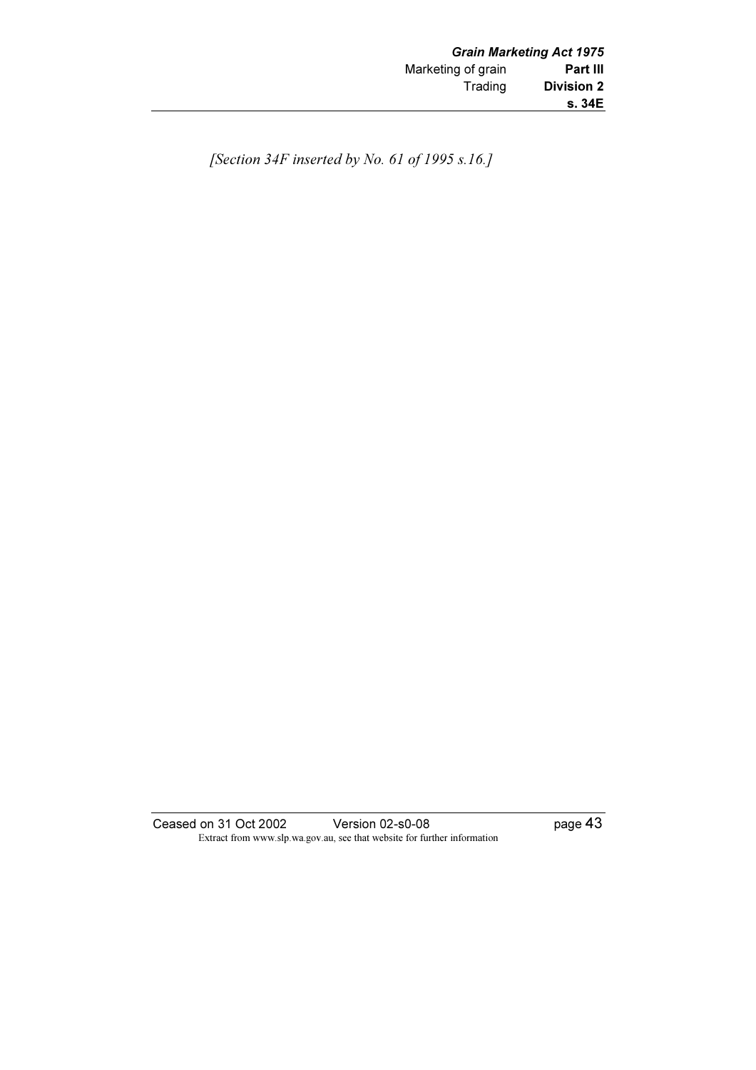*[Section 34F inserted by No. 61 of 1995 s.16.]*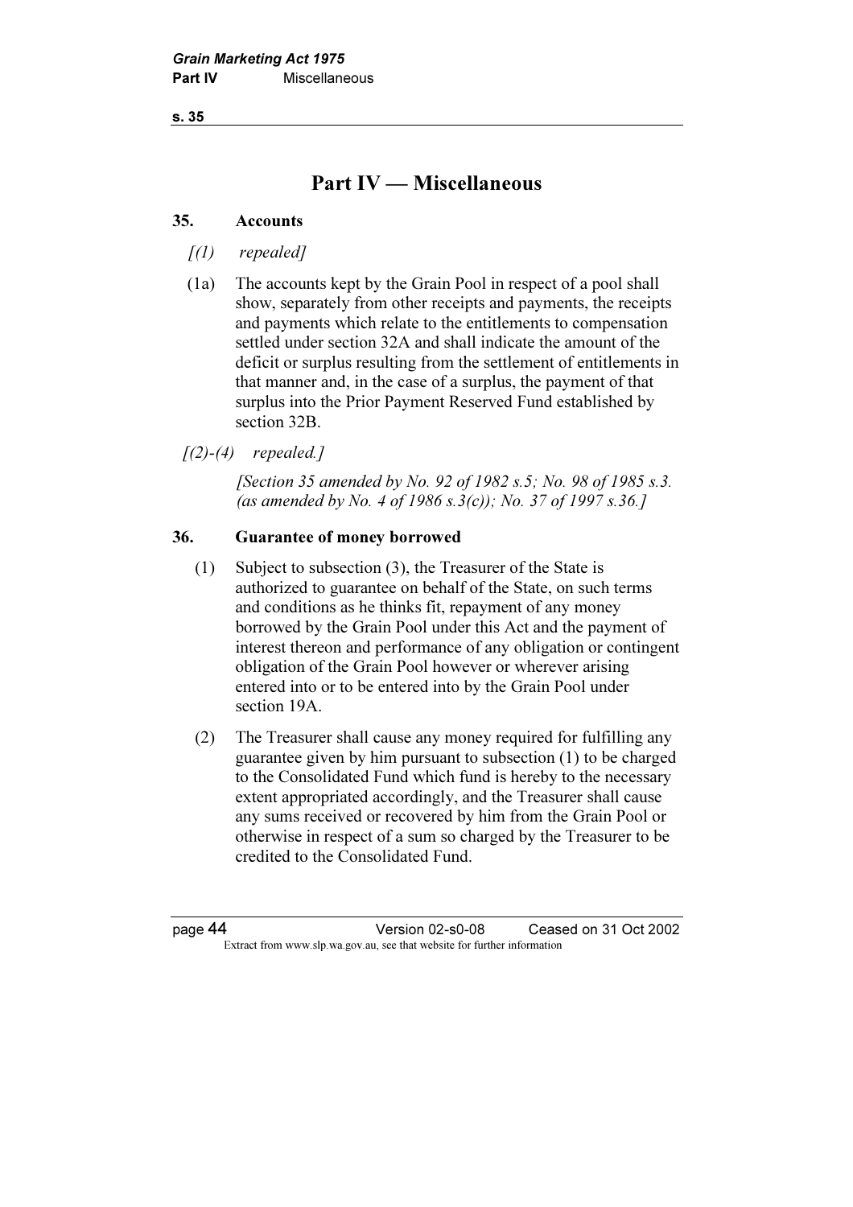# Part IV — Miscellaneous

## 35. Accounts

*[(1) repealed]*

(1a) The accounts kept by the Grain Pool in respect of a pool shall show, separately from other receipts and payments, the receipts and payments which relate to the entitlements to compensation settled under section 32A and shall indicate the amount of the deficit or surplus resulting from the settlement of entitlements in that manner and, in the case of a surplus, the payment of that surplus into the Prior Payment Reserved Fund established by section 32B.

*[(2)-(4) repealed.]*

*[Section 35 amended by No. 92 of 1982 s.5; No. 98 of 1985 s.3. (as amended by No. 4 of 1986 s.3(c)); No. 37 of 1997 s.36.]*

## 36. Guarantee of money borrowed

(1) Subject to subsection (3), the Treasurer of the State is authorized to guarantee on behalf of the State, on such terms and conditions as he thinks fit, repayment of any money borrowed by the Grain Pool under this Act and the payment of interest thereon and performance of any obligation or contingent obligation of the Grain Pool however or wherever arising entered into or to be entered into by the Grain Pool under section 19A.

(2) The Treasurer shall cause any money required for fulfilling any guarantee given by him pursuant to subsection (1) to be charged to the Consolidated Fund which fund is hereby to the necessary extent appropriated accordingly, and the Treasurer shall cause any sums received or recovered by him from the Grain Pool or otherwise in respect of a sum so charged by the Treasurer to be credited to the Consolidated Fund.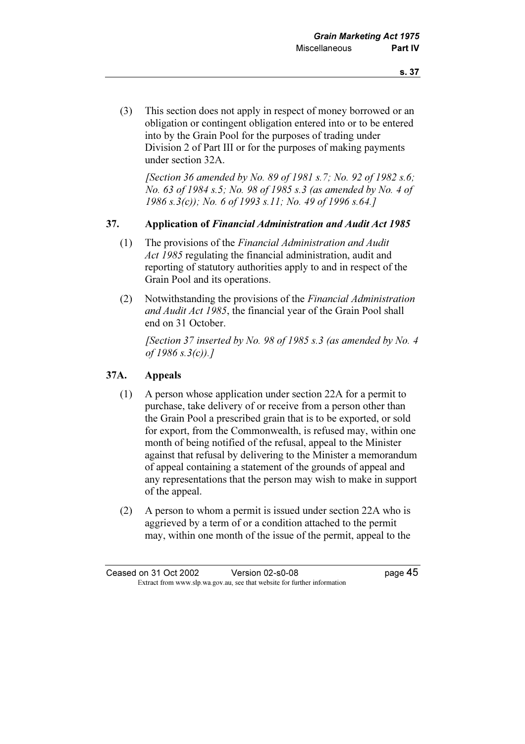(3) This section does not apply in respect of money borrowed or an obligation or contingent obligation entered into or to be entered into by the Grain Pool for the purposes of trading under Division 2 of Part III or for the purposes of making payments under section 32A.

*[Section 36 amended by No. 89 of 1981 s.7; No. 92 of 1982 s.6; No. 63 of 1984 s.5; No. 98 of 1985 s.3 (as amended by No. 4 of 1986 s.3(c)); No. 6 of 1993 s.11; No. 49 of 1996 s.64.]*

### 37. Application of *Financial Administration and Audit Act 1985*

(1) The provisions of the *Financial Administration and Audit Act 1985* regulating the financial administration, audit and reporting of statutory authorities apply to and in respect of the Grain Pool and its operations.

(2) Notwithstanding the provisions of the *Financial Administration and Audit Act 1985*, the financial year of the Grain Pool shall end on 31 October.

*[Section 37 inserted by No. 98 of 1985 s.3 (as amended by No. 4 of 1986 s.3(c)).]*

### 37A. Appeals

(1) A person whose application under section 22A for a permit to purchase, take delivery of or receive from a person other than the Grain Pool a prescribed grain that is to be exported, or sold for export, from the Commonwealth, is refused may, within one month of being notified of the refusal, appeal to the Minister against that refusal by delivering to the Minister a memorandum of appeal containing a statement of the grounds of appeal and any representations that the person may wish to make in support of the appeal.

(2) A person to whom a permit is issued under section 22A who is aggrieved by a term of or a condition attached to the permit may, within one month of the issue of the permit, appeal to the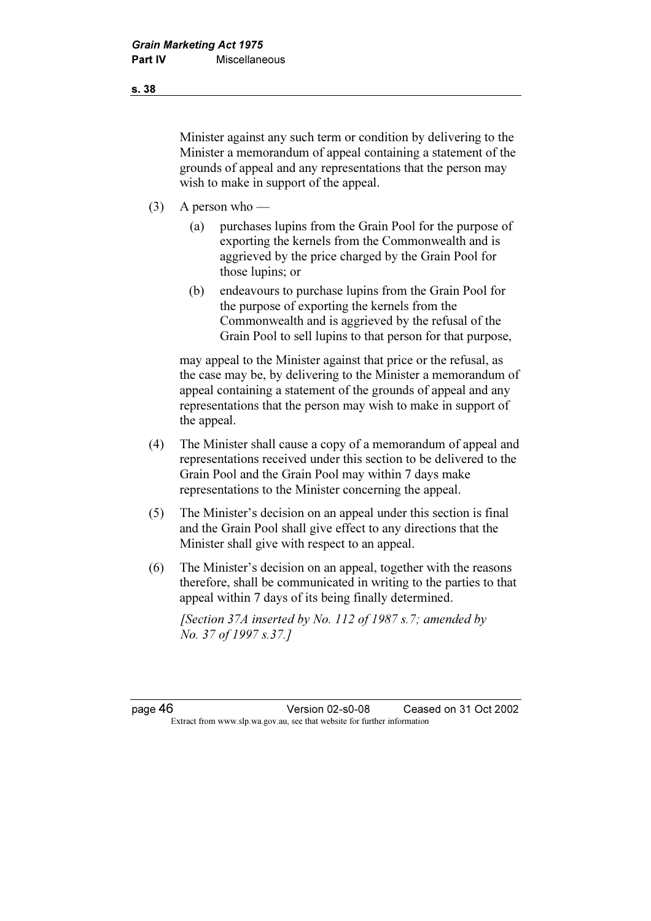Minister against any such term or condition by delivering to the Minister a memorandum of appeal containing a statement of the grounds of appeal and any representations that the person may wish to make in support of the appeal.

(3) A person who —

(a) purchases lupins from the Grain Pool for the purpose of exporting the kernels from the Commonwealth and is aggrieved by the price charged by the Grain Pool for those lupins; or

(b) endeavours to purchase lupins from the Grain Pool for the purpose of exporting the kernels from the Commonwealth and is aggrieved by the refusal of the Grain Pool to sell lupins to that person for that purpose,

may appeal to the Minister against that price or the refusal, as the case may be, by delivering to the Minister a memorandum of appeal containing a statement of the grounds of appeal and any representations that the person may wish to make in support of the appeal.

(4) The Minister shall cause a copy of a memorandum of appeal and representations received under this section to be delivered to the Grain Pool and the Grain Pool may within 7 days make representations to the Minister concerning the appeal.

(5) The Minister's decision on an appeal under this section is final and the Grain Pool shall give effect to any directions that the Minister shall give with respect to an appeal.

(6) The Minister's decision on an appeal, together with the reasons therefore, shall be communicated in writing to the parties to that appeal within 7 days of its being finally determined.

*[Section 37A inserted by No. 112 of 1987 s.7; amended by No. 37 of 1997 s.37.]*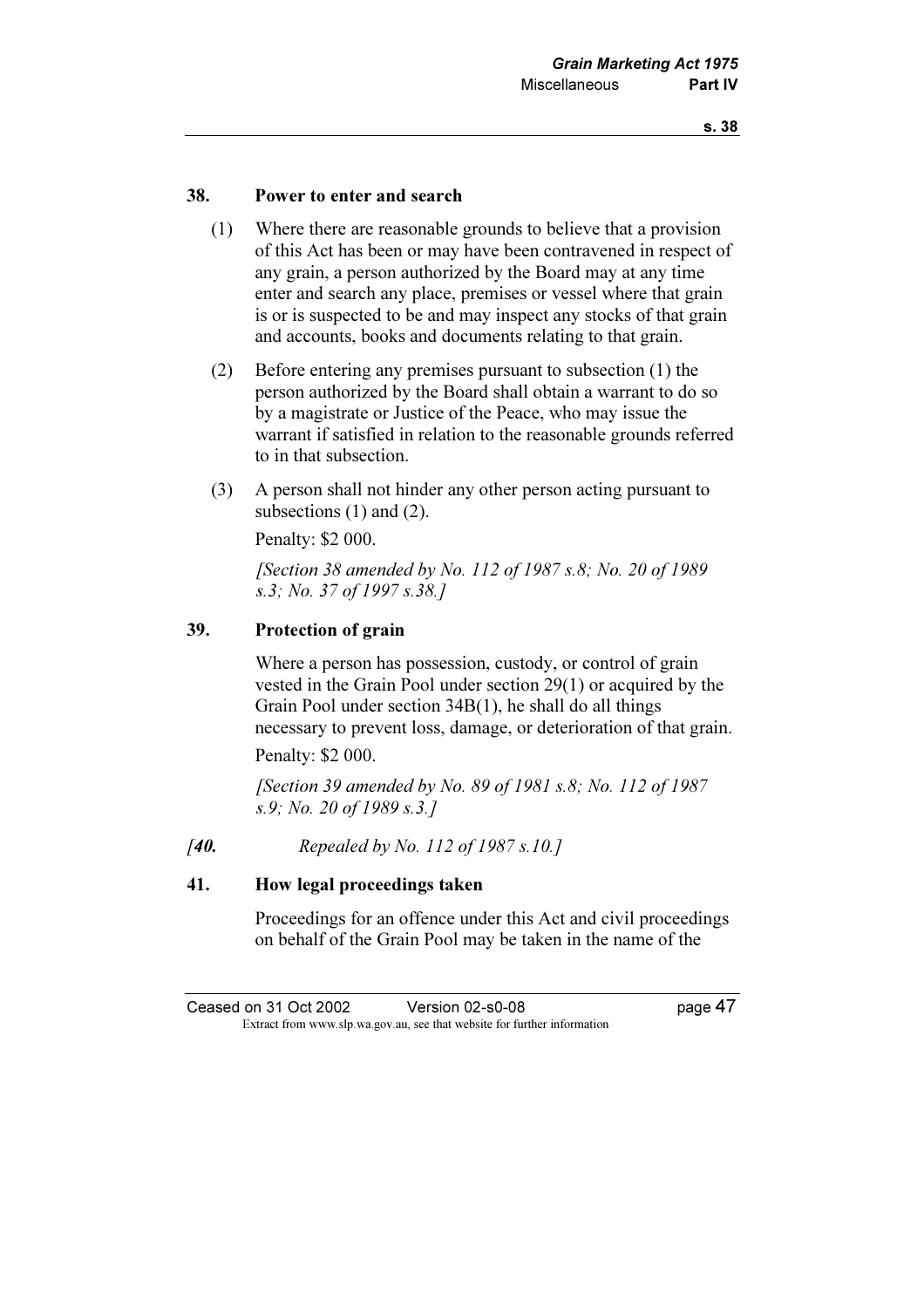### 38. Power to enter and search

(1) Where there are reasonable grounds to believe that a provision of this Act has been or may have been contravened in respect of any grain, a person authorized by the Board may at any time enter and search any place, premises or vessel where that grain is or is suspected to be and may inspect any stocks of that grain and accounts, books and documents relating to that grain.

(2) Before entering any premises pursuant to subsection (1) the person authorized by the Board shall obtain a warrant to do so by a magistrate or Justice of the Peace, who may issue the warrant if satisfied in relation to the reasonable grounds referred to in that subsection.

(3) A person shall not hinder any other person acting pursuant to subsections (1) and (2).

Penalty: $2 000.

*[Section 38 amended by No. 112 of 1987 s.8; No. 20 of 1989 s.3; No. 37 of 1997 s.38.]*

### 39. Protection of grain

Where a person has possession, custody, or control of grain vested in the Grain Pool under section 29(1) or acquired by the Grain Pool under section 34B(1), he shall do all things necessary to prevent loss, damage, or deterioration of that grain.

Penalty: $2 000.

*[Section 39 amended by No. 89 of 1981 s.8; No. 112 of 1987 s.9; No. 20 of 1989 s.3.]*

*[**40.** Repealed by No. 112 of 1987 s.10.]*

### 41. How legal proceedings taken

Proceedings for an offence under this Act and civil proceedings on behalf of the Grain Pool may be taken in the name of the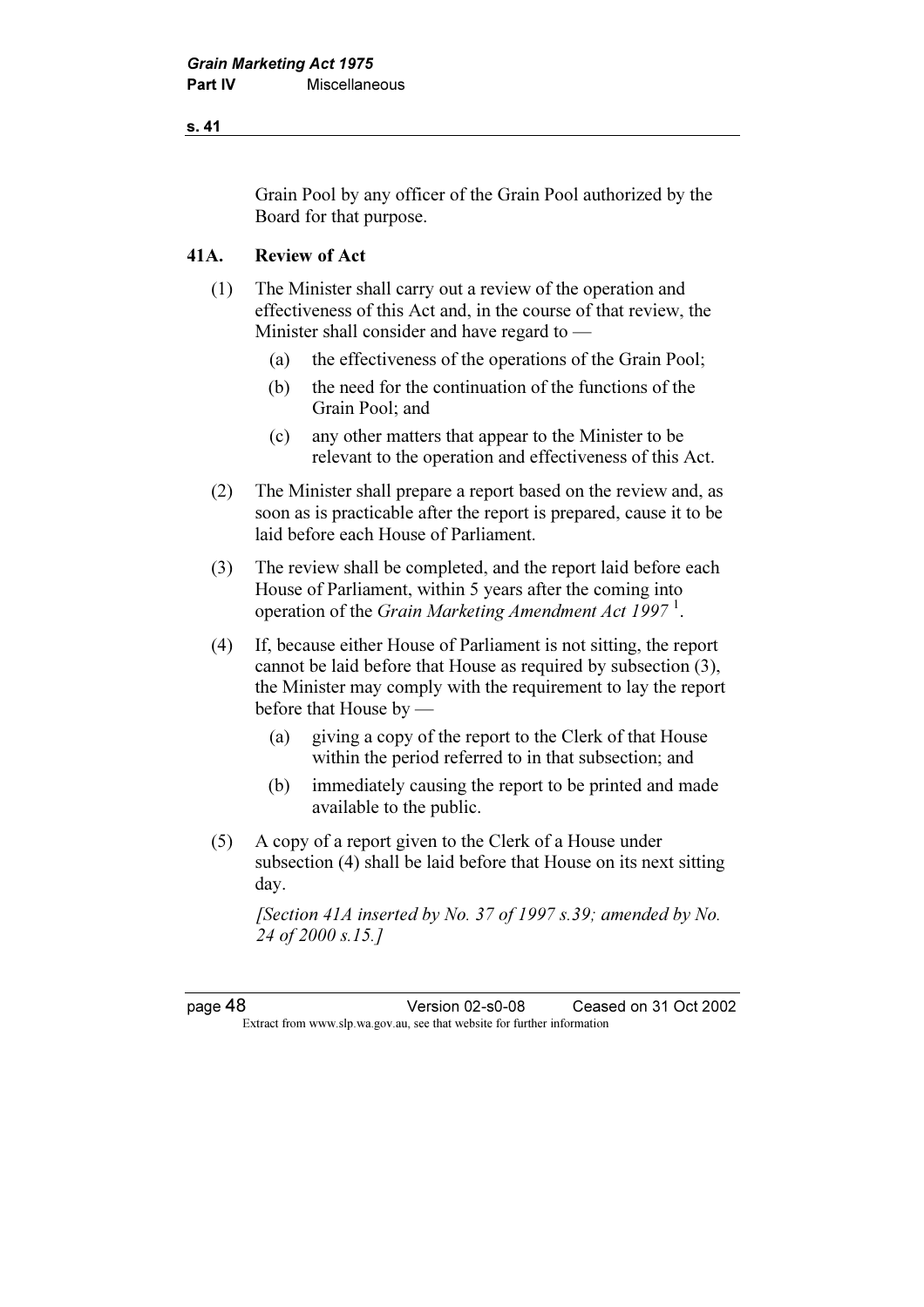Grain Pool by any officer of the Grain Pool authorized by the Board for that purpose.

### 41A. Review of Act

(1) The Minister shall carry out a review of the operation and effectiveness of this Act and, in the course of that review, the Minister shall consider and have regard to —

(a) the effectiveness of the operations of the Grain Pool;

(b) the need for the continuation of the functions of the Grain Pool; and

(c) any other matters that appear to the Minister to be relevant to the operation and effectiveness of this Act.

(2) The Minister shall prepare a report based on the review and, as soon as is practicable after the report is prepared, cause it to be laid before each House of Parliament.

(3) The review shall be completed, and the report laid before each House of Parliament, within 5 years after the coming into operation of the *Grain Marketing Amendment Act 1997* [1].

(4) If, because either House of Parliament is not sitting, the report cannot be laid before that House as required by subsection (3), the Minister may comply with the requirement to lay the report before that House by —

(a) giving a copy of the report to the Clerk of that House within the period referred to in that subsection; and

(b) immediately causing the report to be printed and made available to the public.

(5) A copy of a report given to the Clerk of a House under subsection (4) shall be laid before that House on its next sitting day.

*[Section 41A inserted by No. 37 of 1997 s.39; amended by No. 24 of 2000 s.15.]*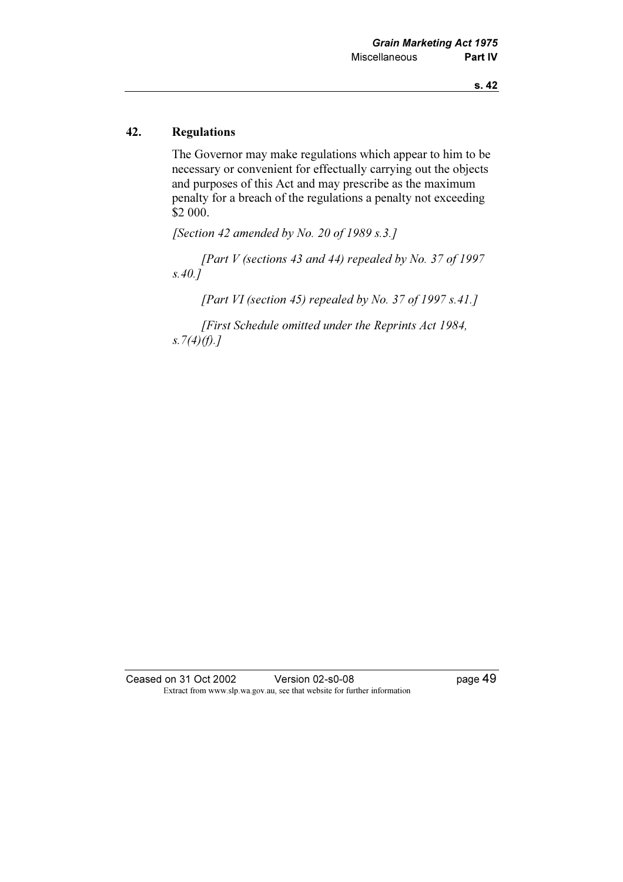## 42. Regulations

The Governor may make regulations which appear to him to be necessary or convenient for effectually carrying out the objects and purposes of this Act and may prescribe as the maximum penalty for a breach of the regulations a penalty not exceeding $2 000.

*[Section 42 amended by No. 20 of 1989 s.3.]*

*[Part V (sections 43 and 44) repealed by No. 37 of 1997 s.40.]*

*[Part VI (section 45) repealed by No. 37 of 1997 s.41.]*

*[First Schedule omitted under the Reprints Act 1984, s.7(4)(f).]*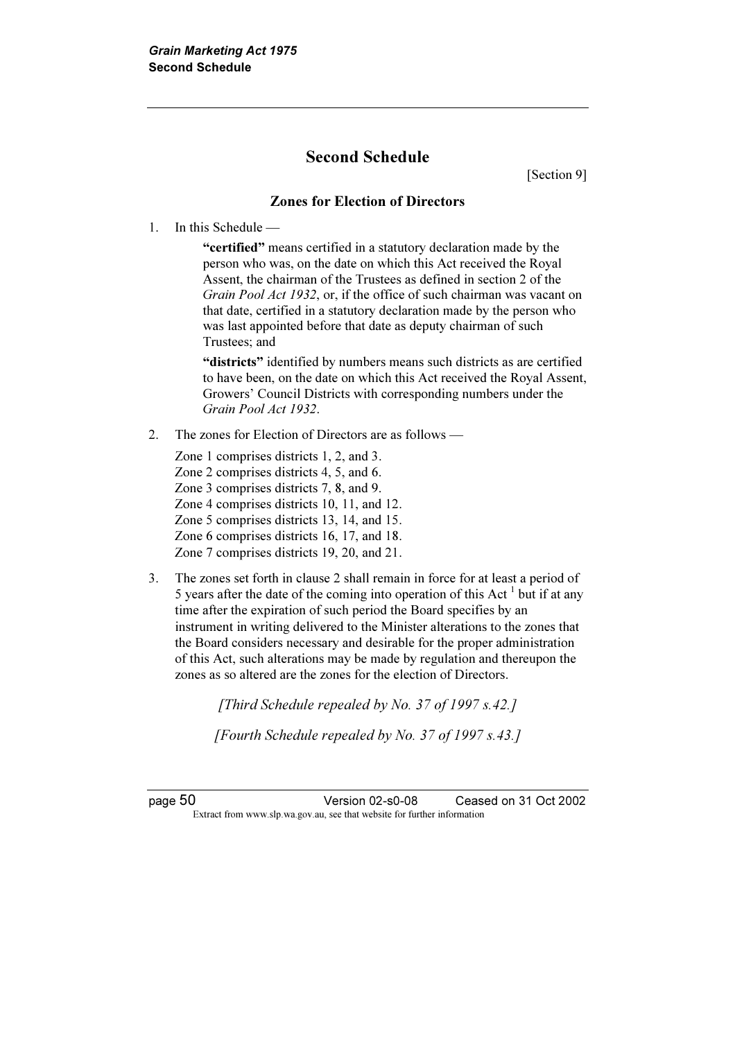# Second Schedule

[Section 9]

## Zones for Election of Directors

1. In this Schedule —

   **"certified"** means certified in a statutory declaration made by the person who was, on the date on which this Act received the Royal Assent, the chairman of the Trustees as defined in section 2 of the *Grain Pool Act 1932*, or, if the office of such chairman was vacant on that date, certified in a statutory declaration made by the person who was last appointed before that date as deputy chairman of such Trustees; and

   **"districts"** identified by numbers means such districts as are certified to have been, on the date on which this Act received the Royal Assent, Growers' Council Districts with corresponding numbers under the *Grain Pool Act 1932*.

2. The zones for Election of Directors are as follows —

   Zone 1 comprises districts 1, 2, and 3.
   Zone 2 comprises districts 4, 5, and 6.
   Zone 3 comprises districts 7, 8, and 9.
   Zone 4 comprises districts 10, 11, and 12.
   Zone 5 comprises districts 13, 14, and 15.
   Zone 6 comprises districts 16, 17, and 18.
   Zone 7 comprises districts 19, 20, and 21.

3. The zones set forth in clause 2 shall remain in force for at least a period of 5 years after the date of the coming into operation of this Act [1] but if at any time after the expiration of such period the Board specifies by an instrument in writing delivered to the Minister alterations to the zones that the Board considers necessary and desirable for the proper administration of this Act, such alterations may be made by regulation and thereupon the zones as so altered are the zones for the election of Directors.

*[Third Schedule repealed by No. 37 of 1997 s.42.]*

*[Fourth Schedule repealed by No. 37 of 1997 s.43.]*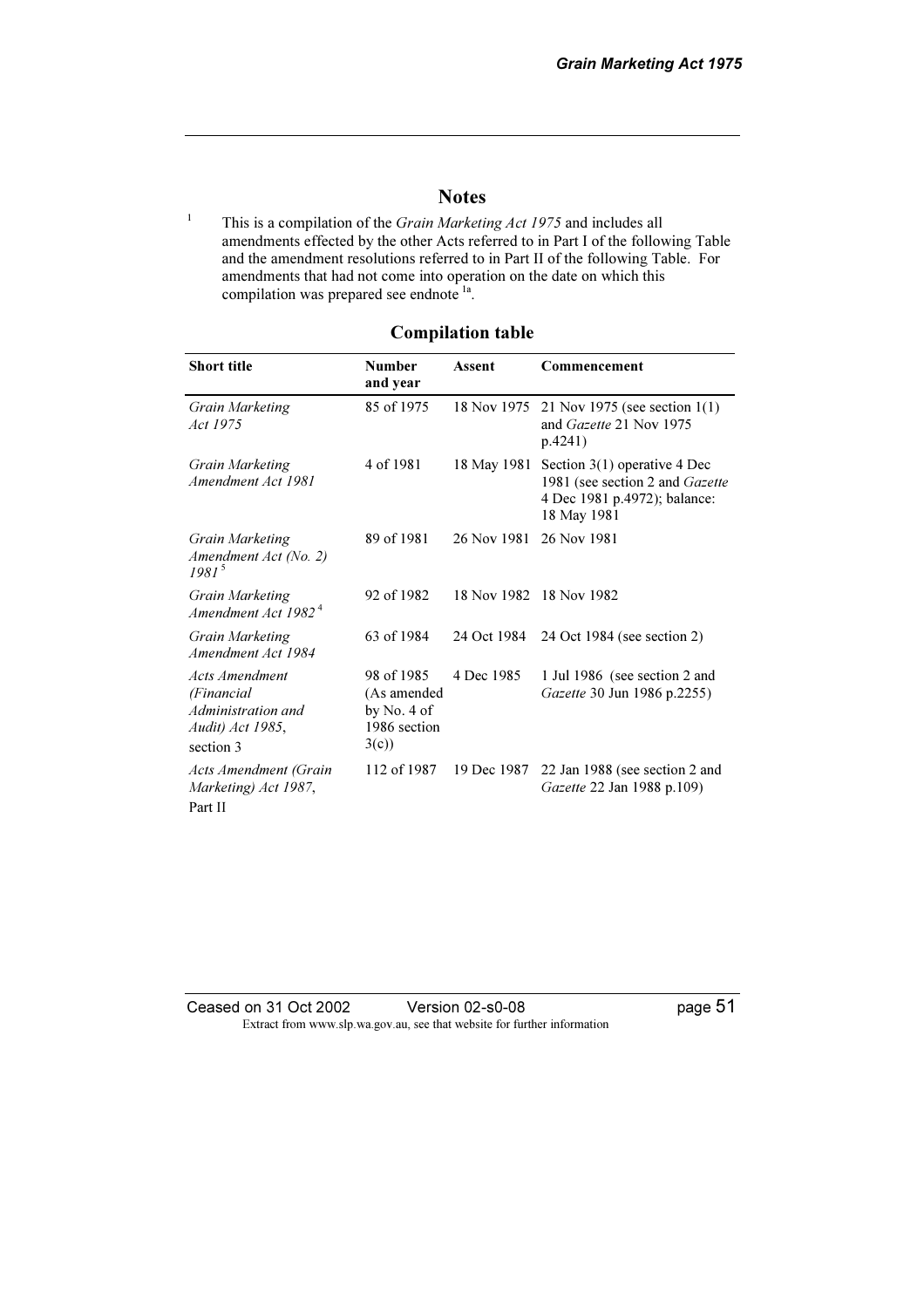## Notes

[1] This is a compilation of the *Grain Marketing Act 1975* and includes all amendments effected by the other Acts referred to in Part I of the following Table and the amendment resolutions referred to in Part II of the following Table. For amendments that had not come into operation on the date on which this compilation was prepared see endnote [1a].

### Compilation table

| Short title | Number and year | Assent | Commencement |
|---|---|---|---|
| *Grain Marketing Act 1975* | 85 of 1975 | 18 Nov 1975 | 21 Nov 1975 (see section 1(1) and *Gazette* 21 Nov 1975 p.4241) |
| *Grain Marketing Amendment Act 1981* | 4 of 1981 | 18 May 1981 | Section 3(1) operative 4 Dec 1981 (see section 2 and *Gazette* 4 Dec 1981 p.4972); balance: 18 May 1981 |
| *Grain Marketing Amendment Act (No. 2) 1981* [5] | 89 of 1981 | 26 Nov 1981 | 26 Nov 1981 |
| *Grain Marketing Amendment Act 1982* [4] | 92 of 1982 | 18 Nov 1982 | 18 Nov 1982 |
| *Grain Marketing Amendment Act 1984* | 63 of 1984 | 24 Oct 1984 | 24 Oct 1984 (see section 2) |
| *Acts Amendment (Financial Administration and Audit) Act 1985*, section 3 | 98 of 1985 (As amended by No. 4 of 1986 section 3(c)) | 4 Dec 1985 | 1 Jul 1986 (see section 2 and *Gazette* 30 Jun 1986 p.2255) |
| *Acts Amendment (Grain Marketing) Act 1987*, Part II | 112 of 1987 | 19 Dec 1987 | 22 Jan 1988 (see section 2 and *Gazette* 22 Jan 1988 p.109) |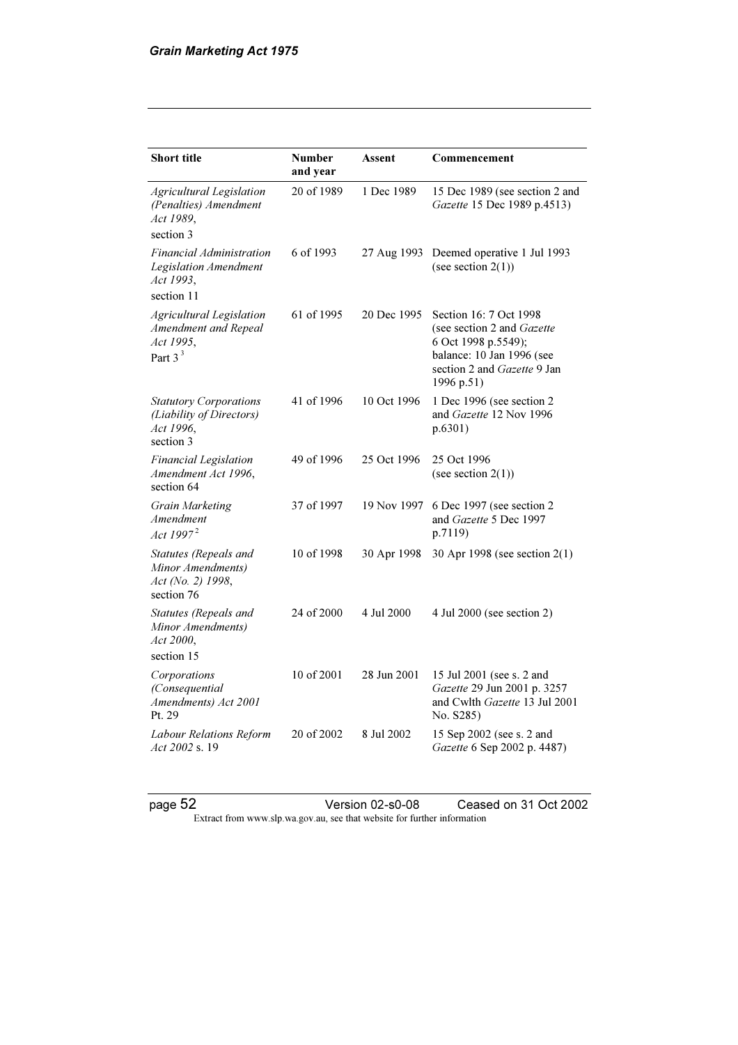| Short title | Number and year | Assent | Commencement |
|---|---|---|---|
| *Agricultural Legislation (Penalties) Amendment Act 1989*, section 3 | 20 of 1989 | 1 Dec 1989 | 15 Dec 1989 (see section 2 and *Gazette* 15 Dec 1989 p.4513) |
| *Financial Administration Legislation Amendment Act 1993*, section 11 | 6 of 1993 | 27 Aug 1993 | Deemed operative 1 Jul 1993 (see section 2(1)) |
| *Agricultural Legislation Amendment and Repeal Act 1995*, Part 3 [3] | 61 of 1995 | 20 Dec 1995 | Section 16: 7 Oct 1998 (see section 2 and *Gazette* 6 Oct 1998 p.5549); balance: 10 Jan 1996 (see section 2 and *Gazette* 9 Jan 1996 p.51) |
| *Statutory Corporations (Liability of Directors) Act 1996*, section 3 | 41 of 1996 | 10 Oct 1996 | 1 Dec 1996 (see section 2 and *Gazette* 12 Nov 1996 p.6301) |
| *Financial Legislation Amendment Act 1996*, section 64 | 49 of 1996 | 25 Oct 1996 | 25 Oct 1996 (see section 2(1)) |
| *Grain Marketing Amendment Act 1997* [2] | 37 of 1997 | 19 Nov 1997 | 6 Dec 1997 (see section 2 and *Gazette* 5 Dec 1997 p.7119) |
| *Statutes (Repeals and Minor Amendments) Act (No. 2) 1998*, section 76 | 10 of 1998 | 30 Apr 1998 | 30 Apr 1998 (see section 2(1) |
| *Statutes (Repeals and Minor Amendments) Act 2000*, section 15 | 24 of 2000 | 4 Jul 2000 | 4 Jul 2000 (see section 2) |
| *Corporations (Consequential Amendments) Act 2001* Pt. 29 | 10 of 2001 | 28 Jun 2001 | 15 Jul 2001 (see s. 2 and *Gazette* 29 Jun 2001 p. 3257 and Cwlth *Gazette* 13 Jul 2001 No. S285) |
| *Labour Relations Reform Act 2002* s. 19 | 20 of 2002 | 8 Jul 2002 | 15 Sep 2002 (see s. 2 and *Gazette* 6 Sep 2002 p. 4487) |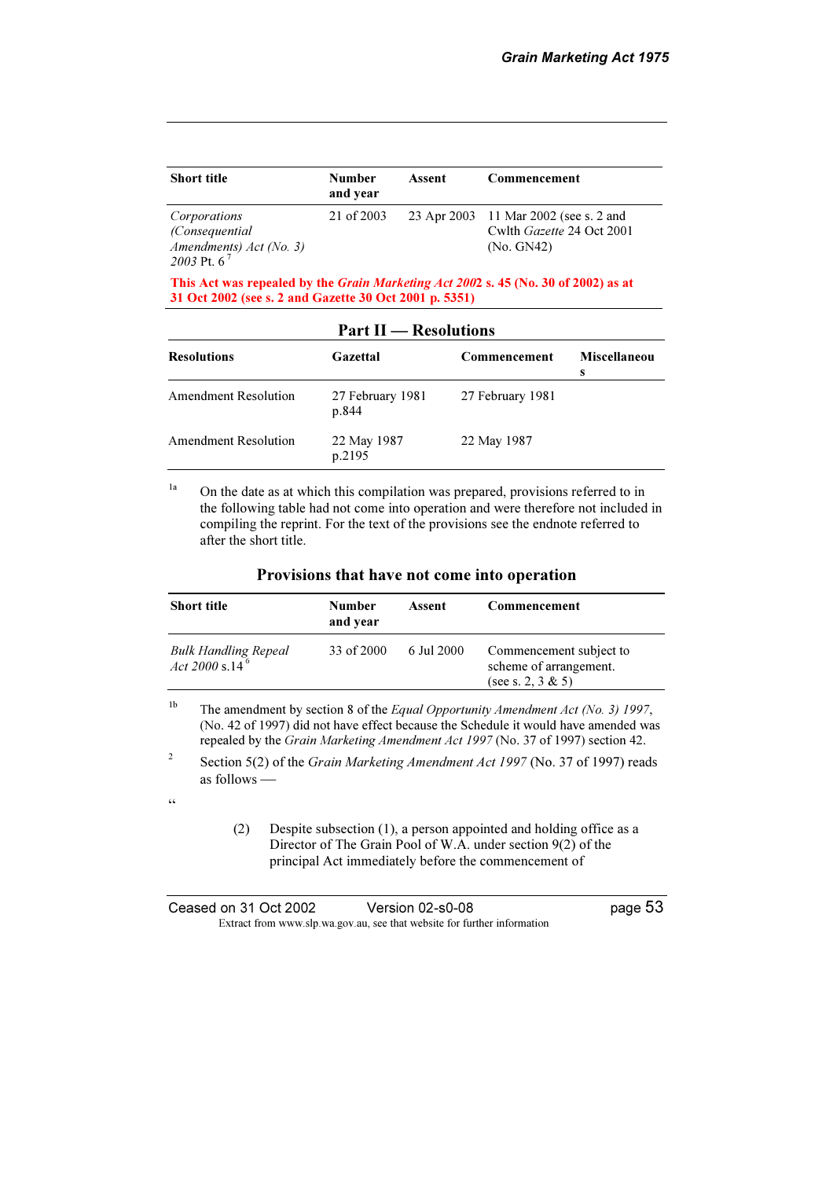| Short title | Number and year | Assent | Commencement |
|---|---|---|---|
| *Corporations (Consequential Amendments) Act (No. 3) 2003* Pt. 6 [7] | 21 of 2003 | 23 Apr 2003 | 11 Mar 2002 (see s. 2 and Cwlth *Gazette* 24 Oct 2001 (No. GN42) |

**This Act was repealed by the *Grain Marketing Act 2002* s. 45 (No. 30 of 2002) as at 31 Oct 2002 (see s. 2 and Gazette 30 Oct 2001 p. 5351)**

## Part II — Resolutions

| Resolutions | Gazettal | Commencement | Miscellaneous |
|---|---|---|---|
| Amendment Resolution | 27 February 1981 p.844 | 27 February 1981 | |
| Amendment Resolution | 22 May 1987 p.2195 | 22 May 1987 | |

[1a] On the date as at which this compilation was prepared, provisions referred to in the following table had not come into operation and were therefore not included in compiling the reprint. For the text of the provisions see the endnote referred to after the short title.

### Provisions that have not come into operation

| Short title | Number and year | Assent | Commencement |
|---|---|---|---|
| *Bulk Handling Repeal Act 2000* s.14 [6] | 33 of 2000 | 6 Jul 2000 | Commencement subject to scheme of arrangement. (see s. 2, 3 & 5) |

[1b] The amendment by section 8 of the *Equal Opportunity Amendment Act (No. 3) 1997*, (No. 42 of 1997) did not have effect because the Schedule it would have amended was repealed by the *Grain Marketing Amendment Act 1997* (No. 37 of 1997) section 42.

[2] Section 5(2) of the *Grain Marketing Amendment Act 1997* (No. 37 of 1997) reads as follows —

"

(2) Despite subsection (1), a person appointed and holding office as a Director of The Grain Pool of W.A. under section 9(2) of the principal Act immediately before the commencement of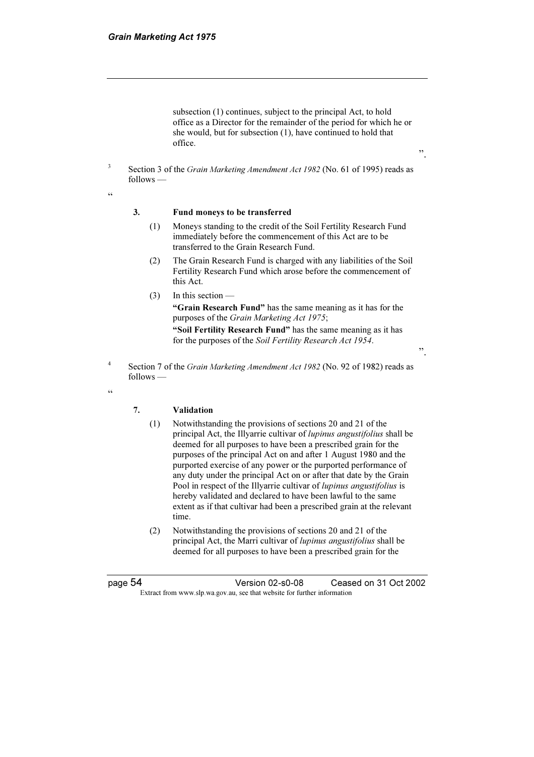subsection (1) continues, subject to the principal Act, to hold office as a Director for the remainder of the period for which he or she would, but for subsection (1), have continued to hold that office.

".

[3] Section 3 of the *Grain Marketing Amendment Act 1982* (No. 61 of 1995) reads as follows —

"

**3. Fund moneys to be transferred**

(1) Moneys standing to the credit of the Soil Fertility Research Fund immediately before the commencement of this Act are to be transferred to the Grain Research Fund.

(2) The Grain Research Fund is charged with any liabilities of the Soil Fertility Research Fund which arose before the commencement of this Act.

(3) In this section —

**"Grain Research Fund"** has the same meaning as it has for the purposes of the *Grain Marketing Act 1975*;

**"Soil Fertility Research Fund"** has the same meaning as it has for the purposes of the *Soil Fertility Research Act 1954*.

".

[4] Section 7 of the *Grain Marketing Amendment Act 1982* (No. 92 of 1982) reads as follows —

"

**7. Validation**

(1) Notwithstanding the provisions of sections 20 and 21 of the principal Act, the Illyarrie cultivar of *lupinus angustifolius* shall be deemed for all purposes to have been a prescribed grain for the purposes of the principal Act on and after 1 August 1980 and the purported exercise of any power or the purported performance of any duty under the principal Act on or after that date by the Grain Pool in respect of the Illyarrie cultivar of *lupinus angustifolius* is hereby validated and declared to have been lawful to the same extent as if that cultivar had been a prescribed grain at the relevant time.

(2) Notwithstanding the provisions of sections 20 and 21 of the principal Act, the Marri cultivar of *lupinus angustifolius* shall be deemed for all purposes to have been a prescribed grain for the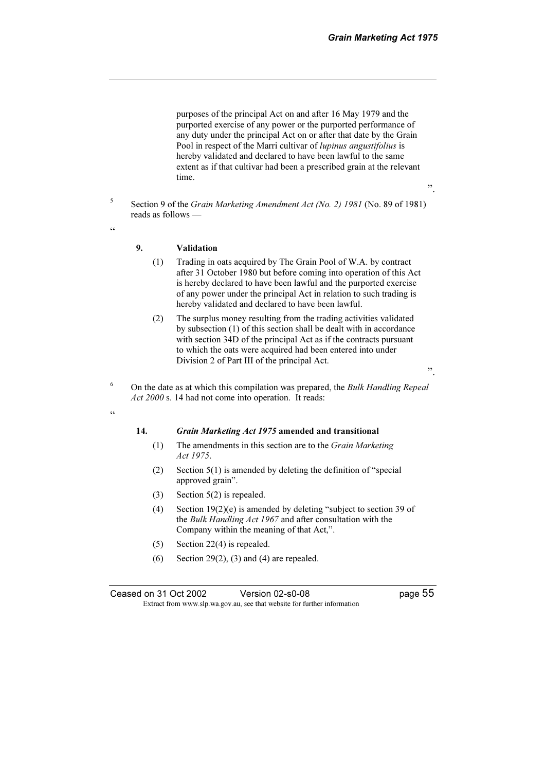purposes of the principal Act on and after 16 May 1979 and the purported exercise of any power or the purported performance of any duty under the principal Act on or after that date by the Grain Pool in respect of the Marri cultivar of *lupinus angustifolius* is hereby validated and declared to have been lawful to the same extent as if that cultivar had been a prescribed grain at the relevant time.

".

[5] Section 9 of the *Grain Marketing Amendment Act (No. 2) 1981* (No. 89 of 1981) reads as follows —

"

**9. Validation**

(1) Trading in oats acquired by The Grain Pool of W.A. by contract after 31 October 1980 but before coming into operation of this Act is hereby declared to have been lawful and the purported exercise of any power under the principal Act in relation to such trading is hereby validated and declared to have been lawful.

(2) The surplus money resulting from the trading activities validated by subsection (1) of this section shall be dealt with in accordance with section 34D of the principal Act as if the contracts pursuant to which the oats were acquired had been entered into under Division 2 of Part III of the principal Act.

".

[6] On the date as at which this compilation was prepared, the *Bulk Handling Repeal Act 2000* s. 14 had not come into operation. It reads:

"

**14. *Grain Marketing Act 1975* amended and transitional**

(1) The amendments in this section are to the *Grain Marketing Act 1975*.

(2) Section 5(1) is amended by deleting the definition of "special approved grain".

(3) Section 5(2) is repealed.

(4) Section 19(2)(e) is amended by deleting "subject to section 39 of the *Bulk Handling Act 1967* and after consultation with the Company within the meaning of that Act,".

(5) Section 22(4) is repealed.

(6) Section 29(2), (3) and (4) are repealed.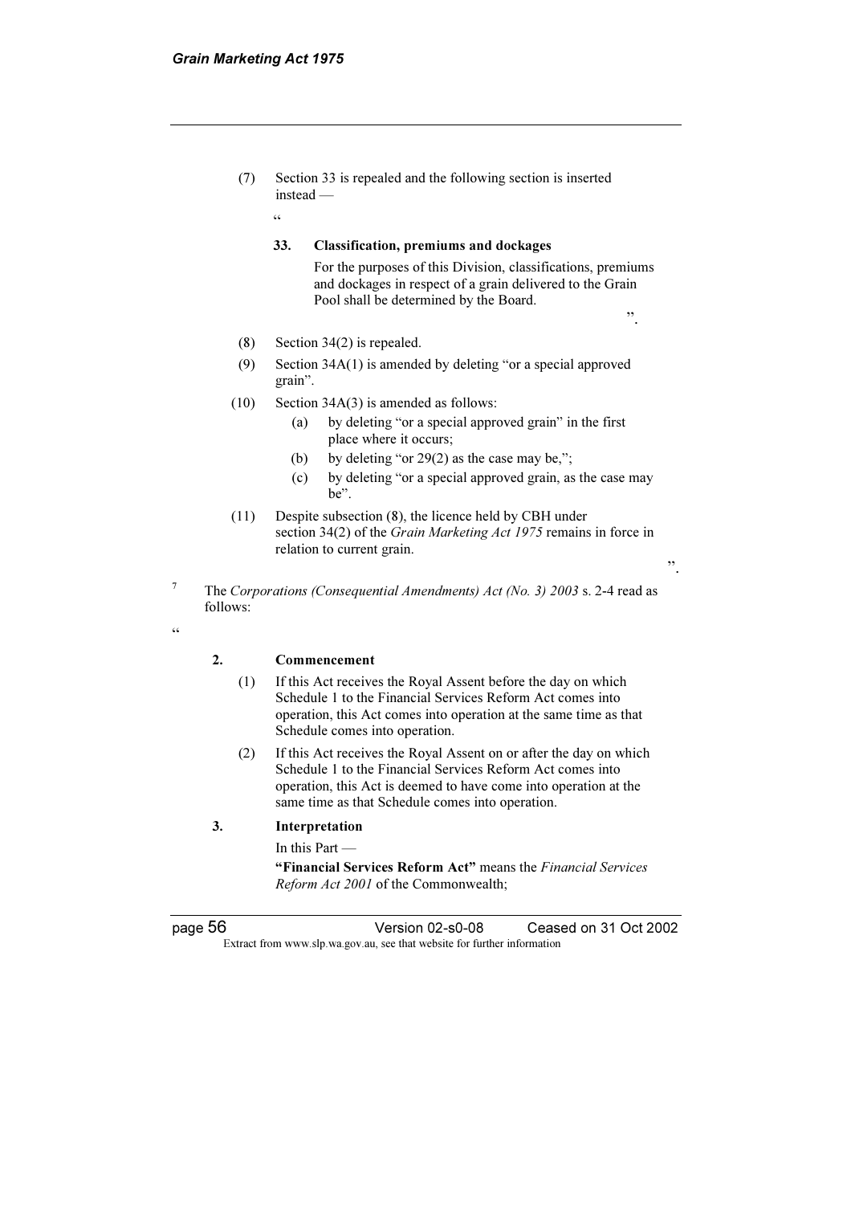(7) Section 33 is repealed and the following section is inserted instead —

"

**33. Classification, premiums and dockages**

For the purposes of this Division, classifications, premiums and dockages in respect of a grain delivered to the Grain Pool shall be determined by the Board.

".

(8) Section 34(2) is repealed.

(9) Section 34A(1) is amended by deleting "or a special approved grain".

(10) Section 34A(3) is amended as follows:

(a) by deleting "or a special approved grain" in the first place where it occurs;

(b) by deleting "or 29(2) as the case may be,";

(c) by deleting "or a special approved grain, as the case may be".

(11) Despite subsection (8), the licence held by CBH under section 34(2) of the *Grain Marketing Act 1975* remains in force in relation to current grain.

".

[7] The *Corporations (Consequential Amendments) Act (No. 3) 2003* s. 2-4 read as follows:

"

**2. Commencement**

(1) If this Act receives the Royal Assent before the day on which Schedule 1 to the Financial Services Reform Act comes into operation, this Act comes into operation at the same time as that Schedule comes into operation.

(2) If this Act receives the Royal Assent on or after the day on which Schedule 1 to the Financial Services Reform Act comes into operation, this Act is deemed to have come into operation at the same time as that Schedule comes into operation.

**3. Interpretation**

In this Part —

**"Financial Services Reform Act"** means the *Financial Services Reform Act 2001* of the Commonwealth;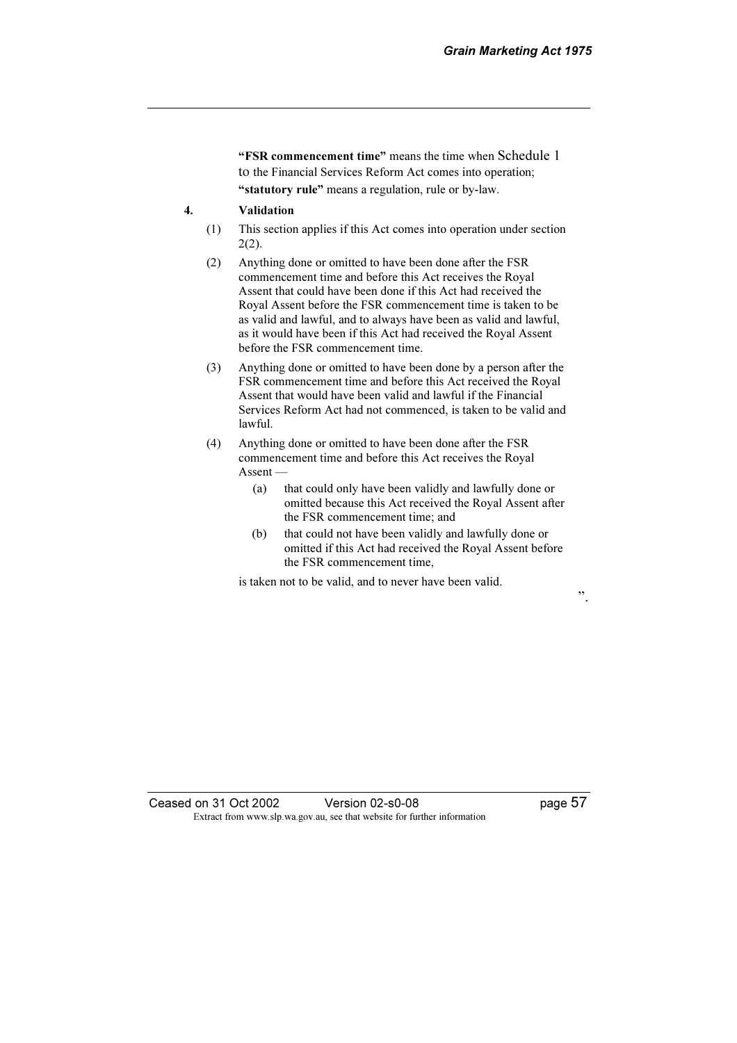**"FSR commencement time"** means the time when Schedule 1 to the Financial Services Reform Act comes into operation;

**"statutory rule"** means a regulation, rule or by-law.

**4. Validation**

(1) This section applies if this Act comes into operation under section 2(2).

(2) Anything done or omitted to have been done after the FSR commencement time and before this Act receives the Royal Assent that could have been done if this Act had received the Royal Assent before the FSR commencement time is taken to be as valid and lawful, and to always have been as valid and lawful, as it would have been if this Act had received the Royal Assent before the FSR commencement time.

(3) Anything done or omitted to have been done by a person after the FSR commencement time and before this Act received the Royal Assent that would have been valid and lawful if the Financial Services Reform Act had not commenced, is taken to be valid and lawful.

(4) Anything done or omitted to have been done after the FSR commencement time and before this Act receives the Royal Assent —

(a) that could only have been validly and lawfully done or omitted because this Act received the Royal Assent after the FSR commencement time; and

(b) that could not have been validly and lawfully done or omitted if this Act had received the Royal Assent before the FSR commencement time,

is taken not to be valid, and to never have been valid.

".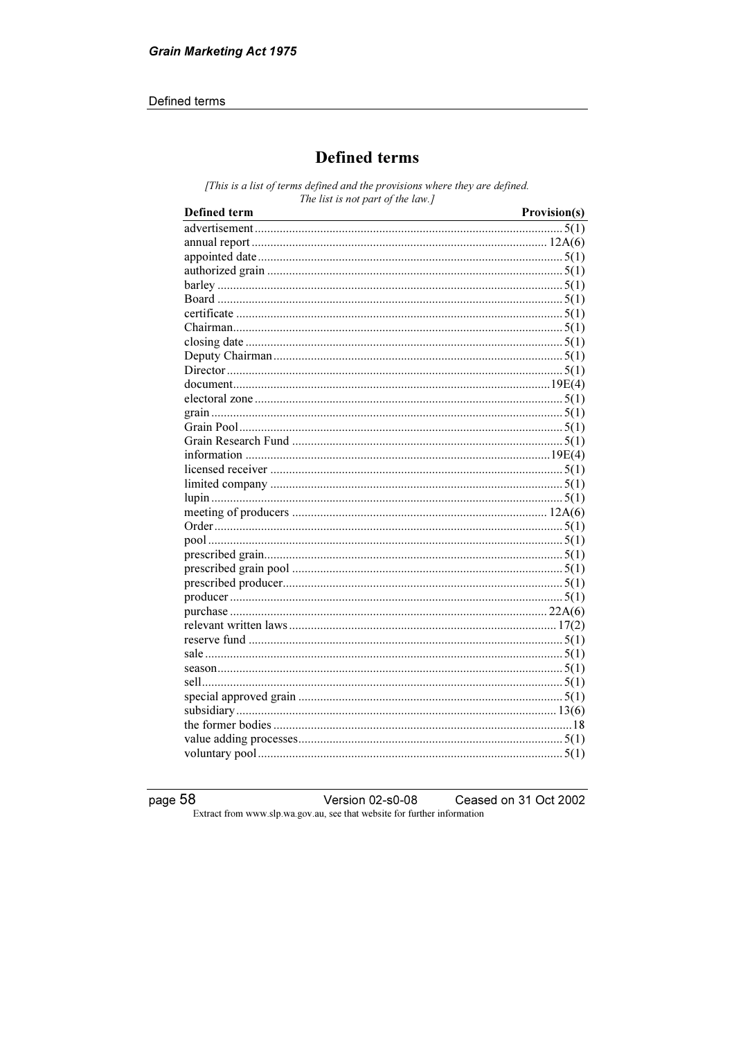# Defined terms

*[This is a list of terms defined and the provisions where they are defined. The list is not part of the law.]*

| Defined term | Provision(s) |
|---|---|
| advertisement | 5(1) |
| annual report | 12A(6) |
| appointed date | 5(1) |
| authorized grain | 5(1) |
| barley | 5(1) |
| Board | 5(1) |
| certificate | 5(1) |
| Chairman | 5(1) |
| closing date | 5(1) |
| Deputy Chairman | 5(1) |
| Director | 5(1) |
| document | 19E(4) |
| electoral zone | 5(1) |
| grain | 5(1) |
| Grain Pool | 5(1) |
| Grain Research Fund | 5(1) |
| information | 19E(4) |
| licensed receiver | 5(1) |
| limited company | 5(1) |
| lupin | 5(1) |
| meeting of producers | 12A(6) |
| Order | 5(1) |
| pool | 5(1) |
| prescribed grain | 5(1) |
| prescribed grain pool | 5(1) |
| prescribed producer | 5(1) |
| producer | 5(1) |
| purchase | 22A(6) |
| relevant written laws | 17(2) |
| reserve fund | 5(1) |
| sale | 5(1) |
| season | 5(1) |
| sell | 5(1) |
| special approved grain | 5(1) |
| subsidiary | 13(6) |
| the former bodies | 18 |
| value adding processes | 5(1) |
| voluntary pool | 5(1) |